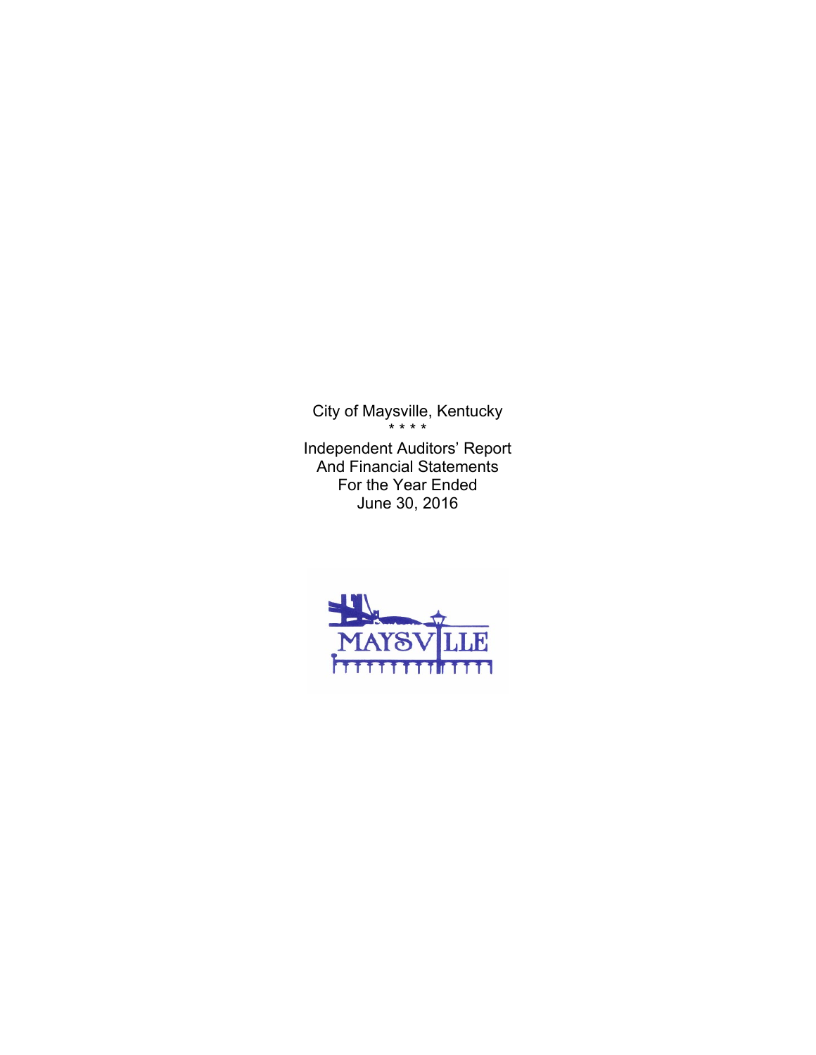City of Maysville, Kentucky

* * * *

Independent Auditors' Report
And Financial Statements
For the Year Ended
June 30, 2016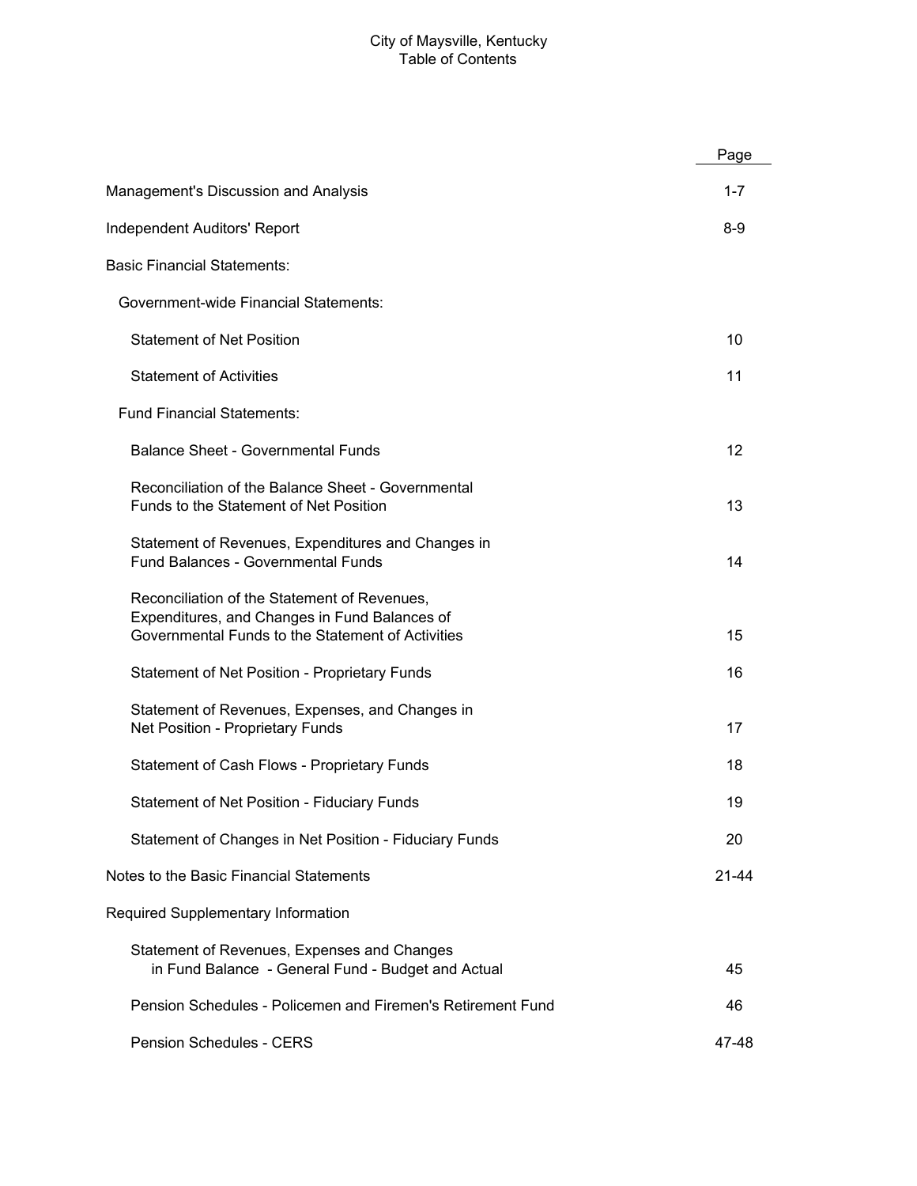# City of Maysville, Kentucky
## Table of Contents

| | Page |
|---|---|
| Management's Discussion and Analysis | 1-7 |
| Independent Auditors' Report | 8-9 |
| Basic Financial Statements: | |
| Government-wide Financial Statements: | |
| Statement of Net Position | 10 |
| Statement of Activities | 11 |
| Fund Financial Statements: | |
| Balance Sheet - Governmental Funds | 12 |
| Reconciliation of the Balance Sheet - Governmental Funds to the Statement of Net Position | 13 |
| Statement of Revenues, Expenditures and Changes in Fund Balances - Governmental Funds | 14 |
| Reconciliation of the Statement of Revenues, Expenditures, and Changes in Fund Balances of Governmental Funds to the Statement of Activities | 15 |
| Statement of Net Position - Proprietary Funds | 16 |
| Statement of Revenues, Expenses, and Changes in Net Position - Proprietary Funds | 17 |
| Statement of Cash Flows - Proprietary Funds | 18 |
| Statement of Net Position - Fiduciary Funds | 19 |
| Statement of Changes in Net Position - Fiduciary Funds | 20 |
| Notes to the Basic Financial Statements | 21-44 |
| Required Supplementary Information | |
| Statement of Revenues, Expenses and Changes in Fund Balance - General Fund - Budget and Actual | 45 |
| Pension Schedules - Policemen and Firemen's Retirement Fund | 46 |
| Pension Schedules - CERS | 47-48 |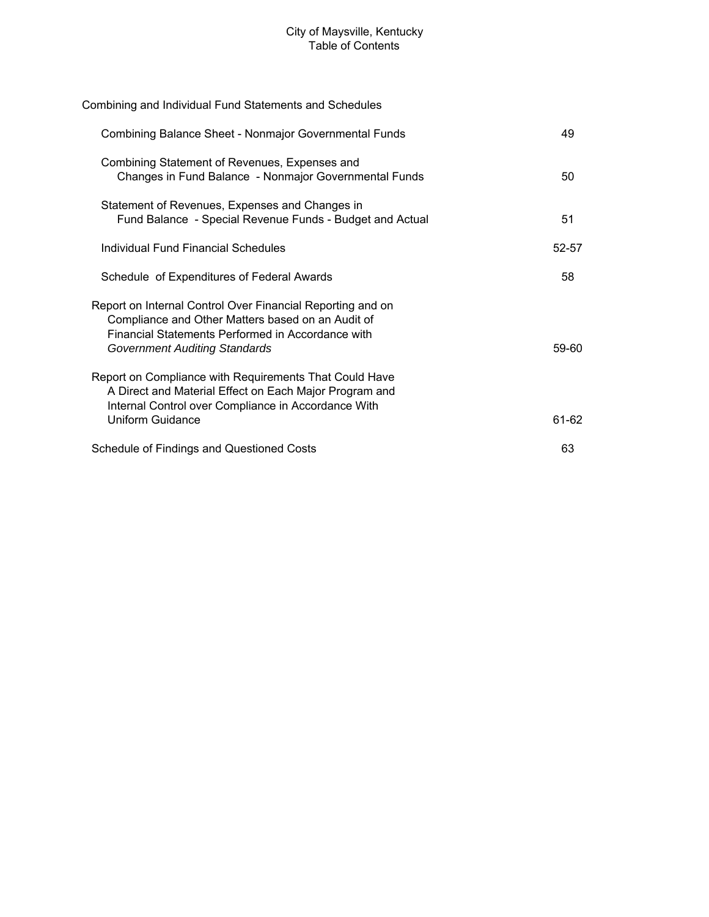City of Maysville, Kentucky
Table of Contents

| | |
|---|---|
| **Combining and Individual Fund Statements and Schedules** | |
| Combining Balance Sheet - Nonmajor Governmental Funds | 49 |
| Combining Statement of Revenues, Expenses and Changes in Fund Balance - Nonmajor Governmental Funds | 50 |
| Statement of Revenues, Expenses and Changes in Fund Balance - Special Revenue Funds - Budget and Actual | 51 |
| Individual Fund Financial Schedules | 52-57 |
| Schedule of Expenditures of Federal Awards | 58 |
| Report on Internal Control Over Financial Reporting and on Compliance and Other Matters based on an Audit of Financial Statements Performed in Accordance with *Government Auditing Standards* | 59-60 |
| Report on Compliance with Requirements That Could Have A Direct and Material Effect on Each Major Program and Internal Control over Compliance in Accordance With Uniform Guidance | 61-62 |
| Schedule of Findings and Questioned Costs | 63 |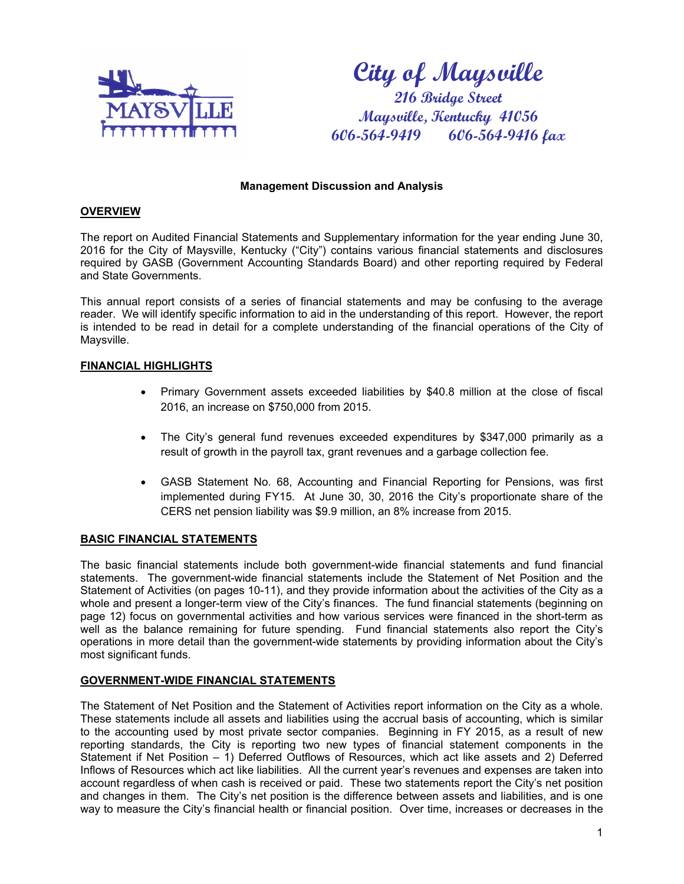**City of Maysville**
**216 Bridge Street**
**Maysville, Kentucky 41056**
**606-564-9419 606-564-9416 fax**

**Management Discussion and Analysis**

## OVERVIEW

The report on Audited Financial Statements and Supplementary information for the year ending June 30, 2016 for the City of Maysville, Kentucky ("City") contains various financial statements and disclosures required by GASB (Government Accounting Standards Board) and other reporting required by Federal and State Governments.

This annual report consists of a series of financial statements and may be confusing to the average reader. We will identify specific information to aid in the understanding of this report. However, the report is intended to be read in detail for a complete understanding of the financial operations of the City of Maysville.

## FINANCIAL HIGHLIGHTS

- Primary Government assets exceeded liabilities by $40.8 million at the close of fiscal 2016, an increase on $750,000 from 2015.
- The City's general fund revenues exceeded expenditures by $347,000 primarily as a result of growth in the payroll tax, grant revenues and a garbage collection fee.
- GASB Statement No. 68, Accounting and Financial Reporting for Pensions, was first implemented during FY15. At June 30, 30, 2016 the City's proportionate share of the CERS net pension liability was $9.9 million, an 8% increase from 2015.

## BASIC FINANCIAL STATEMENTS

The basic financial statements include both government-wide financial statements and fund financial statements. The government-wide financial statements include the Statement of Net Position and the Statement of Activities (on pages 10-11), and they provide information about the activities of the City as a whole and present a longer-term view of the City's finances. The fund financial statements (beginning on page 12) focus on governmental activities and how various services were financed in the short-term as well as the balance remaining for future spending. Fund financial statements also report the City's operations in more detail than the government-wide statements by providing information about the City's most significant funds.

## GOVERNMENT-WIDE FINANCIAL STATEMENTS

The Statement of Net Position and the Statement of Activities report information on the City as a whole. These statements include all assets and liabilities using the accrual basis of accounting, which is similar to the accounting used by most private sector companies. Beginning in FY 2015, as a result of new reporting standards, the City is reporting two new types of financial statement components in the Statement if Net Position – 1) Deferred Outflows of Resources, which act like assets and 2) Deferred Inflows of Resources which act like liabilities. All the current year's revenues and expenses are taken into account regardless of when cash is received or paid. These two statements report the City's net position and changes in them. The City's net position is the difference between assets and liabilities, and is one way to measure the City's financial health or financial position. Over time, increases or decreases in the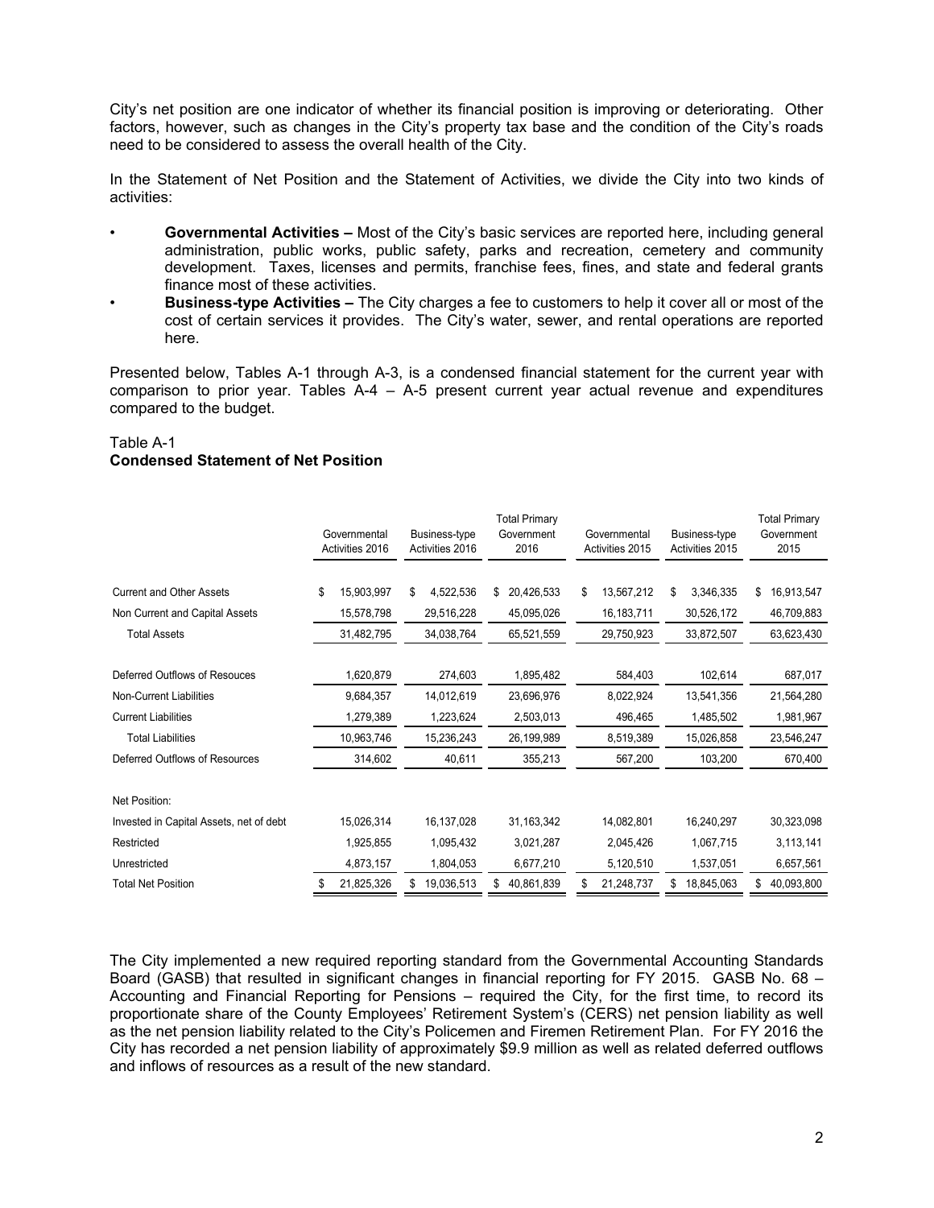City's net position are one indicator of whether its financial position is improving or deteriorating. Other factors, however, such as changes in the City's property tax base and the condition of the City's roads need to be considered to assess the overall health of the City.

In the Statement of Net Position and the Statement of Activities, we divide the City into two kinds of activities:

- **Governmental Activities –** Most of the City's basic services are reported here, including general administration, public works, public safety, parks and recreation, cemetery and community development. Taxes, licenses and permits, franchise fees, fines, and state and federal grants finance most of these activities.
- **Business-type Activities –** The City charges a fee to customers to help it cover all or most of the cost of certain services it provides. The City's water, sewer, and rental operations are reported here.

Presented below, Tables A-1 through A-3, is a condensed financial statement for the current year with comparison to prior year. Tables A-4 – A-5 present current year actual revenue and expenditures compared to the budget.

Table A-1
**Condensed Statement of Net Position**

| | Governmental Activities 2016 | Business-type Activities 2016 | Total Primary Government 2016 | Governmental Activities 2015 | Business-type Activities 2015 | Total Primary Government 2015 |
|---|---|---|---|---|---|---|
| Current and Other Assets | $ 15,903,997 | $ 4,522,536 | $ 20,426,533 | $ 13,567,212 | $ 3,346,335 | $ 16,913,547 |
| Non Current and Capital Assets | 15,578,798 | 29,516,228 | 45,095,026 | 16,183,711 | 30,526,172 | 46,709,883 |
| Total Assets | 31,482,795 | 34,038,764 | 65,521,559 | 29,750,923 | 33,872,507 | 63,623,430 |
| Deferred Outflows of Resouces | 1,620,879 | 274,603 | 1,895,482 | 584,403 | 102,614 | 687,017 |
| Non-Current Liabilities | 9,684,357 | 14,012,619 | 23,696,976 | 8,022,924 | 13,541,356 | 21,564,280 |
| Current Liabilities | 1,279,389 | 1,223,624 | 2,503,013 | 496,465 | 1,485,502 | 1,981,967 |
| Total Liabilities | 10,963,746 | 15,236,243 | 26,199,989 | 8,519,389 | 15,026,858 | 23,546,247 |
| Deferred Outflows of Resources | 314,602 | 40,611 | 355,213 | 567,200 | 103,200 | 670,400 |
| Net Position: | | | | | | |
| Invested in Capital Assets, net of debt | 15,026,314 | 16,137,028 | 31,163,342 | 14,082,801 | 16,240,297 | 30,323,098 |
| Restricted | 1,925,855 | 1,095,432 | 3,021,287 | 2,045,426 | 1,067,715 | 3,113,141 |
| Unrestricted | 4,873,157 | 1,804,053 | 6,677,210 | 5,120,510 | 1,537,051 | 6,657,561 |
| Total Net Position | $ 21,825,326 | $ 19,036,513 | $ 40,861,839 | $ 21,248,737 | $ 18,845,063 | $ 40,093,800 |

The City implemented a new required reporting standard from the Governmental Accounting Standards Board (GASB) that resulted in significant changes in financial reporting for FY 2015. GASB No. 68 – Accounting and Financial Reporting for Pensions – required the City, for the first time, to record its proportionate share of the County Employees' Retirement System's (CERS) net pension liability as well as the net pension liability related to the City's Policemen and Firemen Retirement Plan. For FY 2016 the City has recorded a net pension liability of approximately $9.9 million as well as related deferred outflows and inflows of resources as a result of the new standard.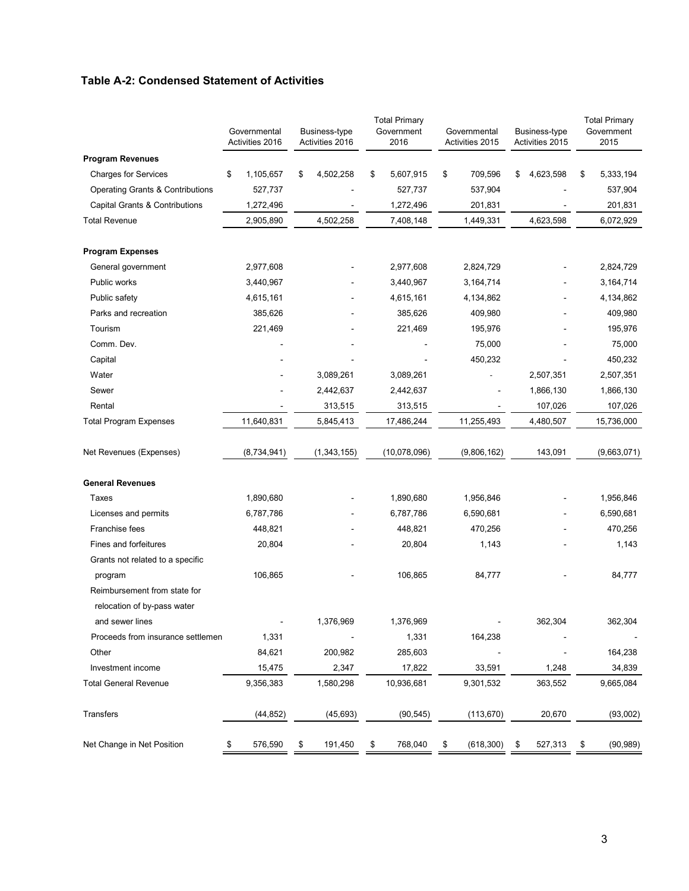### Table A-2: Condensed Statement of Activities

| | Governmental Activities 2016 | Business-type Activities 2016 | Total Primary Government 2016 | Governmental Activities 2015 | Business-type Activities 2015 | Total Primary Government 2015 |
|---|---|---|---|---|---|---|
| **Program Revenues** | | | | | | |
| Charges for Services | $ 1,105,657 | $ 4,502,258 | $ 5,607,915 | $ 709,596 | $ 4,623,598 | $ 5,333,194 |
| Operating Grants & Contributions | 527,737 | - | 527,737 | 537,904 | - | 537,904 |
| Capital Grants & Contributions | 1,272,496 | - | 1,272,496 | 201,831 | - | 201,831 |
| Total Revenue | 2,905,890 | 4,502,258 | 7,408,148 | 1,449,331 | 4,623,598 | 6,072,929 |
| **Program Expenses** | | | | | | |
| General government | 2,977,608 | - | 2,977,608 | 2,824,729 | - | 2,824,729 |
| Public works | 3,440,967 | - | 3,440,967 | 3,164,714 | - | 3,164,714 |
| Public safety | 4,615,161 | - | 4,615,161 | 4,134,862 | - | 4,134,862 |
| Parks and recreation | 385,626 | - | 385,626 | 409,980 | - | 409,980 |
| Tourism | 221,469 | - | 221,469 | 195,976 | - | 195,976 |
| Comm. Dev. | - | - | - | 75,000 | - | 75,000 |
| Capital | - | - | - | 450,232 | - | 450,232 |
| Water | - | 3,089,261 | 3,089,261 | - | 2,507,351 | 2,507,351 |
| Sewer | - | 2,442,637 | 2,442,637 | - | 1,866,130 | 1,866,130 |
| Rental | - | 313,515 | 313,515 | - | 107,026 | 107,026 |
| Total Program Expenses | 11,640,831 | 5,845,413 | 17,486,244 | 11,255,493 | 4,480,507 | 15,736,000 |
| Net Revenues (Expenses) | (8,734,941) | (1,343,155) | (10,078,096) | (9,806,162) | 143,091 | (9,663,071) |
| **General Revenues** | | | | | | |
| Taxes | 1,890,680 | - | 1,890,680 | 1,956,846 | - | 1,956,846 |
| Licenses and permits | 6,787,786 | - | 6,787,786 | 6,590,681 | - | 6,590,681 |
| Franchise fees | 448,821 | - | 448,821 | 470,256 | - | 470,256 |
| Fines and forfeitures | 20,804 | - | 20,804 | 1,143 | - | 1,143 |
| Grants not related to a specific program | 106,865 | - | 106,865 | 84,777 | - | 84,777 |
| Reimbursement from state for relocation of by-pass water and sewer lines | - | 1,376,969 | 1,376,969 | - | 362,304 | 362,304 |
| Proceeds from insurance settlemen | 1,331 | - | 1,331 | 164,238 | - | - |
| Other | 84,621 | 200,982 | 285,603 | - | - | 164,238 |
| Investment income | 15,475 | 2,347 | 17,822 | 33,591 | 1,248 | 34,839 |
| Total General Revenue | 9,356,383 | 1,580,298 | 10,936,681 | 9,301,532 | 363,552 | 9,665,084 |
| Transfers | (44,852) | (45,693) | (90,545) | (113,670) | 20,670 | (93,002) |
| Net Change in Net Position | $ 576,590 | $ 191,450 | $ 768,040 | $ (618,300) | $ 527,313 | $ (90,989) |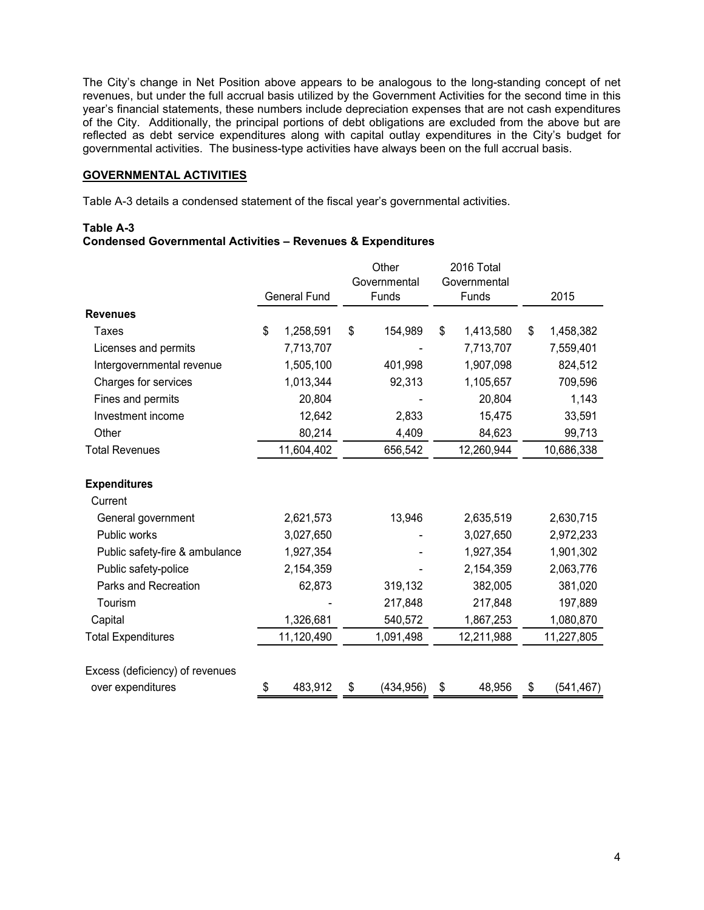The City's change in Net Position above appears to be analogous to the long-standing concept of net revenues, but under the full accrual basis utilized by the Government Activities for the second time in this year's financial statements, these numbers include depreciation expenses that are not cash expenditures of the City. Additionally, the principal portions of debt obligations are excluded from the above but are reflected as debt service expenditures along with capital outlay expenditures in the City's budget for governmental activities. The business-type activities have always been on the full accrual basis.

## GOVERNMENTAL ACTIVITIES

Table A-3 details a condensed statement of the fiscal year's governmental activities.

**Table A-3**
**Condensed Governmental Activities – Revenues & Expenditures**

| | General Fund | Other Governmental Funds | 2016 Total Governmental Funds | 2015 |
|---|---|---|---|---|
| **Revenues** | | | | |
| Taxes | $ 1,258,591 | $ 154,989 | $ 1,413,580 | $ 1,458,382 |
| Licenses and permits | 7,713,707 | - | 7,713,707 | 7,559,401 |
| Intergovernmental revenue | 1,505,100 | 401,998 | 1,907,098 | 824,512 |
| Charges for services | 1,013,344 | 92,313 | 1,105,657 | 709,596 |
| Fines and permits | 20,804 | - | 20,804 | 1,143 |
| Investment income | 12,642 | 2,833 | 15,475 | 33,591 |
| Other | 80,214 | 4,409 | 84,623 | 99,713 |
| Total Revenues | 11,604,402 | 656,542 | 12,260,944 | 10,686,338 |
| **Expenditures** | | | | |
| Current | | | | |
| General government | 2,621,573 | 13,946 | 2,635,519 | 2,630,715 |
| Public works | 3,027,650 | - | 3,027,650 | 2,972,233 |
| Public safety-fire & ambulance | 1,927,354 | - | 1,927,354 | 1,901,302 |
| Public safety-police | 2,154,359 | - | 2,154,359 | 2,063,776 |
| Parks and Recreation | 62,873 | 319,132 | 382,005 | 381,020 |
| Tourism | - | 217,848 | 217,848 | 197,889 |
| Capital | 1,326,681 | 540,572 | 1,867,253 | 1,080,870 |
| Total Expenditures | 11,120,490 | 1,091,498 | 12,211,988 | 11,227,805 |
| Excess (deficiency) of revenues over expenditures | $ 483,912 | $ (434,956) | $ 48,956 | $ (541,467) |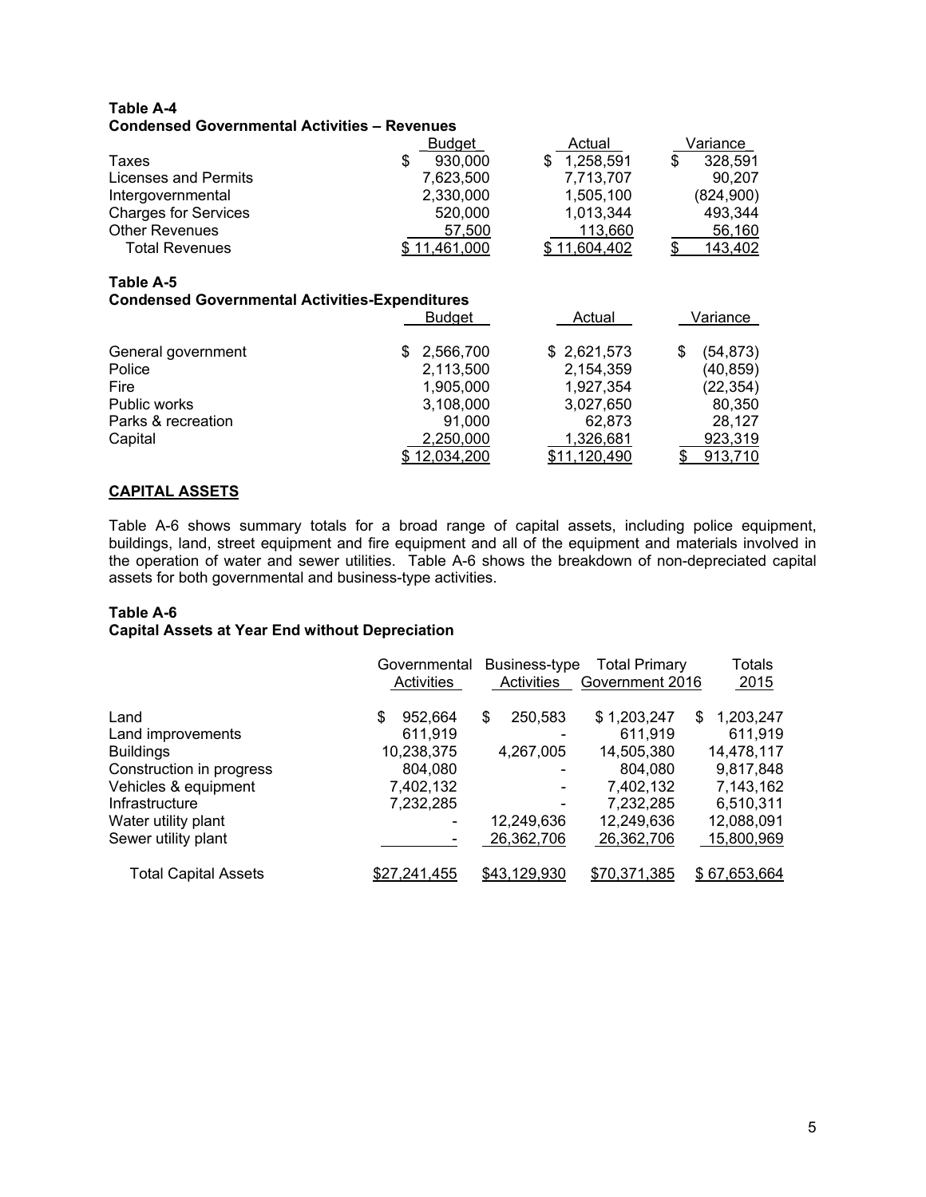**Table A-4**
**Condensed Governmental Activities – Revenues**

| | Budget | Actual | Variance |
|---|---|---|---|
| Taxes | $ 930,000 | $ 1,258,591 | $ 328,591 |
| Licenses and Permits | 7,623,500 | 7,713,707 | 90,207 |
| Intergovernmental | 2,330,000 | 1,505,100 | (824,900) |
| Charges for Services | 520,000 | 1,013,344 | 493,344 |
| Other Revenues | 57,500 | 113,660 | 56,160 |
| Total Revenues | $ 11,461,000 | $ 11,604,402 | $ 143,402 |

**Table A-5**
**Condensed Governmental Activities-Expenditures**

| | Budget | Actual | Variance |
|---|---|---|---|
| General government | $ 2,566,700 | $ 2,621,573 | $ (54,873) |
| Police | 2,113,500 | 2,154,359 | (40,859) |
| Fire | 1,905,000 | 1,927,354 | (22,354) |
| Public works | 3,108,000 | 3,027,650 | 80,350 |
| Parks & recreation | 91,000 | 62,873 | 28,127 |
| Capital | 2,250,000 | 1,326,681 | 923,319 |
| | $ 12,034,200 | $11,120,490 | $ 913,710 |

## CAPITAL ASSETS

Table A-6 shows summary totals for a broad range of capital assets, including police equipment, buildings, land, street equipment and fire equipment and all of the equipment and materials involved in the operation of water and sewer utilities. Table A-6 shows the breakdown of non-depreciated capital assets for both governmental and business-type activities.

**Table A-6**
**Capital Assets at Year End without Depreciation**

| | Governmental Activities | Business-type Activities | Total Primary Government 2016 | Totals 2015 |
|---|---|---|---|---|
| Land | $ 952,664 | $ 250,583 | $ 1,203,247 | $ 1,203,247 |
| Land improvements | 611,919 | - | 611,919 | 611,919 |
| Buildings | 10,238,375 | 4,267,005 | 14,505,380 | 14,478,117 |
| Construction in progress | 804,080 | - | 804,080 | 9,817,848 |
| Vehicles & equipment | 7,402,132 | - | 7,402,132 | 7,143,162 |
| Infrastructure | 7,232,285 | - | 7,232,285 | 6,510,311 |
| Water utility plant | - | 12,249,636 | 12,249,636 | 12,088,091 |
| Sewer utility plant | - | 26,362,706 | 26,362,706 | 15,800,969 |
| Total Capital Assets | $27,241,455 | $43,129,930 | $70,371,385 | $ 67,653,664 |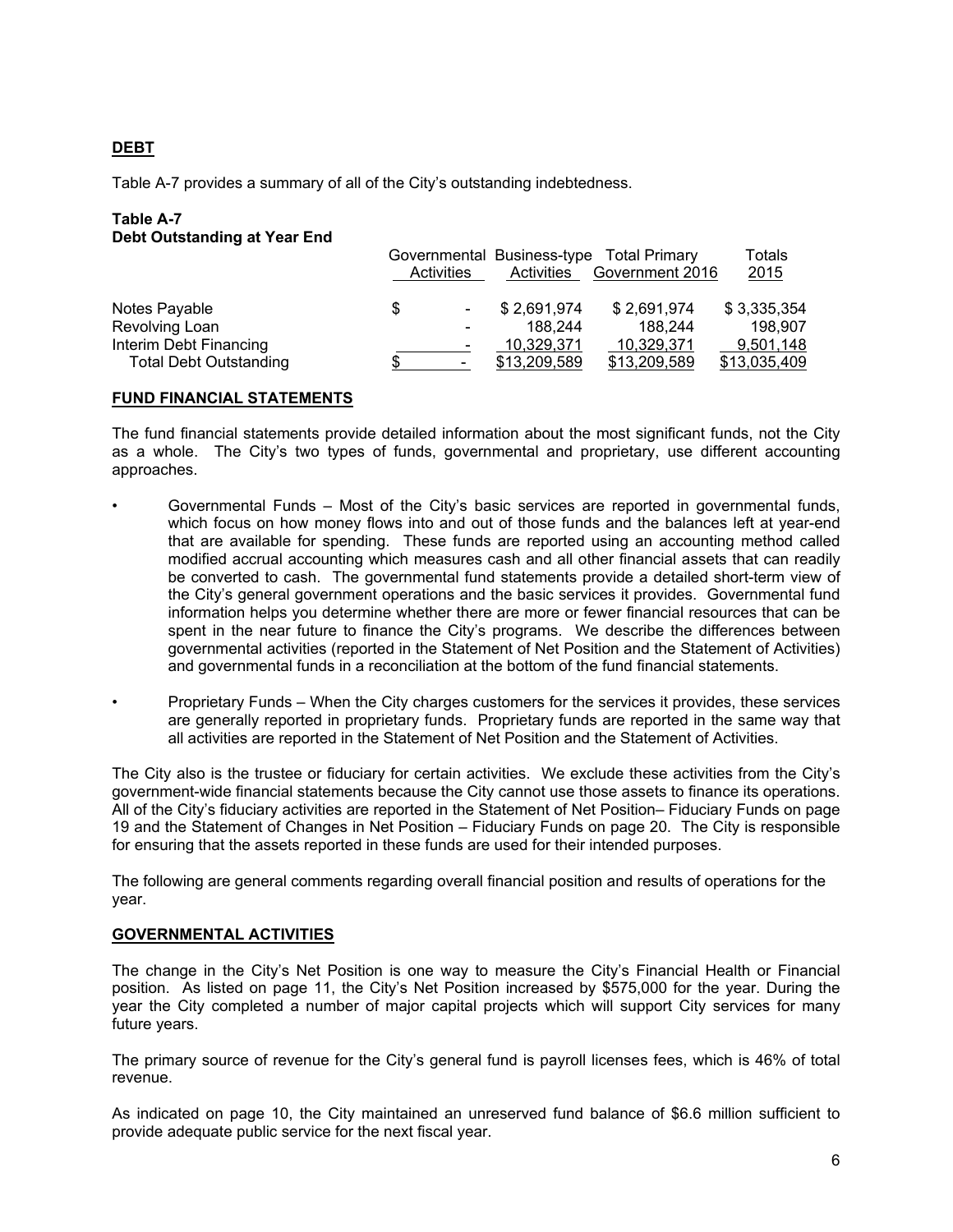## DEBT

Table A-7 provides a summary of all of the City's outstanding indebtedness.

**Table A-7**
**Debt Outstanding at Year End**

| | Governmental Activities | Business-type Activities | Total Primary Government 2016 | Totals 2015 |
|---|---|---|---|---|
| Notes Payable | $ - | $ 2,691,974 | $ 2,691,974 | $ 3,335,354 |
| Revolving Loan | - | 188,244 | 188,244 | 198,907 |
| Interim Debt Financing | - | 10,329,371 | 10,329,371 | 9,501,148 |
| Total Debt Outstanding | $ - | $13,209,589 | $13,209,589 | $13,035,409 |

## FUND FINANCIAL STATEMENTS

The fund financial statements provide detailed information about the most significant funds, not the City as a whole. The City's two types of funds, governmental and proprietary, use different accounting approaches.

- Governmental Funds – Most of the City's basic services are reported in governmental funds, which focus on how money flows into and out of those funds and the balances left at year-end that are available for spending. These funds are reported using an accounting method called modified accrual accounting which measures cash and all other financial assets that can readily be converted to cash. The governmental fund statements provide a detailed short-term view of the City's general government operations and the basic services it provides. Governmental fund information helps you determine whether there are more or fewer financial resources that can be spent in the near future to finance the City's programs. We describe the differences between governmental activities (reported in the Statement of Net Position and the Statement of Activities) and governmental funds in a reconciliation at the bottom of the fund financial statements.

- Proprietary Funds – When the City charges customers for the services it provides, these services are generally reported in proprietary funds. Proprietary funds are reported in the same way that all activities are reported in the Statement of Net Position and the Statement of Activities.

The City also is the trustee or fiduciary for certain activities. We exclude these activities from the City's government-wide financial statements because the City cannot use those assets to finance its operations. All of the City's fiduciary activities are reported in the Statement of Net Position– Fiduciary Funds on page 19 and the Statement of Changes in Net Position – Fiduciary Funds on page 20. The City is responsible for ensuring that the assets reported in these funds are used for their intended purposes.

The following are general comments regarding overall financial position and results of operations for the year.

## GOVERNMENTAL ACTIVITIES

The change in the City's Net Position is one way to measure the City's Financial Health or Financial position. As listed on page 11, the City's Net Position increased by $575,000 for the year. During the year the City completed a number of major capital projects which will support City services for many future years.

The primary source of revenue for the City's general fund is payroll licenses fees, which is 46% of total revenue.

As indicated on page 10, the City maintained an unreserved fund balance of $6.6 million sufficient to provide adequate public service for the next fiscal year.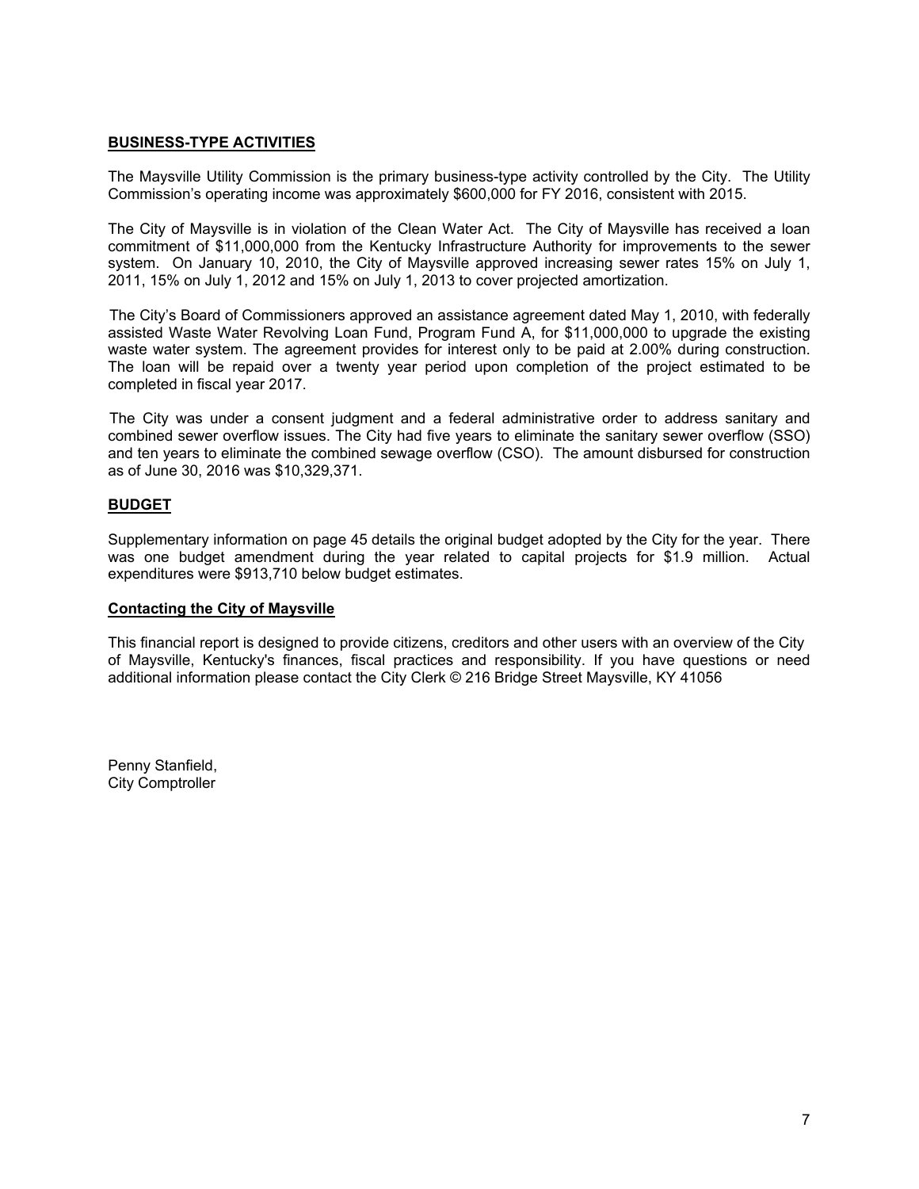## BUSINESS-TYPE ACTIVITIES

The Maysville Utility Commission is the primary business-type activity controlled by the City. The Utility Commission's operating income was approximately $600,000 for FY 2016, consistent with 2015.

The City of Maysville is in violation of the Clean Water Act. The City of Maysville has received a loan commitment of $11,000,000 from the Kentucky Infrastructure Authority for improvements to the sewer system. On January 10, 2010, the City of Maysville approved increasing sewer rates 15% on July 1, 2011, 15% on July 1, 2012 and 15% on July 1, 2013 to cover projected amortization.

The City's Board of Commissioners approved an assistance agreement dated May 1, 2010, with federally assisted Waste Water Revolving Loan Fund, Program Fund A, for $11,000,000 to upgrade the existing waste water system. The agreement provides for interest only to be paid at 2.00% during construction. The loan will be repaid over a twenty year period upon completion of the project estimated to be completed in fiscal year 2017.

The City was under a consent judgment and a federal administrative order to address sanitary and combined sewer overflow issues. The City had five years to eliminate the sanitary sewer overflow (SSO) and ten years to eliminate the combined sewage overflow (CSO). The amount disbursed for construction as of June 30, 2016 was $10,329,371.

## BUDGET

Supplementary information on page 45 details the original budget adopted by the City for the year. There was one budget amendment during the year related to capital projects for $1.9 million. Actual expenditures were $913,710 below budget estimates.

## Contacting the City of Maysville

This financial report is designed to provide citizens, creditors and other users with an overview of the City of Maysville, Kentucky's finances, fiscal practices and responsibility. If you have questions or need additional information please contact the City Clerk © 216 Bridge Street Maysville, KY 41056

Penny Stanfield,
City Comptroller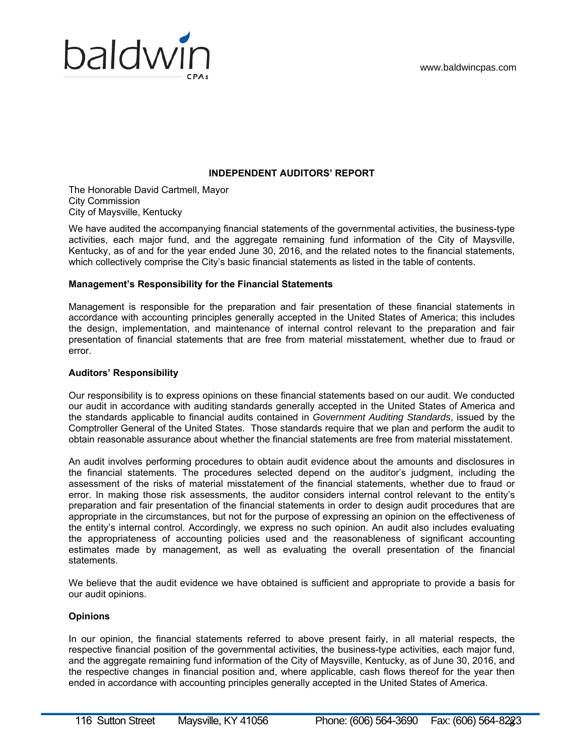baldwin CPAs

www.baldwincpas.com

## INDEPENDENT AUDITORS' REPORT

The Honorable David Cartmell, Mayor
City Commission
City of Maysville, Kentucky

We have audited the accompanying financial statements of the governmental activities, the business-type activities, each major fund, and the aggregate remaining fund information of the City of Maysville, Kentucky, as of and for the year ended June 30, 2016, and the related notes to the financial statements, which collectively comprise the City's basic financial statements as listed in the table of contents.

### Management's Responsibility for the Financial Statements

Management is responsible for the preparation and fair presentation of these financial statements in accordance with accounting principles generally accepted in the United States of America; this includes the design, implementation, and maintenance of internal control relevant to the preparation and fair presentation of financial statements that are free from material misstatement, whether due to fraud or error.

### Auditors' Responsibility

Our responsibility is to express opinions on these financial statements based on our audit. We conducted our audit in accordance with auditing standards generally accepted in the United States of America and the standards applicable to financial audits contained in *Government Auditing Standards*, issued by the Comptroller General of the United States. Those standards require that we plan and perform the audit to obtain reasonable assurance about whether the financial statements are free from material misstatement.

An audit involves performing procedures to obtain audit evidence about the amounts and disclosures in the financial statements. The procedures selected depend on the auditor's judgment, including the assessment of the risks of material misstatement of the financial statements, whether due to fraud or error. In making those risk assessments, the auditor considers internal control relevant to the entity's preparation and fair presentation of the financial statements in order to design audit procedures that are appropriate in the circumstances, but not for the purpose of expressing an opinion on the effectiveness of the entity's internal control. Accordingly, we express no such opinion. An audit also includes evaluating the appropriateness of accounting policies used and the reasonableness of significant accounting estimates made by management, as well as evaluating the overall presentation of the financial statements.

We believe that the audit evidence we have obtained is sufficient and appropriate to provide a basis for our audit opinions.

### Opinions

In our opinion, the financial statements referred to above present fairly, in all material respects, the respective financial position of the governmental activities, the business-type activities, each major fund, and the aggregate remaining fund information of the City of Maysville, Kentucky, as of June 30, 2016, and the respective changes in financial position and, where applicable, cash flows thereof for the year then ended in accordance with accounting principles generally accepted in the United States of America.

116 Sutton Street Maysville, KY 41056 Phone: (606) 564-3690 Fax: (606) 564-8223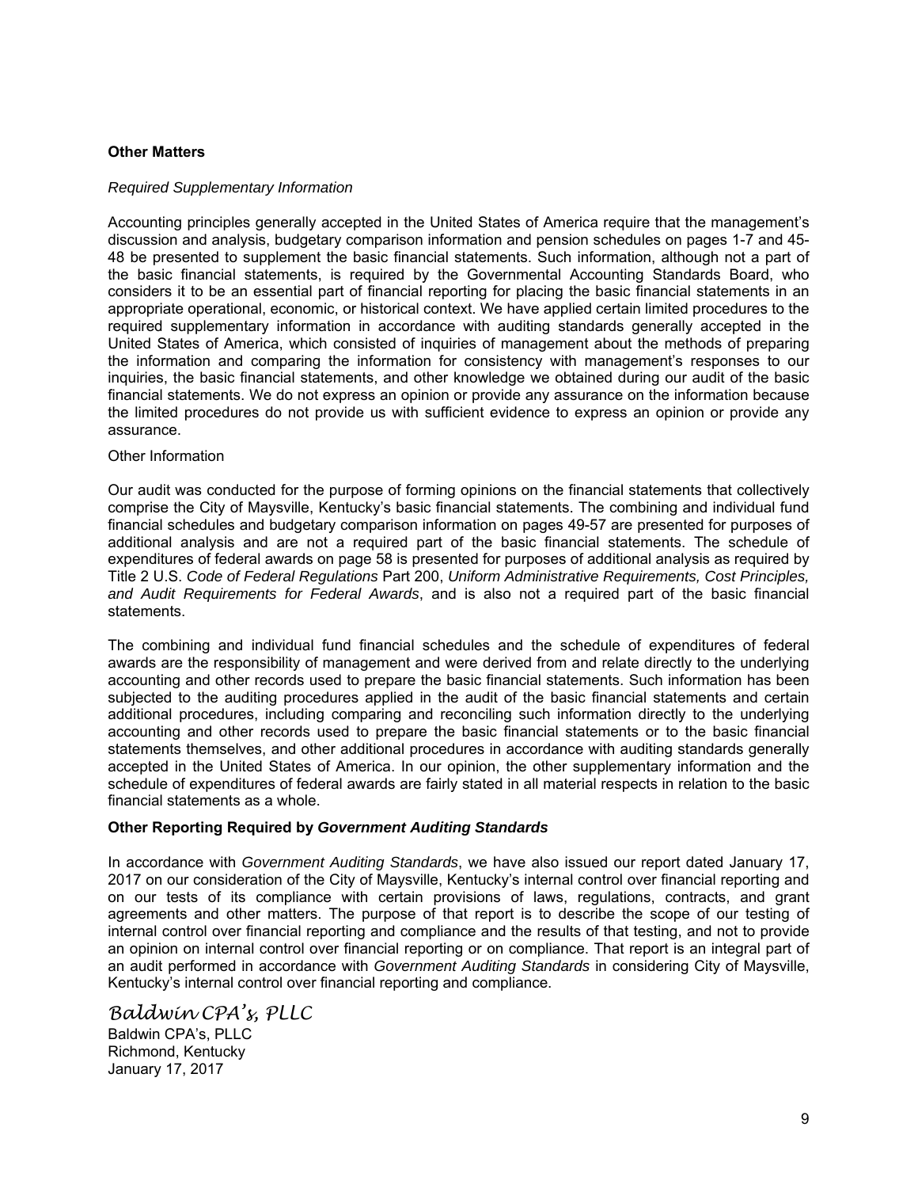**Other Matters**

*Required Supplementary Information*

Accounting principles generally accepted in the United States of America require that the management's discussion and analysis, budgetary comparison information and pension schedules on pages 1-7 and 45-48 be presented to supplement the basic financial statements. Such information, although not a part of the basic financial statements, is required by the Governmental Accounting Standards Board, who considers it to be an essential part of financial reporting for placing the basic financial statements in an appropriate operational, economic, or historical context. We have applied certain limited procedures to the required supplementary information in accordance with auditing standards generally accepted in the United States of America, which consisted of inquiries of management about the methods of preparing the information and comparing the information for consistency with management's responses to our inquiries, the basic financial statements, and other knowledge we obtained during our audit of the basic financial statements. We do not express an opinion or provide any assurance on the information because the limited procedures do not provide us with sufficient evidence to express an opinion or provide any assurance.

Other Information

Our audit was conducted for the purpose of forming opinions on the financial statements that collectively comprise the City of Maysville, Kentucky's basic financial statements. The combining and individual fund financial schedules and budgetary comparison information on pages 49-57 are presented for purposes of additional analysis and are not a required part of the basic financial statements. The schedule of expenditures of federal awards on page 58 is presented for purposes of additional analysis as required by Title 2 U.S. *Code of Federal Regulations* Part 200, *Uniform Administrative Requirements, Cost Principles, and Audit Requirements for Federal Awards*, and is also not a required part of the basic financial statements.

The combining and individual fund financial schedules and the schedule of expenditures of federal awards are the responsibility of management and were derived from and relate directly to the underlying accounting and other records used to prepare the basic financial statements. Such information has been subjected to the auditing procedures applied in the audit of the basic financial statements and certain additional procedures, including comparing and reconciling such information directly to the underlying accounting and other records used to prepare the basic financial statements or to the basic financial statements themselves, and other additional procedures in accordance with auditing standards generally accepted in the United States of America. In our opinion, the other supplementary information and the schedule of expenditures of federal awards are fairly stated in all material respects in relation to the basic financial statements as a whole.

**Other Reporting Required by *Government Auditing Standards***

In accordance with *Government Auditing Standards*, we have also issued our report dated January 17, 2017 on our consideration of the City of Maysville, Kentucky's internal control over financial reporting and on our tests of its compliance with certain provisions of laws, regulations, contracts, and grant agreements and other matters. The purpose of that report is to describe the scope of our testing of internal control over financial reporting and compliance and the results of that testing, and not to provide an opinion on internal control over financial reporting or on compliance. That report is an integral part of an audit performed in accordance with *Government Auditing Standards* in considering City of Maysville, Kentucky's internal control over financial reporting and compliance.

*Baldwin CPA's, PLLC*

Baldwin CPA's, PLLC
Richmond, Kentucky
January 17, 2017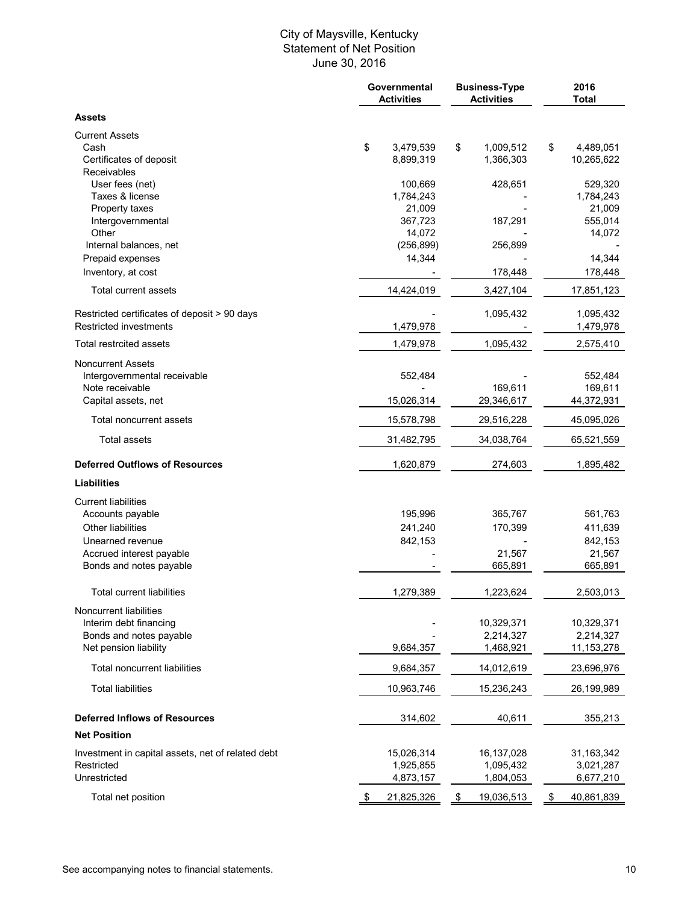# City of Maysville, Kentucky
## Statement of Net Position
### June 30, 2016

| | Governmental Activities | Business-Type Activities | 2016 Total |
|---|---|---|---|
| **Assets** | | | |
| Current Assets | | | |
| Cash | $ 3,479,539 | $ 1,009,512 | $ 4,489,051 |
| Certificates of deposit | 8,899,319 | 1,366,303 | 10,265,622 |
| Receivables | | | |
| User fees (net) | 100,669 | 428,651 | 529,320 |
| Taxes & license | 1,784,243 | - | 1,784,243 |
| Property taxes | 21,009 | - | 21,009 |
| Intergovernmental | 367,723 | 187,291 | 555,014 |
| Other | 14,072 | - | 14,072 |
| Internal balances, net | (256,899) | 256,899 | - |
| Prepaid expenses | 14,344 | - | 14,344 |
| Inventory, at cost | - | 178,448 | 178,448 |
| Total current assets | 14,424,019 | 3,427,104 | 17,851,123 |
| Restricted certificates of deposit > 90 days | - | 1,095,432 | 1,095,432 |
| Restricted investments | 1,479,978 | - | 1,479,978 |
| Total restrcited assets | 1,479,978 | 1,095,432 | 2,575,410 |
| Noncurrent Assets | | | |
| Intergovernmental receivable | 552,484 | - | 552,484 |
| Note receivable | - | 169,611 | 169,611 |
| Capital assets, net | 15,026,314 | 29,346,617 | 44,372,931 |
| Total noncurrent assets | 15,578,798 | 29,516,228 | 45,095,026 |
| Total assets | 31,482,795 | 34,038,764 | 65,521,559 |
| **Deferred Outflows of Resources** | 1,620,879 | 274,603 | 1,895,482 |
| **Liabilities** | | | |
| Current liabilities | | | |
| Accounts payable | 195,996 | 365,767 | 561,763 |
| Other liabilities | 241,240 | 170,399 | 411,639 |
| Unearned revenue | 842,153 | - | 842,153 |
| Accrued interest payable | - | 21,567 | 21,567 |
| Bonds and notes payable | - | 665,891 | 665,891 |
| Total current liabilities | 1,279,389 | 1,223,624 | 2,503,013 |
| Noncurrent liabilities | | | |
| Interim debt financing | - | 10,329,371 | 10,329,371 |
| Bonds and notes payable | - | 2,214,327 | 2,214,327 |
| Net pension liability | 9,684,357 | 1,468,921 | 11,153,278 |
| Total noncurrent liabilities | 9,684,357 | 14,012,619 | 23,696,976 |
| Total liabilities | 10,963,746 | 15,236,243 | 26,199,989 |
| **Deferred Inflows of Resources** | 314,602 | 40,611 | 355,213 |
| **Net Position** | | | |
| Investment in capital assets, net of related debt | 15,026,314 | 16,137,028 | 31,163,342 |
| Restricted | 1,925,855 | 1,095,432 | 3,021,287 |
| Unrestricted | 4,873,157 | 1,804,053 | 6,677,210 |
| Total net position | $ 21,825,326 | $ 19,036,513 | $ 40,861,839 |

See accompanying notes to financial statements.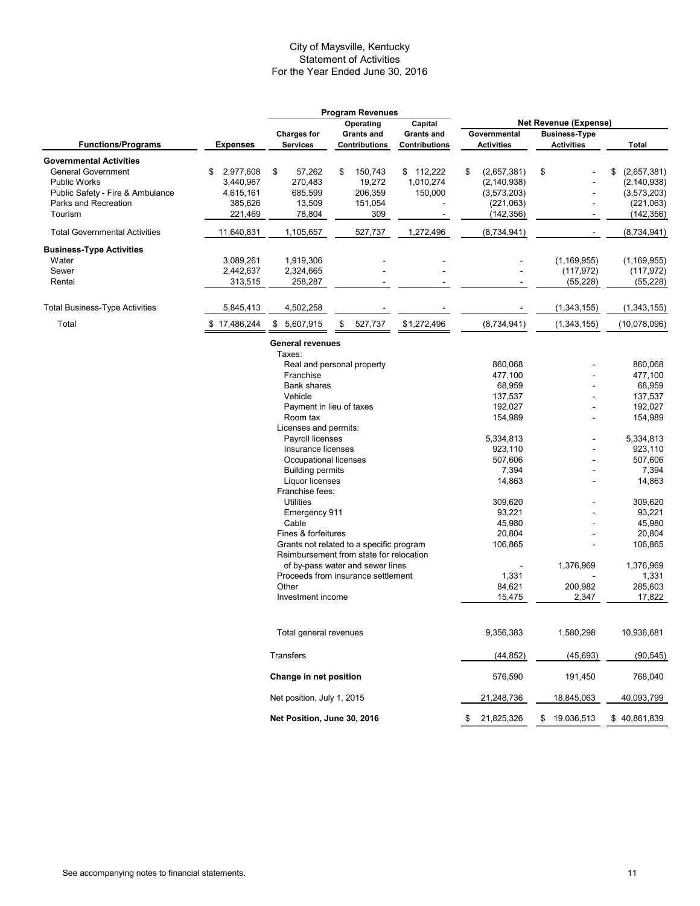# City of Maysville, Kentucky
## Statement of Activities
### For the Year Ended June 30, 2016

| | | Program Revenues | | | Net Revenue (Expense) | | |
|---|---|---|---|---|---|---|---|
| Functions/Programs | Expenses | Charges for Services | Operating Grants and Contributions | Capital Grants and Contributions | Governmental Activities | Business-Type Activities | Total |
| **Governmental Activities** | | | | | | | |
| General Government | $ 2,977,608 | $ 57,262 | $ 150,743 | $ 112,222 | $ (2,657,381) | $ - | $ (2,657,381) |
| Public Works | 3,440,967 | 270,483 | 19,272 | 1,010,274 | (2,140,938) | - | (2,140,938) |
| Public Safety - Fire & Ambulance | 4,615,161 | 685,599 | 206,359 | 150,000 | (3,573,203) | - | (3,573,203) |
| Parks and Recreation | 385,626 | 13,509 | 151,054 | - | (221,063) | - | (221,063) |
| Tourism | 221,469 | 78,804 | 309 | - | (142,356) | - | (142,356) |
| Total Governmental Activities | 11,640,831 | 1,105,657 | 527,737 | 1,272,496 | (8,734,941) | - | (8,734,941) |
| **Business-Type Activities** | | | | | | | |
| Water | 3,089,261 | 1,919,306 | - | - | - | (1,169,955) | (1,169,955) |
| Sewer | 2,442,637 | 2,324,665 | - | - | - | (117,972) | (117,972) |
| Rental | 313,515 | 258,287 | - | - | - | (55,228) | (55,228) |
| Total Business-Type Activities | 5,845,413 | 4,502,258 | - | - | - | (1,343,155) | (1,343,155) |
| Total | $ 17,486,244 | $ 5,607,915 | $ 527,737 | $1,272,496 | (8,734,941) | (1,343,155) | (10,078,096) |

| | Governmental Activities | Business-Type Activities | Total |
|---|---|---|---|
| **General revenues** | | | |
| Taxes: | | | |
| Real and personal property | 860,068 | - | 860,068 |
| Franchise | 477,100 | - | 477,100 |
| Bank shares | 68,959 | - | 68,959 |
| Vehicle | 137,537 | - | 137,537 |
| Payment in lieu of taxes | 192,027 | - | 192,027 |
| Room tax | 154,989 | - | 154,989 |
| Licenses and permits: | | | |
| Payroll licenses | 5,334,813 | - | 5,334,813 |
| Insurance licenses | 923,110 | - | 923,110 |
| Occupational licenses | 507,606 | - | 507,606 |
| Building permits | 7,394 | - | 7,394 |
| Liquor licenses | 14,863 | - | 14,863 |
| Franchise fees: | | | |
| Utilities | 309,620 | - | 309,620 |
| Emergency 911 | 93,221 | - | 93,221 |
| Cable | 45,980 | - | 45,980 |
| Fines & forfeitures | 20,804 | - | 20,804 |
| Grants not related to a specific program | 106,865 | - | 106,865 |
| Reimbursement from state for relocation of by-pass water and sewer lines | - | 1,376,969 | 1,376,969 |
| Proceeds from insurance settlement | 1,331 | - | 1,331 |
| Other | 84,621 | 200,982 | 285,603 |
| Investment income | 15,475 | 2,347 | 17,822 |
| Total general revenues | 9,356,383 | 1,580,298 | 10,936,681 |
| Transfers | (44,852) | (45,693) | (90,545) |
| **Change in net position** | 576,590 | 191,450 | 768,040 |
| Net position, July 1, 2015 | 21,248,736 | 18,845,063 | 40,093,799 |
| **Net Position, June 30, 2016** | $ 21,825,326 | $ 19,036,513 | $ 40,861,839 |

See accompanying notes to financial statements.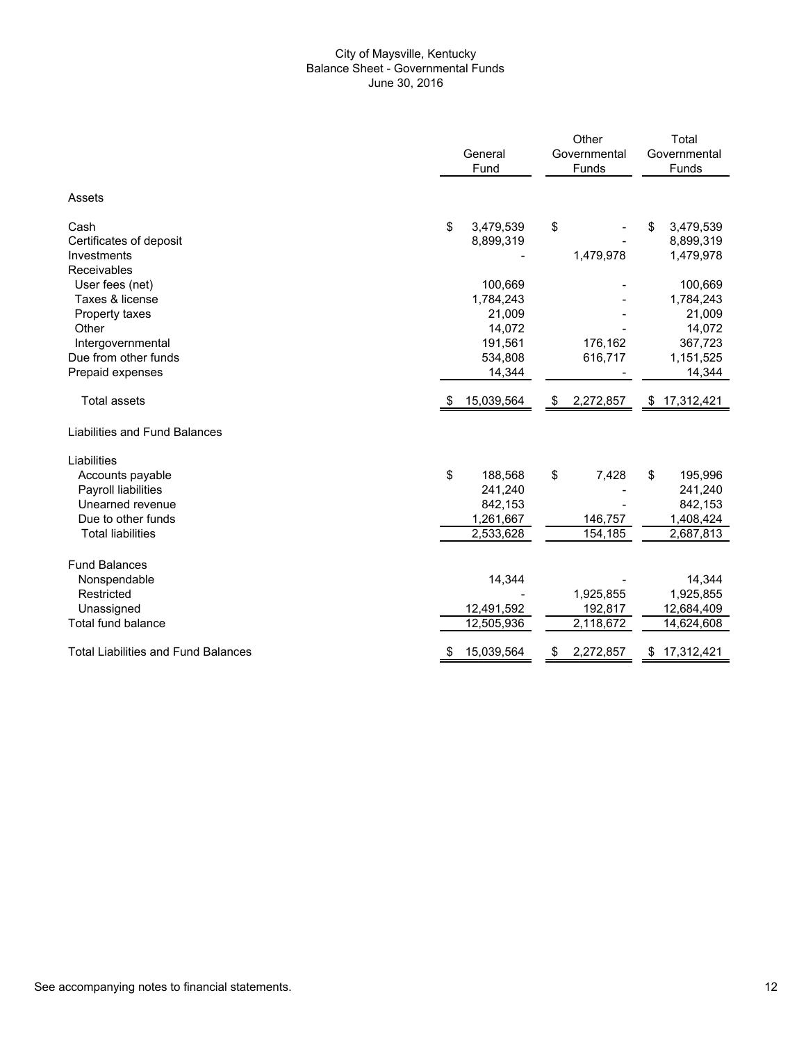# City of Maysville, Kentucky
## Balance Sheet - Governmental Funds
### June 30, 2016

| | General Fund | Other Governmental Funds | Total Governmental Funds |
|---|---|---|---|
| **Assets** | | | |
| Cash | $ 3,479,539 | $ - | $ 3,479,539 |
| Certificates of deposit | 8,899,319 | - | 8,899,319 |
| Investments | - | 1,479,978 | 1,479,978 |
| Receivables | | | |
| User fees (net) | 100,669 | - | 100,669 |
| Taxes & license | 1,784,243 | - | 1,784,243 |
| Property taxes | 21,009 | - | 21,009 |
| Other | 14,072 | - | 14,072 |
| Intergovernmental | 191,561 | 176,162 | 367,723 |
| Due from other funds | 534,808 | 616,717 | 1,151,525 |
| Prepaid expenses | 14,344 | - | 14,344 |
| Total assets | $ 15,039,564 | $ 2,272,857 | $ 17,312,421 |
| **Liabilities and Fund Balances** | | | |
| Liabilities | | | |
| Accounts payable | $ 188,568 | $ 7,428 | $ 195,996 |
| Payroll liabilities | 241,240 | - | 241,240 |
| Unearned revenue | 842,153 | - | 842,153 |
| Due to other funds | 1,261,667 | 146,757 | 1,408,424 |
| Total liabilities | 2,533,628 | 154,185 | 2,687,813 |
| Fund Balances | | | |
| Nonspendable | 14,344 | - | 14,344 |
| Restricted | - | 1,925,855 | 1,925,855 |
| Unassigned | 12,491,592 | 192,817 | 12,684,409 |
| Total fund balance | 12,505,936 | 2,118,672 | 14,624,608 |
| Total Liabilities and Fund Balances | $ 15,039,564 | $ 2,272,857 | $ 17,312,421 |

See accompanying notes to financial statements.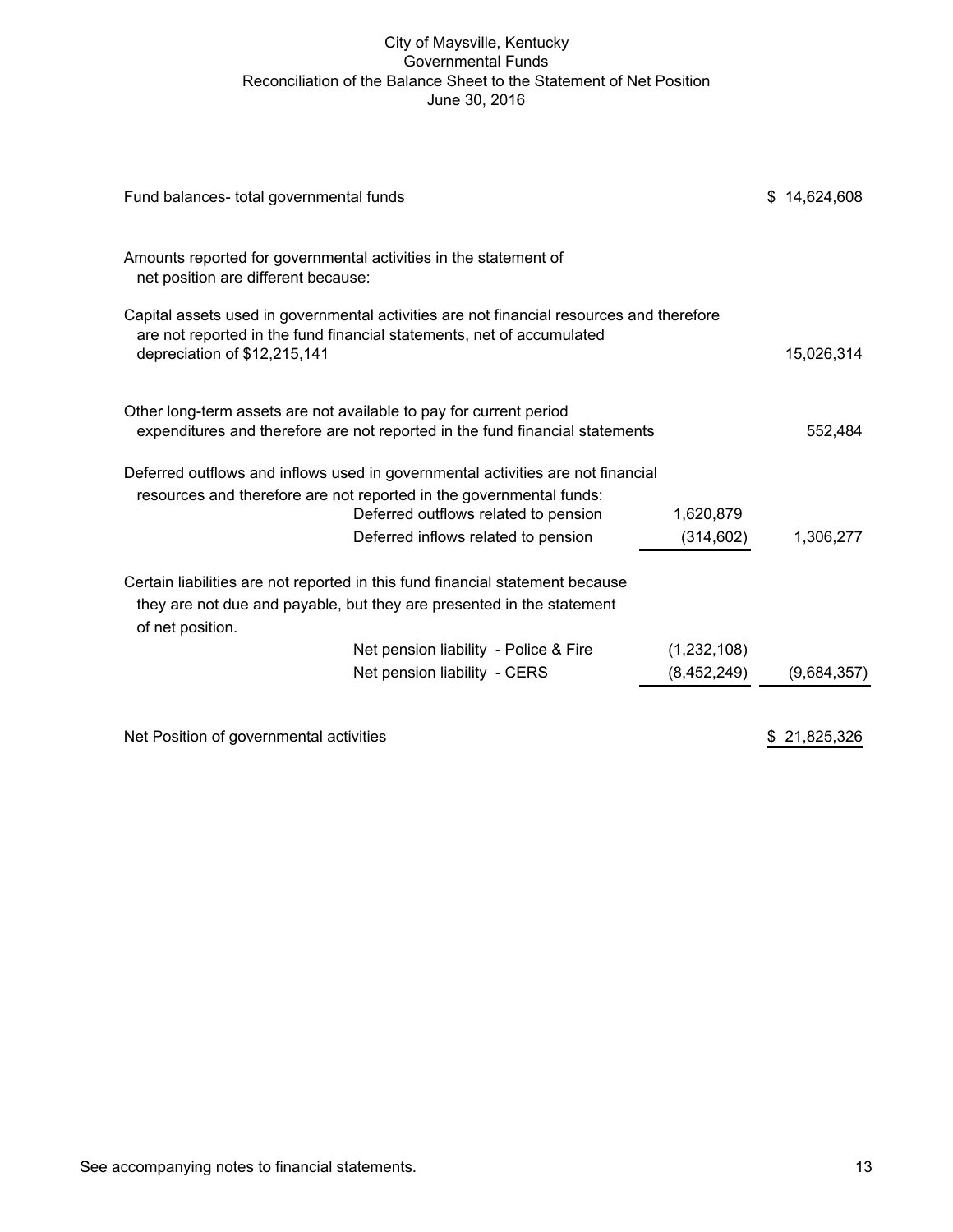# City of Maysville, Kentucky
## Governmental Funds
## Reconciliation of the Balance Sheet to the Statement of Net Position
## June 30, 2016

| | | | |
|---|---|---|---|
| Fund balances- total governmental funds | | | $ 14,624,608 |
| Amounts reported for governmental activities in the statement of net position are different because: | | | |
| Capital assets used in governmental activities are not financial resources and therefore are not reported in the fund financial statements, net of accumulated depreciation of $12,215,141 | | | 15,026,314 |
| Other long-term assets are not available to pay for current period expenditures and therefore are not reported in the fund financial statements | | | 552,484 |
| Deferred outflows and inflows used in governmental activities are not financial resources and therefore are not reported in the governmental funds: | | | |
| | Deferred outflows related to pension | 1,620,879 | |
| | Deferred inflows related to pension | (314,602) | 1,306,277 |
| Certain liabilities are not reported in this fund financial statement because they are not due and payable, but they are presented in the statement of net position. | | | |
| | Net pension liability - Police & Fire | (1,232,108) | |
| | Net pension liability - CERS | (8,452,249) | (9,684,357) |
| Net Position of governmental activities | | | $ 21,825,326 |

See accompanying notes to financial statements.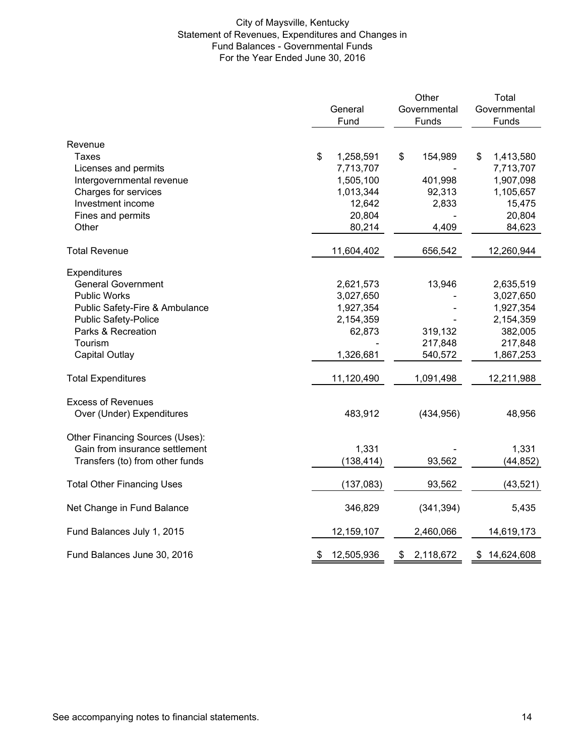# City of Maysville, Kentucky
## Statement of Revenues, Expenditures and Changes in Fund Balances - Governmental Funds
### For the Year Ended June 30, 2016

| | General Fund | Other Governmental Funds | Total Governmental Funds |
|---|---|---|---|
| **Revenue** | | | |
| Taxes | $ 1,258,591 | $ 154,989 | $ 1,413,580 |
| Licenses and permits | 7,713,707 | - | 7,713,707 |
| Intergovernmental revenue | 1,505,100 | 401,998 | 1,907,098 |
| Charges for services | 1,013,344 | 92,313 | 1,105,657 |
| Investment income | 12,642 | 2,833 | 15,475 |
| Fines and permits | 20,804 | - | 20,804 |
| Other | 80,214 | 4,409 | 84,623 |
| **Total Revenue** | 11,604,402 | 656,542 | 12,260,944 |
| **Expenditures** | | | |
| General Government | 2,621,573 | 13,946 | 2,635,519 |
| Public Works | 3,027,650 | - | 3,027,650 |
| Public Safety-Fire & Ambulance | 1,927,354 | - | 1,927,354 |
| Public Safety-Police | 2,154,359 | - | 2,154,359 |
| Parks & Recreation | 62,873 | 319,132 | 382,005 |
| Tourism | - | 217,848 | 217,848 |
| Capital Outlay | 1,326,681 | 540,572 | 1,867,253 |
| **Total Expenditures** | 11,120,490 | 1,091,498 | 12,211,988 |
| Excess of Revenues Over (Under) Expenditures | 483,912 | (434,956) | 48,956 |
| **Other Financing Sources (Uses):** | | | |
| Gain from insurance settlement | 1,331 | - | 1,331 |
| Transfers (to) from other funds | (138,414) | 93,562 | (44,852) |
| **Total Other Financing Uses** | (137,083) | 93,562 | (43,521) |
| Net Change in Fund Balance | 346,829 | (341,394) | 5,435 |
| Fund Balances July 1, 2015 | 12,159,107 | 2,460,066 | 14,619,173 |
| Fund Balances June 30, 2016 | $ 12,505,936 | $ 2,118,672 | $ 14,624,608 |

See accompanying notes to financial statements.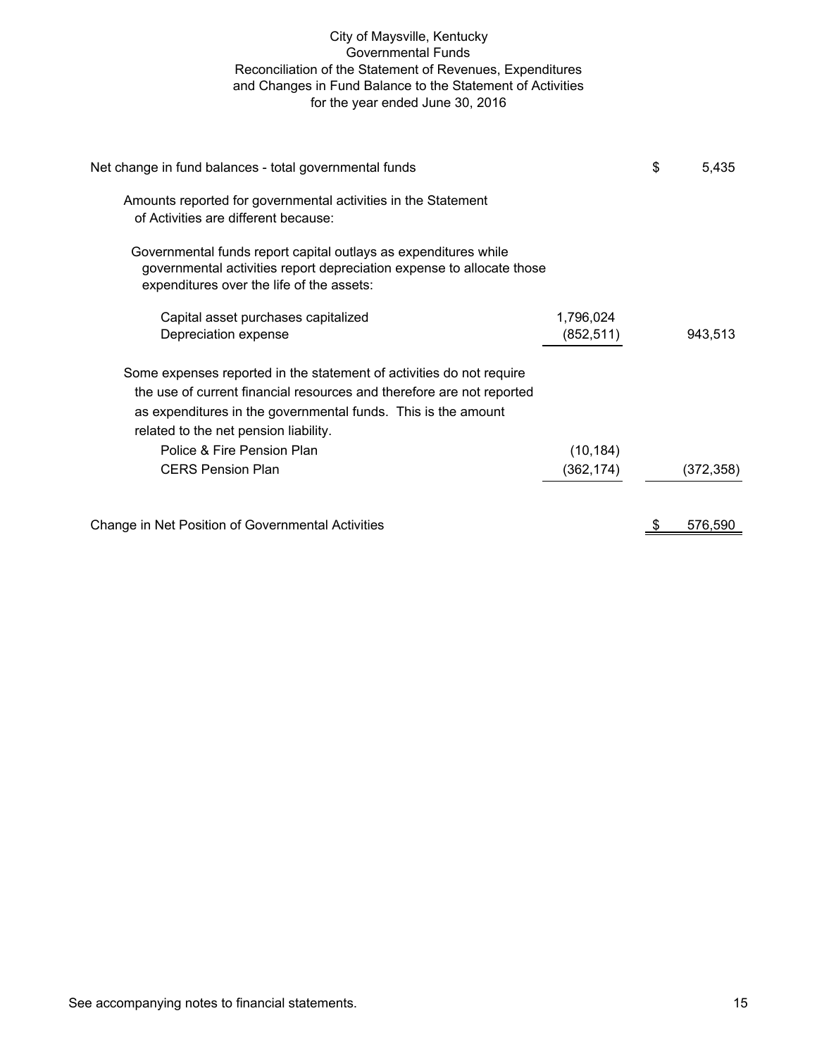# City of Maysville, Kentucky
## Governmental Funds
## Reconciliation of the Statement of Revenues, Expenditures and Changes in Fund Balance to the Statement of Activities
### for the year ended June 30, 2016

| | | |
|---|---|---|
| Net change in fund balances - total governmental funds | | $ 5,435 |
| Amounts reported for governmental activities in the Statement of Activities are different because: | | |
| Governmental funds report capital outlays as expenditures while governmental activities report depreciation expense to allocate those expenditures over the life of the assets: | | |
| Capital asset purchases capitalized | 1,796,024 | |
| Depreciation expense | (852,511) | 943,513 |
| Some expenses reported in the statement of activities do not require the use of current financial resources and therefore are not reported as expenditures in the governmental funds. This is the amount related to the net pension liability. | | |
| Police & Fire Pension Plan | (10,184) | |
| CERS Pension Plan | (362,174) | (372,358) |
| Change in Net Position of Governmental Activities | | $ 576,590 |

See accompanying notes to financial statements.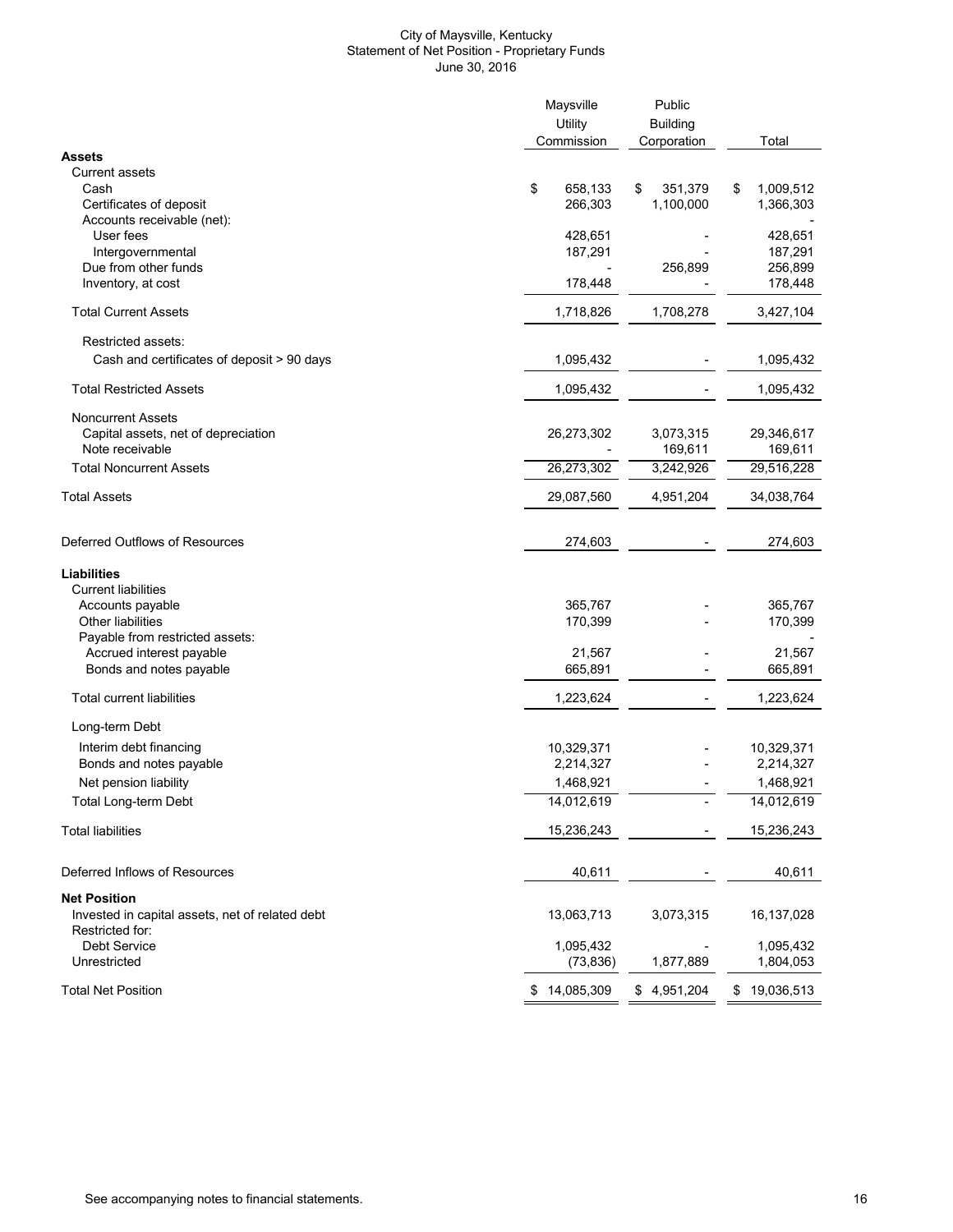City of Maysville, Kentucky
Statement of Net Position - Proprietary Funds
June 30, 2016

| | Maysville Utility Commission | Public Building Corporation | Total |
|---|---|---|---|
| **Assets** | | | |
| Current assets | | | |
| Cash | $ 658,133 | $ 351,379 | $ 1,009,512 |
| Certificates of deposit | 266,303 | 1,100,000 | 1,366,303 |
| Accounts receivable (net): | | | - |
| User fees | 428,651 | - | 428,651 |
| Intergovernmental | 187,291 | - | 187,291 |
| Due from other funds | - | 256,899 | 256,899 |
| Inventory, at cost | 178,448 | - | 178,448 |
| Total Current Assets | 1,718,826 | 1,708,278 | 3,427,104 |
| Restricted assets: | | | |
| Cash and certificates of deposit > 90 days | 1,095,432 | - | 1,095,432 |
| Total Restricted Assets | 1,095,432 | - | 1,095,432 |
| Noncurrent Assets | | | |
| Capital assets, net of depreciation | 26,273,302 | 3,073,315 | 29,346,617 |
| Note receivable | - | 169,611 | 169,611 |
| Total Noncurrent Assets | 26,273,302 | 3,242,926 | 29,516,228 |
| Total Assets | 29,087,560 | 4,951,204 | 34,038,764 |
| Deferred Outflows of Resources | 274,603 | - | 274,603 |
| **Liabilities** | | | |
| Current liabilities | | | |
| Accounts payable | 365,767 | - | 365,767 |
| Other liabilities | 170,399 | - | 170,399 |
| Payable from restricted assets: | | | - |
| Accrued interest payable | 21,567 | - | 21,567 |
| Bonds and notes payable | 665,891 | - | 665,891 |
| Total current liabilities | 1,223,624 | - | 1,223,624 |
| Long-term Debt | | | |
| Interim debt financing | 10,329,371 | - | 10,329,371 |
| Bonds and notes payable | 2,214,327 | - | 2,214,327 |
| Net pension liability | 1,468,921 | - | 1,468,921 |
| Total Long-term Debt | 14,012,619 | - | 14,012,619 |
| Total liabilities | 15,236,243 | - | 15,236,243 |
| Deferred Inflows of Resources | 40,611 | - | 40,611 |
| **Net Position** | | | |
| Invested in capital assets, net of related debt | 13,063,713 | 3,073,315 | 16,137,028 |
| Restricted for: | | | |
| Debt Service | 1,095,432 | - | 1,095,432 |
| Unrestricted | (73,836) | 1,877,889 | 1,804,053 |
| Total Net Position | $ 14,085,309 | $ 4,951,204 | $ 19,036,513 |

See accompanying notes to financial statements.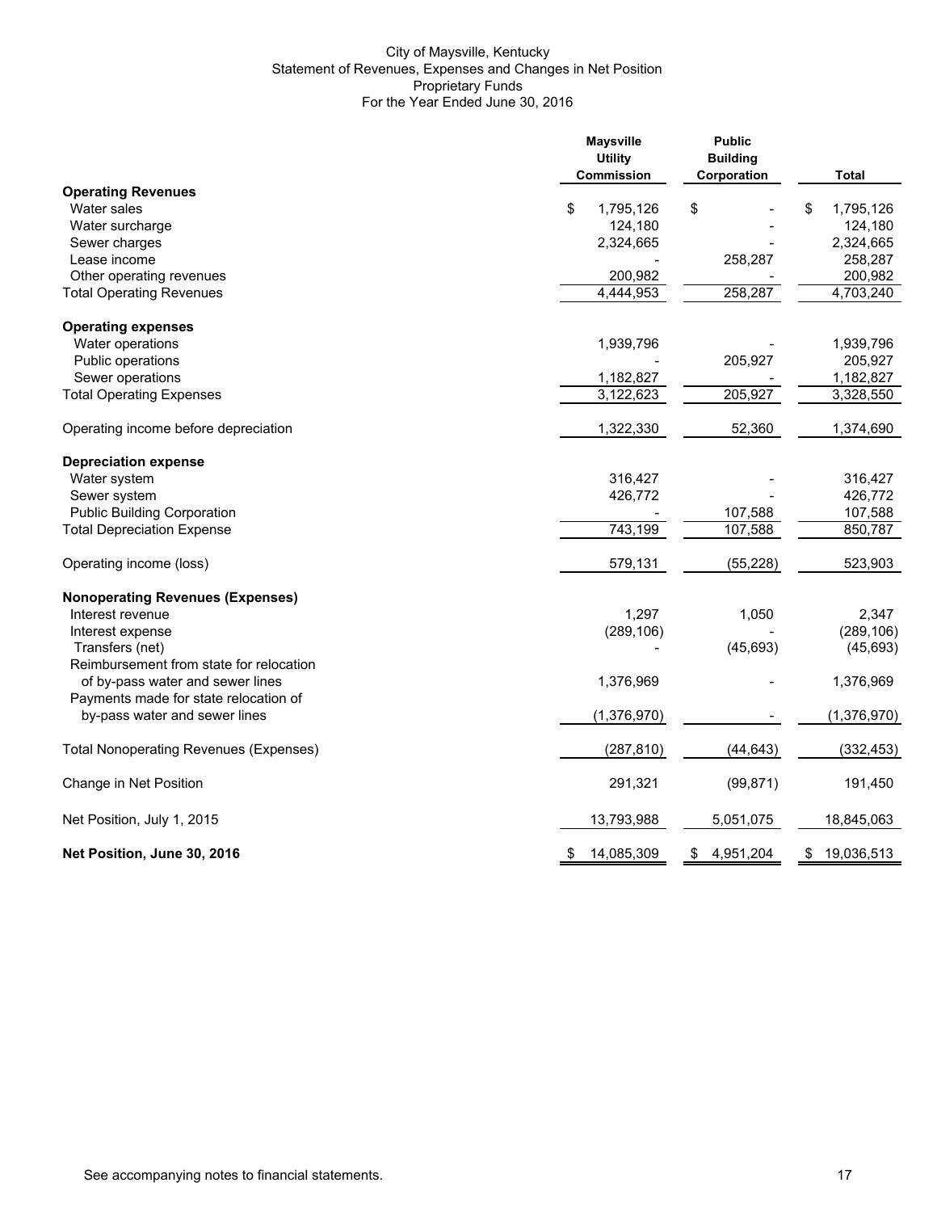City of Maysville, Kentucky
Statement of Revenues, Expenses and Changes in Net Position
Proprietary Funds
For the Year Ended June 30, 2016

| | Maysville Utility Commission | Public Building Corporation | Total |
|---|---|---|---|
| **Operating Revenues** | | | |
| Water sales | $ 1,795,126 | $ - | $ 1,795,126 |
| Water surcharge | 124,180 | - | 124,180 |
| Sewer charges | 2,324,665 | - | 2,324,665 |
| Lease income | - | 258,287 | 258,287 |
| Other operating revenues | 200,982 | - | 200,982 |
| Total Operating Revenues | 4,444,953 | 258,287 | 4,703,240 |
| **Operating expenses** | | | |
| Water operations | 1,939,796 | - | 1,939,796 |
| Public operations | - | 205,927 | 205,927 |
| Sewer operations | 1,182,827 | - | 1,182,827 |
| Total Operating Expenses | 3,122,623 | 205,927 | 3,328,550 |
| Operating income before depreciation | 1,322,330 | 52,360 | 1,374,690 |
| **Depreciation expense** | | | |
| Water system | 316,427 | - | 316,427 |
| Sewer system | 426,772 | - | 426,772 |
| Public Building Corporation | - | 107,588 | 107,588 |
| Total Depreciation Expense | 743,199 | 107,588 | 850,787 |
| Operating income (loss) | 579,131 | (55,228) | 523,903 |
| **Nonoperating Revenues (Expenses)** | | | |
| Interest revenue | 1,297 | 1,050 | 2,347 |
| Interest expense | (289,106) | - | (289,106) |
| Transfers (net) | - | (45,693) | (45,693) |
| Reimbursement from state for relocation of by-pass water and sewer lines | 1,376,969 | - | 1,376,969 |
| Payments made for state relocation of by-pass water and sewer lines | (1,376,970) | - | (1,376,970) |
| Total Nonoperating Revenues (Expenses) | (287,810) | (44,643) | (332,453) |
| Change in Net Position | 291,321 | (99,871) | 191,450 |
| Net Position, July 1, 2015 | 13,793,988 | 5,051,075 | 18,845,063 |
| **Net Position, June 30, 2016** | $ 14,085,309 | $ 4,951,204 | $ 19,036,513 |

See accompanying notes to financial statements.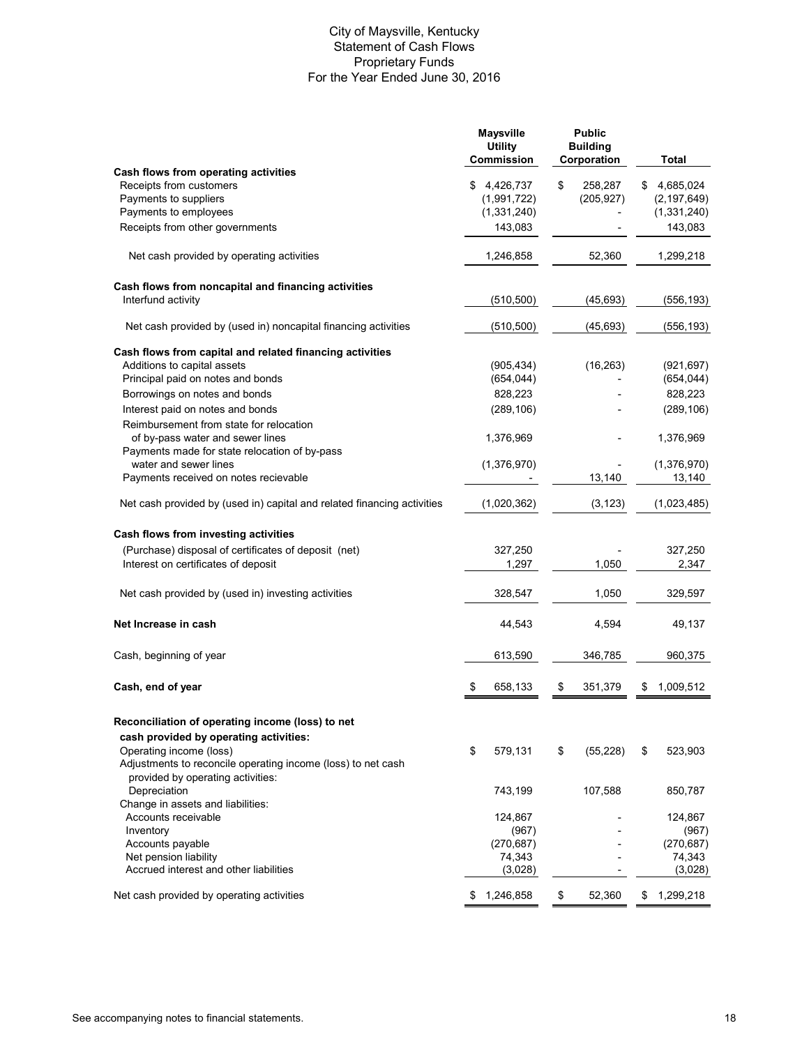# City of Maysville, Kentucky
## Statement of Cash Flows
## Proprietary Funds
## For the Year Ended June 30, 2016

| | Maysville Utility Commission | Public Building Corporation | Total |
|---|---|---|---|
| **Cash flows from operating activities** | | | |
| Receipts from customers | $ 4,426,737 | $ 258,287 | $ 4,685,024 |
| Payments to suppliers | (1,991,722) | (205,927) | (2,197,649) |
| Payments to employees | (1,331,240) | - | (1,331,240) |
| Receipts from other governments | 143,083 | - | 143,083 |
| Net cash provided by operating activities | 1,246,858 | 52,360 | 1,299,218 |
| **Cash flows from noncapital and financing activities** | | | |
| Interfund activity | (510,500) | (45,693) | (556,193) |
| Net cash provided by (used in) noncapital financing activities | (510,500) | (45,693) | (556,193) |
| **Cash flows from capital and related financing activities** | | | |
| Additions to capital assets | (905,434) | (16,263) | (921,697) |
| Principal paid on notes and bonds | (654,044) | - | (654,044) |
| Borrowings on notes and bonds | 828,223 | - | 828,223 |
| Interest paid on notes and bonds | (289,106) | - | (289,106) |
| Reimbursement from state for relocation of by-pass water and sewer lines | 1,376,969 | - | 1,376,969 |
| Payments made for state relocation of by-pass water and sewer lines | (1,376,970) | - | (1,376,970) |
| Payments received on notes recievable | - | 13,140 | 13,140 |
| Net cash provided by (used in) capital and related financing activities | (1,020,362) | (3,123) | (1,023,485) |
| **Cash flows from investing activities** | | | |
| (Purchase) disposal of certificates of deposit (net) | 327,250 | - | 327,250 |
| Interest on certificates of deposit | 1,297 | 1,050 | 2,347 |
| Net cash provided by (used in) investing activities | 328,547 | 1,050 | 329,597 |
| **Net Increase in cash** | 44,543 | 4,594 | 49,137 |
| Cash, beginning of year | 613,590 | 346,785 | 960,375 |
| **Cash, end of year** | $ 658,133 | $ 351,379 | $ 1,009,512 |
| **Reconciliation of operating income (loss) to net cash provided by operating activities:** | | | |
| Operating income (loss) | $ 579,131 | $ (55,228) | $ 523,903 |
| Adjustments to reconcile operating income (loss) to net cash provided by operating activities: | | | |
| Depreciation | 743,199 | 107,588 | 850,787 |
| Change in assets and liabilities: | | | |
| Accounts receivable | 124,867 | - | 124,867 |
| Inventory | (967) | - | (967) |
| Accounts payable | (270,687) | - | (270,687) |
| Net pension liability | 74,343 | - | 74,343 |
| Accrued interest and other liabilities | (3,028) | - | (3,028) |
| Net cash provided by operating activities | $ 1,246,858 | $ 52,360 | $ 1,299,218 |

See accompanying notes to financial statements.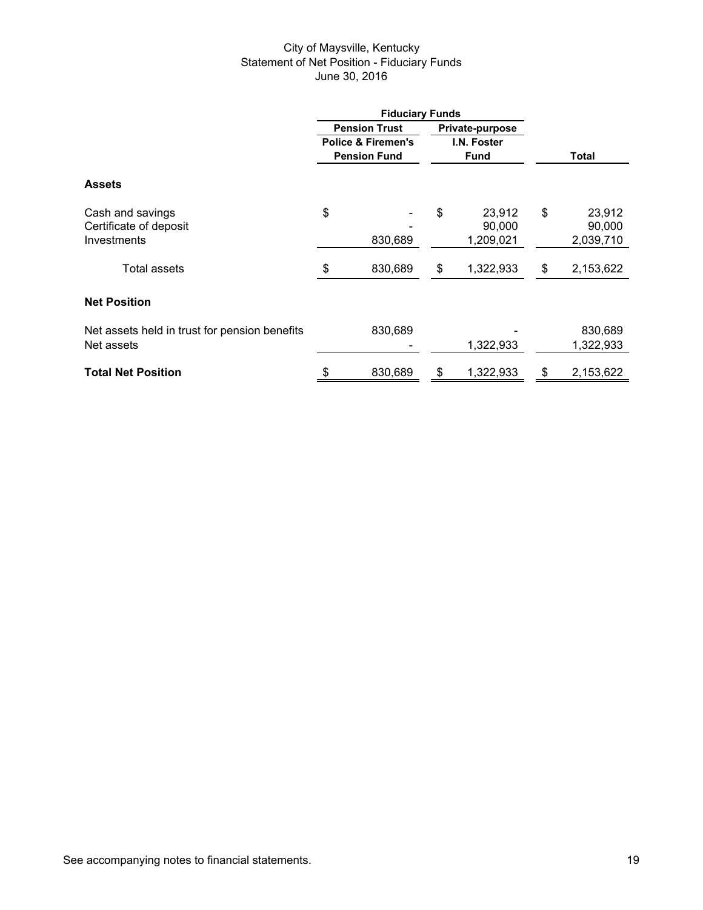# City of Maysville, Kentucky
## Statement of Net Position - Fiduciary Funds
### June 30, 2016

| | Fiduciary Funds | | |
|---|---|---|---|
| | Pension Trust | Private-purpose | |
| | Police & Firemen's Pension Fund | I.N. Foster Fund | Total |
| **Assets** | | | |
| Cash and savings | $ - | $ 23,912 | $ 23,912 |
| Certificate of deposit | - | 90,000 | 90,000 |
| Investments | 830,689 | 1,209,021 | 2,039,710 |
| Total assets | $ 830,689 | $ 1,322,933 | $ 2,153,622 |
| **Net Position** | | | |
| Net assets held in trust for pension benefits | 830,689 | - | 830,689 |
| Net assets | - | 1,322,933 | 1,322,933 |
| **Total Net Position** | $ 830,689 | $ 1,322,933 | $ 2,153,622 |

See accompanying notes to financial statements.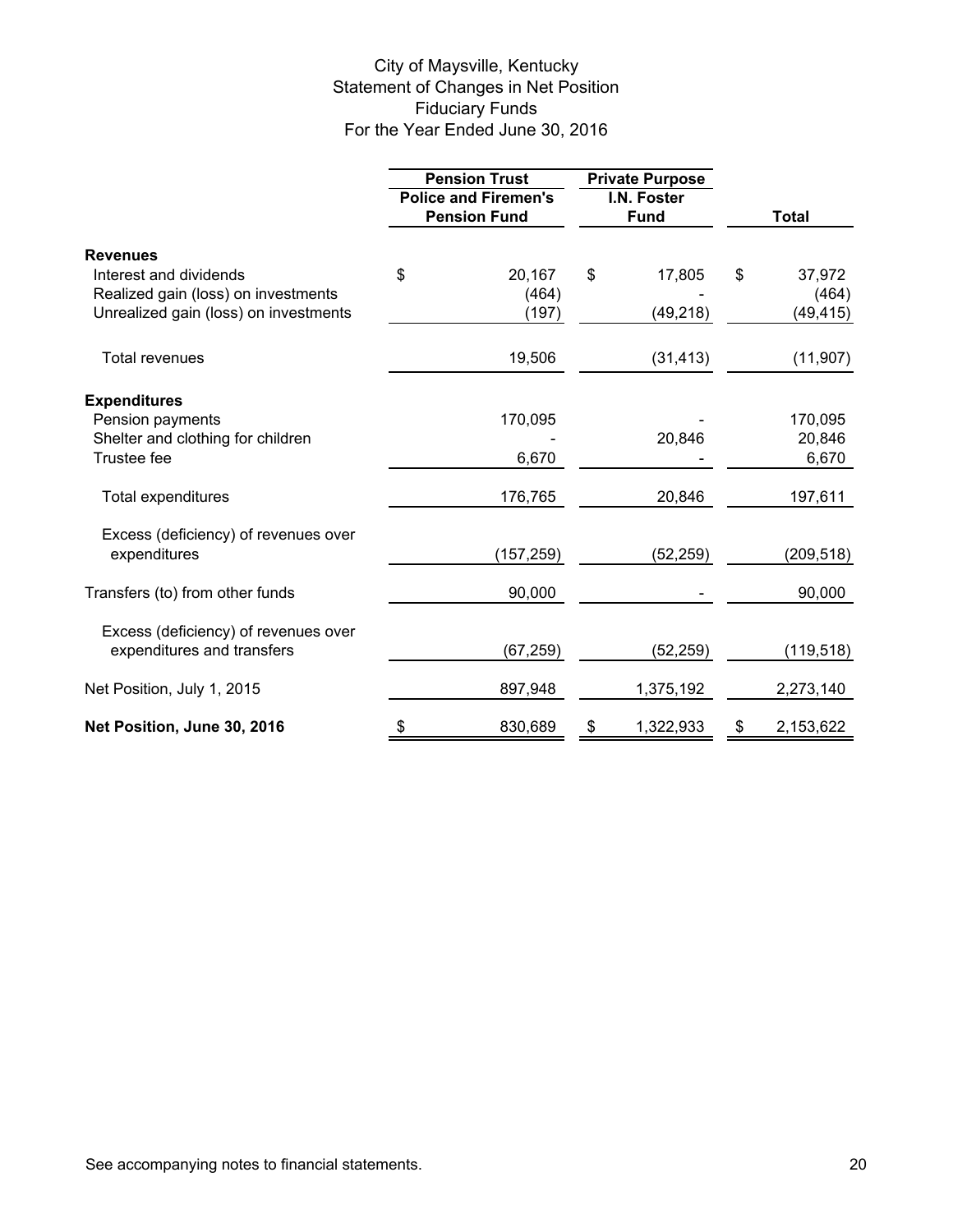# City of Maysville, Kentucky
## Statement of Changes in Net Position
## Fiduciary Funds
## For the Year Ended June 30, 2016

| | Pension Trust | Private Purpose | |
|---|---|---|---|
| | Police and Firemen's Pension Fund | I.N. Foster Fund | Total |
| **Revenues** | | | |
| Interest and dividends | $ 20,167 | $ 17,805 | $ 37,972 |
| Realized gain (loss) on investments | (464) | - | (464) |
| Unrealized gain (loss) on investments | (197) | (49,218) | (49,415) |
| Total revenues | 19,506 | (31,413) | (11,907) |
| **Expenditures** | | | |
| Pension payments | 170,095 | - | 170,095 |
| Shelter and clothing for children | - | 20,846 | 20,846 |
| Trustee fee | 6,670 | - | 6,670 |
| Total expenditures | 176,765 | 20,846 | 197,611 |
| Excess (deficiency) of revenues over expenditures | (157,259) | (52,259) | (209,518) |
| Transfers (to) from other funds | 90,000 | - | 90,000 |
| Excess (deficiency) of revenues over expenditures and transfers | (67,259) | (52,259) | (119,518) |
| Net Position, July 1, 2015 | 897,948 | 1,375,192 | 2,273,140 |
| **Net Position, June 30, 2016** | $ 830,689 | $ 1,322,933 | $ 2,153,622 |

See accompanying notes to financial statements.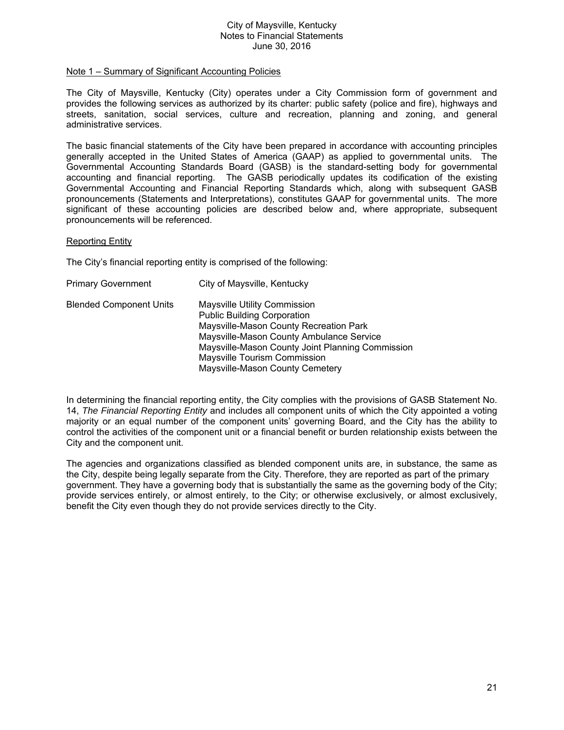City of Maysville, Kentucky
Notes to Financial Statements
June 30, 2016

## Note 1 – Summary of Significant Accounting Policies

The City of Maysville, Kentucky (City) operates under a City Commission form of government and provides the following services as authorized by its charter: public safety (police and fire), highways and streets, sanitation, social services, culture and recreation, planning and zoning, and general administrative services.

The basic financial statements of the City have been prepared in accordance with accounting principles generally accepted in the United States of America (GAAP) as applied to governmental units. The Governmental Accounting Standards Board (GASB) is the standard-setting body for governmental accounting and financial reporting. The GASB periodically updates its codification of the existing Governmental Accounting and Financial Reporting Standards which, along with subsequent GASB pronouncements (Statements and Interpretations), constitutes GAAP for governmental units. The more significant of these accounting policies are described below and, where appropriate, subsequent pronouncements will be referenced.

### Reporting Entity

The City's financial reporting entity is comprised of the following:

| | |
|---|---|
| Primary Government | City of Maysville, Kentucky |
| Blended Component Units | Maysville Utility Commission<br>Public Building Corporation<br>Maysville-Mason County Recreation Park<br>Maysville-Mason County Ambulance Service<br>Maysville-Mason County Joint Planning Commission<br>Maysville Tourism Commission<br>Maysville-Mason County Cemetery |

In determining the financial reporting entity, the City complies with the provisions of GASB Statement No. 14, *The Financial Reporting Entity* and includes all component units of which the City appointed a voting majority or an equal number of the component units' governing Board, and the City has the ability to control the activities of the component unit or a financial benefit or burden relationship exists between the City and the component unit.

The agencies and organizations classified as blended component units are, in substance, the same as the City, despite being legally separate from the City. Therefore, they are reported as part of the primary government. They have a governing body that is substantially the same as the governing body of the City; provide services entirely, or almost entirely, to the City; or otherwise exclusively, or almost exclusively, benefit the City even though they do not provide services directly to the City.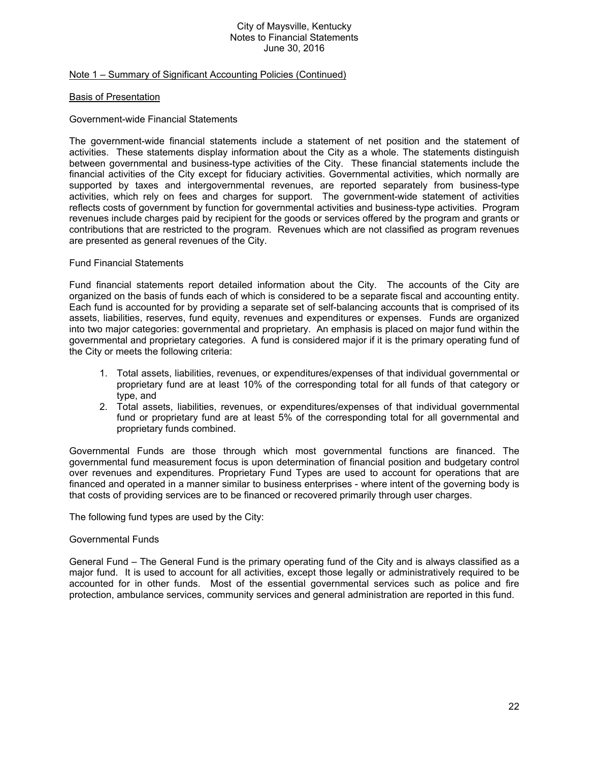## Note 1 – Summary of Significant Accounting Policies (Continued)

### Basis of Presentation

Government-wide Financial Statements

The government-wide financial statements include a statement of net position and the statement of activities. These statements display information about the City as a whole. The statements distinguish between governmental and business-type activities of the City. These financial statements include the financial activities of the City except for fiduciary activities. Governmental activities, which normally are supported by taxes and intergovernmental revenues, are reported separately from business-type activities, which rely on fees and charges for support. The government-wide statement of activities reflects costs of government by function for governmental activities and business-type activities. Program revenues include charges paid by recipient for the goods or services offered by the program and grants or contributions that are restricted to the program. Revenues which are not classified as program revenues are presented as general revenues of the City.

Fund Financial Statements

Fund financial statements report detailed information about the City. The accounts of the City are organized on the basis of funds each of which is considered to be a separate fiscal and accounting entity. Each fund is accounted for by providing a separate set of self-balancing accounts that is comprised of its assets, liabilities, reserves, fund equity, revenues and expenditures or expenses. Funds are organized into two major categories: governmental and proprietary. An emphasis is placed on major fund within the governmental and proprietary categories. A fund is considered major if it is the primary operating fund of the City or meets the following criteria:

1. Total assets, liabilities, revenues, or expenditures/expenses of that individual governmental or proprietary fund are at least 10% of the corresponding total for all funds of that category or type, and
2. Total assets, liabilities, revenues, or expenditures/expenses of that individual governmental fund or proprietary fund are at least 5% of the corresponding total for all governmental and proprietary funds combined.

Governmental Funds are those through which most governmental functions are financed. The governmental fund measurement focus is upon determination of financial position and budgetary control over revenues and expenditures. Proprietary Fund Types are used to account for operations that are financed and operated in a manner similar to business enterprises - where intent of the governing body is that costs of providing services are to be financed or recovered primarily through user charges.

The following fund types are used by the City:

Governmental Funds

General Fund – The General Fund is the primary operating fund of the City and is always classified as a major fund. It is used to account for all activities, except those legally or administratively required to be accounted for in other funds. Most of the essential governmental services such as police and fire protection, ambulance services, community services and general administration are reported in this fund.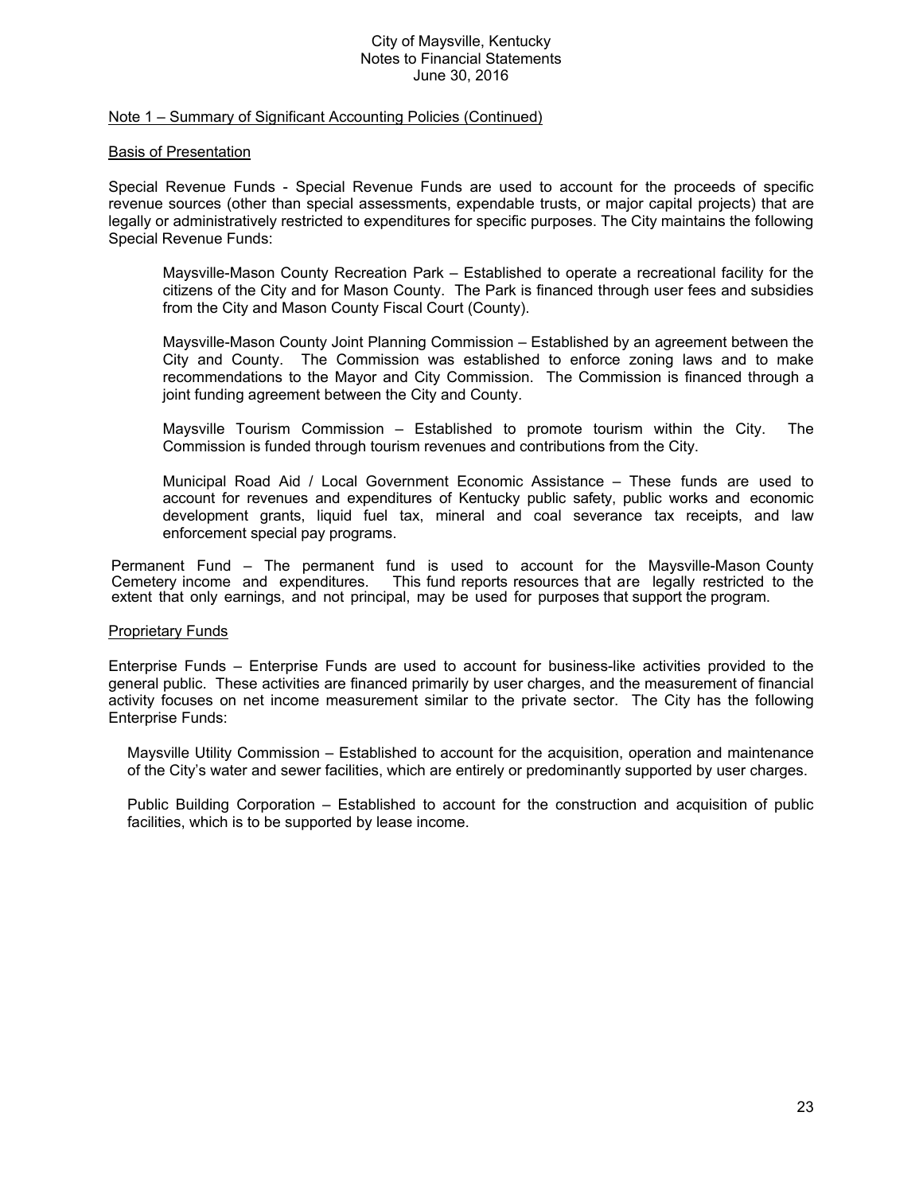## Note 1 – Summary of Significant Accounting Policies (Continued)

### Basis of Presentation

Special Revenue Funds - Special Revenue Funds are used to account for the proceeds of specific revenue sources (other than special assessments, expendable trusts, or major capital projects) that are legally or administratively restricted to expenditures for specific purposes. The City maintains the following Special Revenue Funds:

> Maysville-Mason County Recreation Park – Established to operate a recreational facility for the citizens of the City and for Mason County. The Park is financed through user fees and subsidies from the City and Mason County Fiscal Court (County).
>
> Maysville-Mason County Joint Planning Commission – Established by an agreement between the City and County. The Commission was established to enforce zoning laws and to make recommendations to the Mayor and City Commission. The Commission is financed through a joint funding agreement between the City and County.
>
> Maysville Tourism Commission – Established to promote tourism within the City. The Commission is funded through tourism revenues and contributions from the City.
>
> Municipal Road Aid / Local Government Economic Assistance – These funds are used to account for revenues and expenditures of Kentucky public safety, public works and economic development grants, liquid fuel tax, mineral and coal severance tax receipts, and law enforcement special pay programs.

Permanent Fund – The permanent fund is used to account for the Maysville-Mason County Cemetery income and expenditures. This fund reports resources that are legally restricted to the extent that only earnings, and not principal, may be used for purposes that support the program.

### Proprietary Funds

Enterprise Funds – Enterprise Funds are used to account for business-like activities provided to the general public. These activities are financed primarily by user charges, and the measurement of financial activity focuses on net income measurement similar to the private sector. The City has the following Enterprise Funds:

> Maysville Utility Commission – Established to account for the acquisition, operation and maintenance of the City's water and sewer facilities, which are entirely or predominantly supported by user charges.
>
> Public Building Corporation – Established to account for the construction and acquisition of public facilities, which is to be supported by lease income.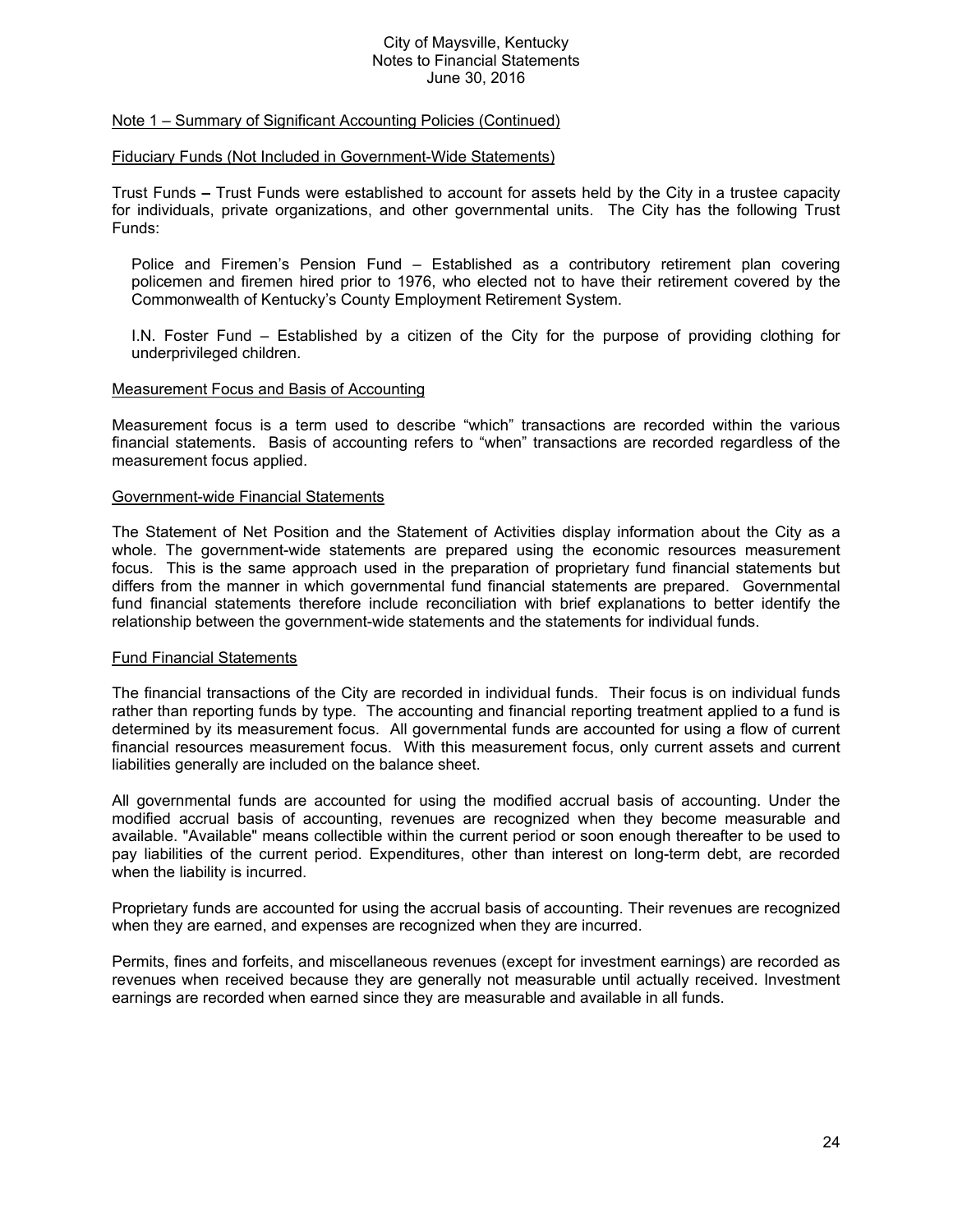Note 1 – Summary of Significant Accounting Policies (Continued)

Fiduciary Funds (Not Included in Government-Wide Statements)

Trust Funds **–** Trust Funds were established to account for assets held by the City in a trustee capacity for individuals, private organizations, and other governmental units. The City has the following Trust Funds:

Police and Firemen's Pension Fund – Established as a contributory retirement plan covering policemen and firemen hired prior to 1976, who elected not to have their retirement covered by the Commonwealth of Kentucky's County Employment Retirement System.

I.N. Foster Fund – Established by a citizen of the City for the purpose of providing clothing for underprivileged children.

Measurement Focus and Basis of Accounting

Measurement focus is a term used to describe "which" transactions are recorded within the various financial statements. Basis of accounting refers to "when" transactions are recorded regardless of the measurement focus applied.

Government-wide Financial Statements

The Statement of Net Position and the Statement of Activities display information about the City as a whole. The government-wide statements are prepared using the economic resources measurement focus. This is the same approach used in the preparation of proprietary fund financial statements but differs from the manner in which governmental fund financial statements are prepared. Governmental fund financial statements therefore include reconciliation with brief explanations to better identify the relationship between the government-wide statements and the statements for individual funds.

Fund Financial Statements

The financial transactions of the City are recorded in individual funds. Their focus is on individual funds rather than reporting funds by type. The accounting and financial reporting treatment applied to a fund is determined by its measurement focus. All governmental funds are accounted for using a flow of current financial resources measurement focus. With this measurement focus, only current assets and current liabilities generally are included on the balance sheet.

All governmental funds are accounted for using the modified accrual basis of accounting. Under the modified accrual basis of accounting, revenues are recognized when they become measurable and available. "Available" means collectible within the current period or soon enough thereafter to be used to pay liabilities of the current period. Expenditures, other than interest on long-term debt, are recorded when the liability is incurred.

Proprietary funds are accounted for using the accrual basis of accounting. Their revenues are recognized when they are earned, and expenses are recognized when they are incurred.

Permits, fines and forfeits, and miscellaneous revenues (except for investment earnings) are recorded as revenues when received because they are generally not measurable until actually received. Investment earnings are recorded when earned since they are measurable and available in all funds.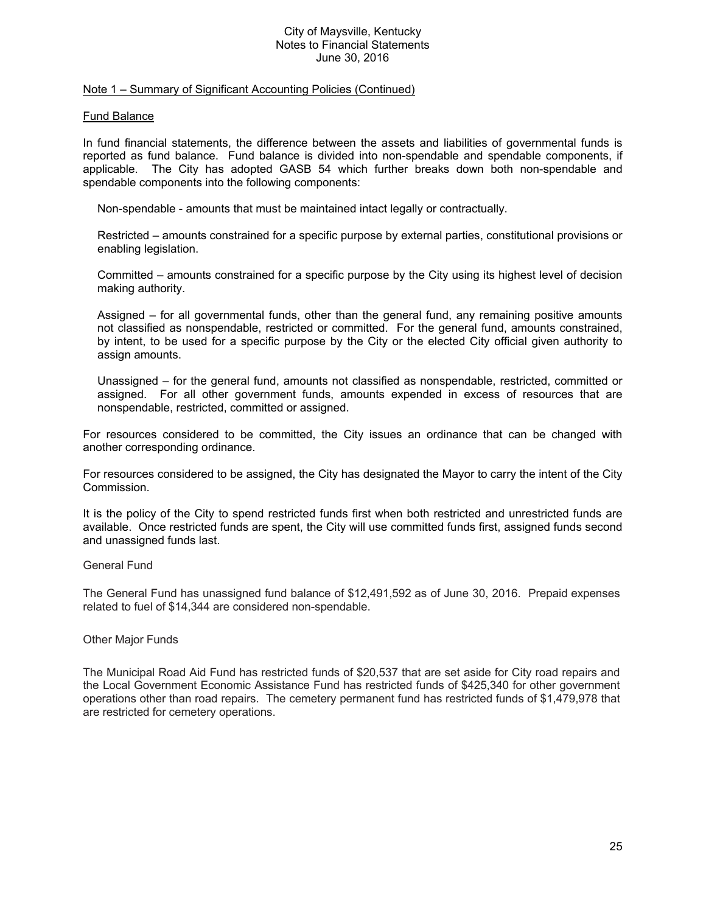Note 1 – Summary of Significant Accounting Policies (Continued)

Fund Balance

In fund financial statements, the difference between the assets and liabilities of governmental funds is reported as fund balance. Fund balance is divided into non-spendable and spendable components, if applicable. The City has adopted GASB 54 which further breaks down both non-spendable and spendable components into the following components:

Non-spendable - amounts that must be maintained intact legally or contractually.

Restricted – amounts constrained for a specific purpose by external parties, constitutional provisions or enabling legislation.

Committed – amounts constrained for a specific purpose by the City using its highest level of decision making authority.

Assigned – for all governmental funds, other than the general fund, any remaining positive amounts not classified as nonspendable, restricted or committed. For the general fund, amounts constrained, by intent, to be used for a specific purpose by the City or the elected City official given authority to assign amounts.

Unassigned – for the general fund, amounts not classified as nonspendable, restricted, committed or assigned. For all other government funds, amounts expended in excess of resources that are nonspendable, restricted, committed or assigned.

For resources considered to be committed, the City issues an ordinance that can be changed with another corresponding ordinance.

For resources considered to be assigned, the City has designated the Mayor to carry the intent of the City Commission.

It is the policy of the City to spend restricted funds first when both restricted and unrestricted funds are available. Once restricted funds are spent, the City will use committed funds first, assigned funds second and unassigned funds last.

General Fund

The General Fund has unassigned fund balance of $12,491,592 as of June 30, 2016. Prepaid expenses related to fuel of $14,344 are considered non-spendable.

Other Major Funds

The Municipal Road Aid Fund has restricted funds of $20,537 that are set aside for City road repairs and the Local Government Economic Assistance Fund has restricted funds of $425,340 for other government operations other than road repairs. The cemetery permanent fund has restricted funds of $1,479,978 that are restricted for cemetery operations.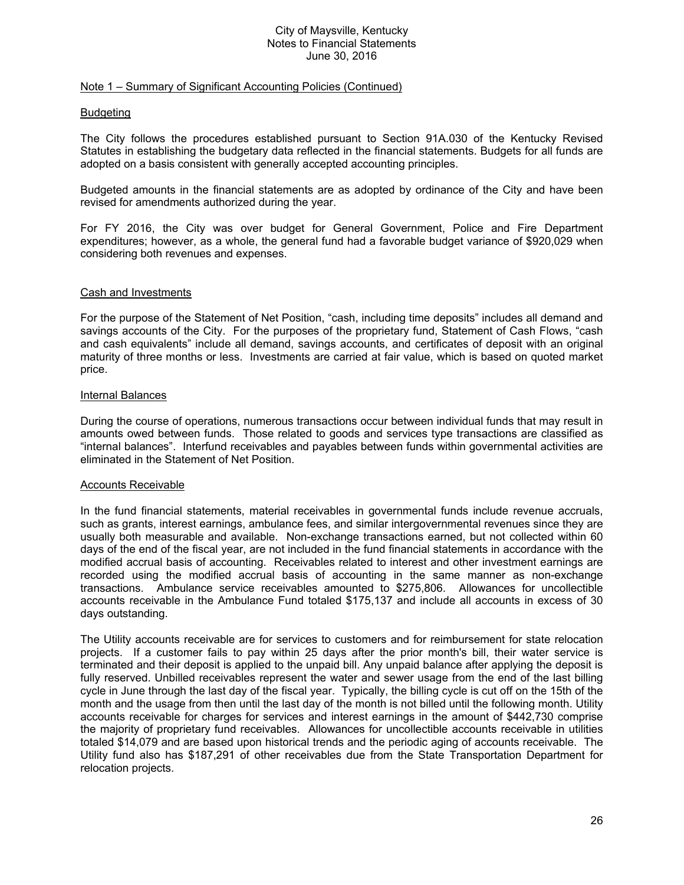## Note 1 – Summary of Significant Accounting Policies (Continued)

### Budgeting

The City follows the procedures established pursuant to Section 91A.030 of the Kentucky Revised Statutes in establishing the budgetary data reflected in the financial statements. Budgets for all funds are adopted on a basis consistent with generally accepted accounting principles.

Budgeted amounts in the financial statements are as adopted by ordinance of the City and have been revised for amendments authorized during the year.

For FY 2016, the City was over budget for General Government, Police and Fire Department expenditures; however, as a whole, the general fund had a favorable budget variance of $920,029 when considering both revenues and expenses.

### Cash and Investments

For the purpose of the Statement of Net Position, "cash, including time deposits" includes all demand and savings accounts of the City. For the purposes of the proprietary fund, Statement of Cash Flows, "cash and cash equivalents" include all demand, savings accounts, and certificates of deposit with an original maturity of three months or less. Investments are carried at fair value, which is based on quoted market price.

### Internal Balances

During the course of operations, numerous transactions occur between individual funds that may result in amounts owed between funds. Those related to goods and services type transactions are classified as "internal balances". Interfund receivables and payables between funds within governmental activities are eliminated in the Statement of Net Position.

### Accounts Receivable

In the fund financial statements, material receivables in governmental funds include revenue accruals, such as grants, interest earnings, ambulance fees, and similar intergovernmental revenues since they are usually both measurable and available. Non-exchange transactions earned, but not collected within 60 days of the end of the fiscal year, are not included in the fund financial statements in accordance with the modified accrual basis of accounting. Receivables related to interest and other investment earnings are recorded using the modified accrual basis of accounting in the same manner as non-exchange transactions. Ambulance service receivables amounted to $275,806. Allowances for uncollectible accounts receivable in the Ambulance Fund totaled $175,137 and include all accounts in excess of 30 days outstanding.

The Utility accounts receivable are for services to customers and for reimbursement for state relocation projects. If a customer fails to pay within 25 days after the prior month's bill, their water service is terminated and their deposit is applied to the unpaid bill. Any unpaid balance after applying the deposit is fully reserved. Unbilled receivables represent the water and sewer usage from the end of the last billing cycle in June through the last day of the fiscal year. Typically, the billing cycle is cut off on the 15th of the month and the usage from then until the last day of the month is not billed until the following month. Utility accounts receivable for charges for services and interest earnings in the amount of $442,730 comprise the majority of proprietary fund receivables. Allowances for uncollectible accounts receivable in utilities totaled $14,079 and are based upon historical trends and the periodic aging of accounts receivable. The Utility fund also has $187,291 of other receivables due from the State Transportation Department for relocation projects.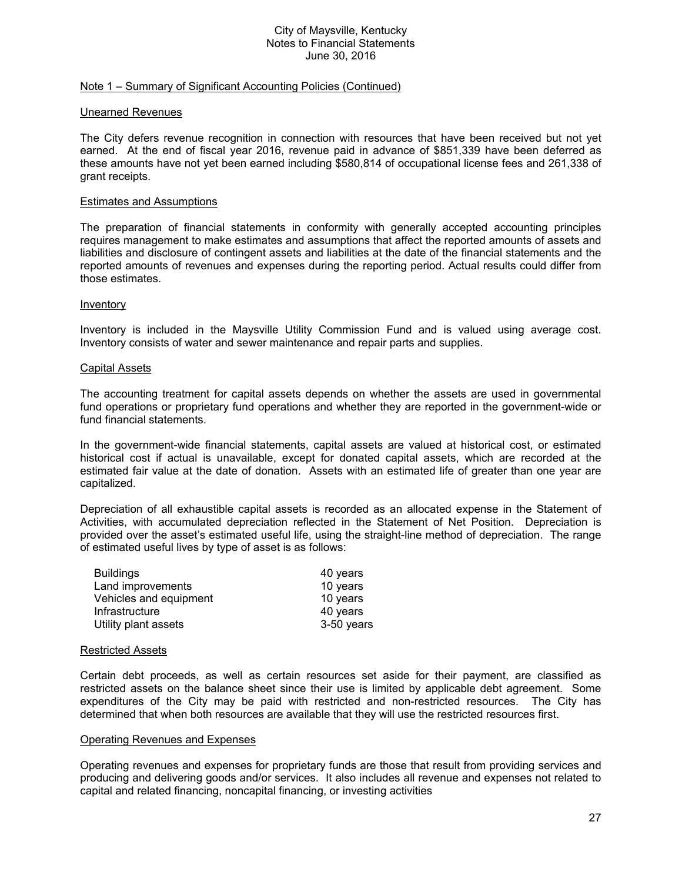## Note 1 – Summary of Significant Accounting Policies (Continued)

### Unearned Revenues

The City defers revenue recognition in connection with resources that have been received but not yet earned. At the end of fiscal year 2016, revenue paid in advance of $851,339 have been deferred as these amounts have not yet been earned including $580,814 of occupational license fees and 261,338 of grant receipts.

### Estimates and Assumptions

The preparation of financial statements in conformity with generally accepted accounting principles requires management to make estimates and assumptions that affect the reported amounts of assets and liabilities and disclosure of contingent assets and liabilities at the date of the financial statements and the reported amounts of revenues and expenses during the reporting period. Actual results could differ from those estimates.

### Inventory

Inventory is included in the Maysville Utility Commission Fund and is valued using average cost. Inventory consists of water and sewer maintenance and repair parts and supplies.

### Capital Assets

The accounting treatment for capital assets depends on whether the assets are used in governmental fund operations or proprietary fund operations and whether they are reported in the government-wide or fund financial statements.

In the government-wide financial statements, capital assets are valued at historical cost, or estimated historical cost if actual is unavailable, except for donated capital assets, which are recorded at the estimated fair value at the date of donation. Assets with an estimated life of greater than one year are capitalized.

Depreciation of all exhaustible capital assets is recorded as an allocated expense in the Statement of Activities, with accumulated depreciation reflected in the Statement of Net Position. Depreciation is provided over the asset's estimated useful life, using the straight-line method of depreciation. The range of estimated useful lives by type of asset is as follows:

| | |
|---|---|
| Buildings | 40 years |
| Land improvements | 10 years |
| Vehicles and equipment | 10 years |
| Infrastructure | 40 years |
| Utility plant assets | 3-50 years |

### Restricted Assets

Certain debt proceeds, as well as certain resources set aside for their payment, are classified as restricted assets on the balance sheet since their use is limited by applicable debt agreement. Some expenditures of the City may be paid with restricted and non-restricted resources. The City has determined that when both resources are available that they will use the restricted resources first.

### Operating Revenues and Expenses

Operating revenues and expenses for proprietary funds are those that result from providing services and producing and delivering goods and/or services. It also includes all revenue and expenses not related to capital and related financing, noncapital financing, or investing activities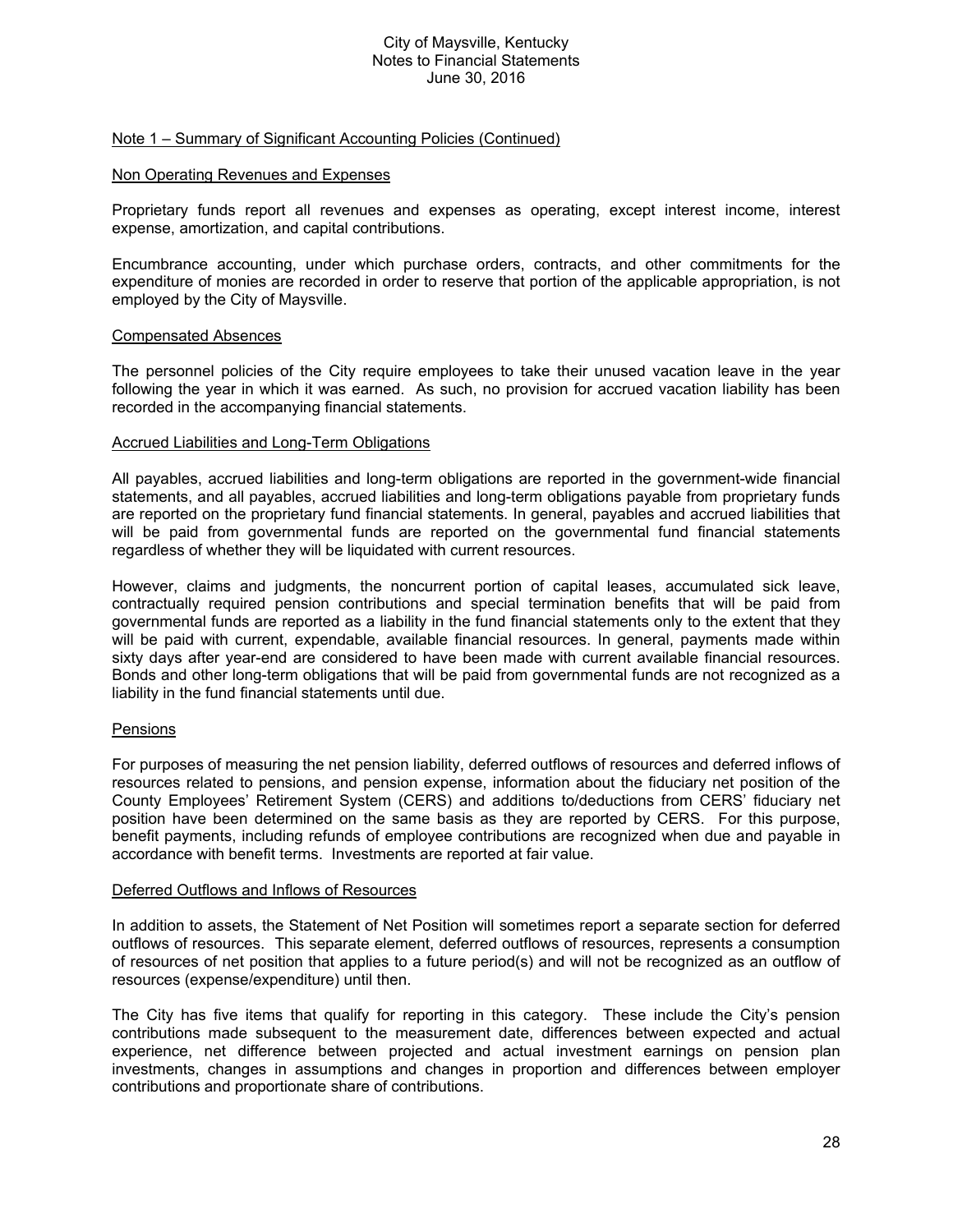## Note 1 – Summary of Significant Accounting Policies (Continued)

### Non Operating Revenues and Expenses

Proprietary funds report all revenues and expenses as operating, except interest income, interest expense, amortization, and capital contributions.

Encumbrance accounting, under which purchase orders, contracts, and other commitments for the expenditure of monies are recorded in order to reserve that portion of the applicable appropriation, is not employed by the City of Maysville.

### Compensated Absences

The personnel policies of the City require employees to take their unused vacation leave in the year following the year in which it was earned. As such, no provision for accrued vacation liability has been recorded in the accompanying financial statements.

### Accrued Liabilities and Long-Term Obligations

All payables, accrued liabilities and long-term obligations are reported in the government-wide financial statements, and all payables, accrued liabilities and long-term obligations payable from proprietary funds are reported on the proprietary fund financial statements. In general, payables and accrued liabilities that will be paid from governmental funds are reported on the governmental fund financial statements regardless of whether they will be liquidated with current resources.

However, claims and judgments, the noncurrent portion of capital leases, accumulated sick leave, contractually required pension contributions and special termination benefits that will be paid from governmental funds are reported as a liability in the fund financial statements only to the extent that they will be paid with current, expendable, available financial resources. In general, payments made within sixty days after year-end are considered to have been made with current available financial resources. Bonds and other long-term obligations that will be paid from governmental funds are not recognized as a liability in the fund financial statements until due.

### Pensions

For purposes of measuring the net pension liability, deferred outflows of resources and deferred inflows of resources related to pensions, and pension expense, information about the fiduciary net position of the County Employees' Retirement System (CERS) and additions to/deductions from CERS' fiduciary net position have been determined on the same basis as they are reported by CERS. For this purpose, benefit payments, including refunds of employee contributions are recognized when due and payable in accordance with benefit terms. Investments are reported at fair value.

### Deferred Outflows and Inflows of Resources

In addition to assets, the Statement of Net Position will sometimes report a separate section for deferred outflows of resources. This separate element, deferred outflows of resources, represents a consumption of resources of net position that applies to a future period(s) and will not be recognized as an outflow of resources (expense/expenditure) until then.

The City has five items that qualify for reporting in this category. These include the City's pension contributions made subsequent to the measurement date, differences between expected and actual experience, net difference between projected and actual investment earnings on pension plan investments, changes in assumptions and changes in proportion and differences between employer contributions and proportionate share of contributions.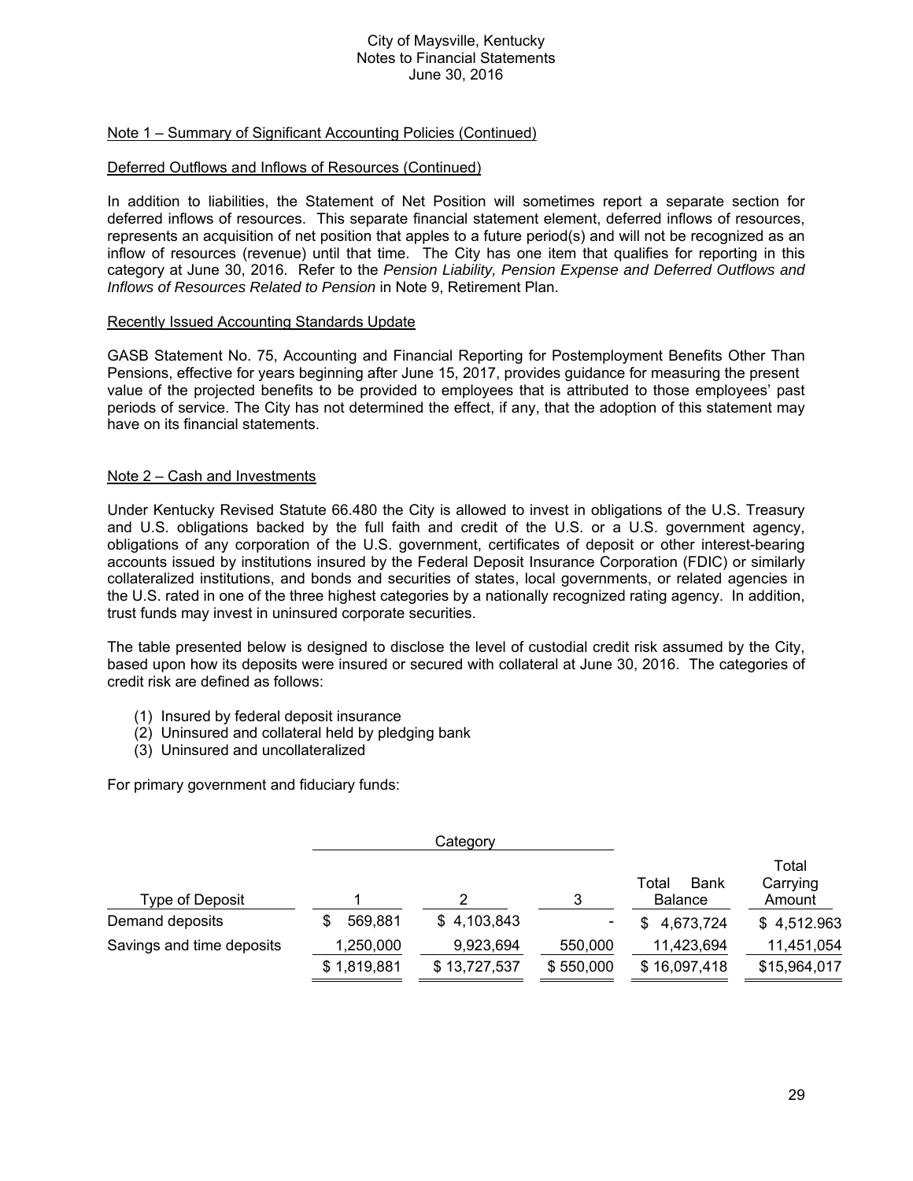### Note 1 – Summary of Significant Accounting Policies (Continued)

#### Deferred Outflows and Inflows of Resources (Continued)

In addition to liabilities, the Statement of Net Position will sometimes report a separate section for deferred inflows of resources. This separate financial statement element, deferred inflows of resources, represents an acquisition of net position that apples to a future period(s) and will not be recognized as an inflow of resources (revenue) until that time. The City has one item that qualifies for reporting in this category at June 30, 2016. Refer to the *Pension Liability, Pension Expense and Deferred Outflows and Inflows of Resources Related to Pension* in Note 9, Retirement Plan.

#### Recently Issued Accounting Standards Update

GASB Statement No. 75, Accounting and Financial Reporting for Postemployment Benefits Other Than Pensions, effective for years beginning after June 15, 2017, provides guidance for measuring the present value of the projected benefits to be provided to employees that is attributed to those employees' past periods of service. The City has not determined the effect, if any, that the adoption of this statement may have on its financial statements.

### Note 2 – Cash and Investments

Under Kentucky Revised Statute 66.480 the City is allowed to invest in obligations of the U.S. Treasury and U.S. obligations backed by the full faith and credit of the U.S. or a U.S. government agency, obligations of any corporation of the U.S. government, certificates of deposit or other interest-bearing accounts issued by institutions insured by the Federal Deposit Insurance Corporation (FDIC) or similarly collateralized institutions, and bonds and securities of states, local governments, or related agencies in the U.S. rated in one of the three highest categories by a nationally recognized rating agency. In addition, trust funds may invest in uninsured corporate securities.

The table presented below is designed to disclose the level of custodial credit risk assumed by the City, based upon how its deposits were insured or secured with collateral at June 30, 2016. The categories of credit risk are defined as follows:

(1) Insured by federal deposit insurance
(2) Uninsured and collateral held by pledging bank
(3) Uninsured and uncollateralized

For primary government and fiduciary funds:

| | Category | | | | |
|---|---|---|---|---|---|
| Type of Deposit | 1 | 2 | 3 | Total Bank Balance | Total Carrying Amount |
| Demand deposits | $ 569,881 | $ 4,103,843 | - | $ 4,673,724 | $ 4,512.963 |
| Savings and time deposits | 1,250,000 | 9,923,694 | 550,000 | 11,423,694 | 11,451,054 |
| | $ 1,819,881 | $ 13,727,537 | $ 550,000 | $ 16,097,418 | $15,964,017 |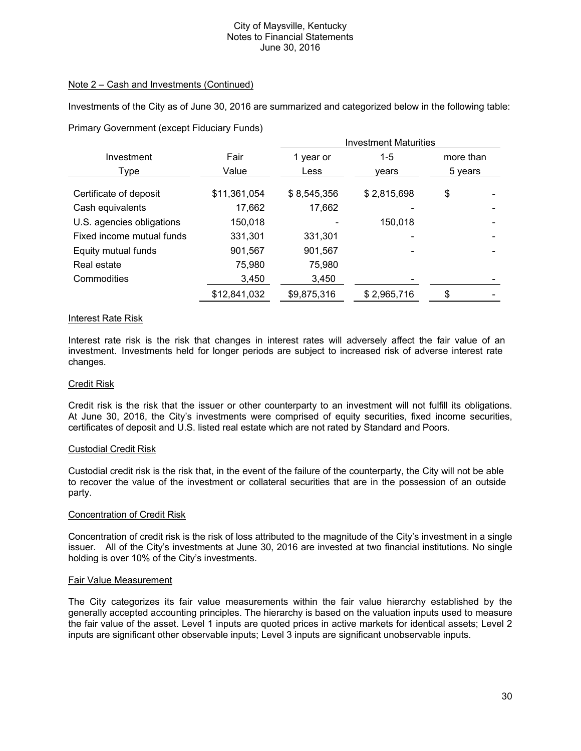City of Maysville, Kentucky
Notes to Financial Statements
June 30, 2016

Note 2 – Cash and Investments (Continued)

Investments of the City as of June 30, 2016 are summarized and categorized below in the following table:

Primary Government (except Fiduciary Funds)

| | | Investment Maturities | | |
|---|---|---|---|---|
| Investment Type | Fair Value | 1 year or Less | 1-5 years | more than 5 years |
| Certificate of deposit | $11,361,054 | $ 8,545,356 | $ 2,815,698 | $ - |
| Cash equivalents | 17,662 | 17,662 | - | - |
| U.S. agencies obligations | 150,018 | - | 150,018 | - |
| Fixed income mutual funds | 331,301 | 331,301 | - | - |
| Equity mutual funds | 901,567 | 901,567 | - | - |
| Real estate | 75,980 | 75,980 | | |
| Commodities | 3,450 | 3,450 | - | - |
| | $12,841,032 | $9,875,316 | $ 2,965,716 | $ - |

Interest Rate Risk

Interest rate risk is the risk that changes in interest rates will adversely affect the fair value of an investment. Investments held for longer periods are subject to increased risk of adverse interest rate changes.

Credit Risk

Credit risk is the risk that the issuer or other counterparty to an investment will not fulfill its obligations. At June 30, 2016, the City's investments were comprised of equity securities, fixed income securities, certificates of deposit and U.S. listed real estate which are not rated by Standard and Poors.

Custodial Credit Risk

Custodial credit risk is the risk that, in the event of the failure of the counterparty, the City will not be able to recover the value of the investment or collateral securities that are in the possession of an outside party.

Concentration of Credit Risk

Concentration of credit risk is the risk of loss attributed to the magnitude of the City's investment in a single issuer. All of the City's investments at June 30, 2016 are invested at two financial institutions. No single holding is over 10% of the City's investments.

Fair Value Measurement

The City categorizes its fair value measurements within the fair value hierarchy established by the generally accepted accounting principles. The hierarchy is based on the valuation inputs used to measure the fair value of the asset. Level 1 inputs are quoted prices in active markets for identical assets; Level 2 inputs are significant other observable inputs; Level 3 inputs are significant unobservable inputs.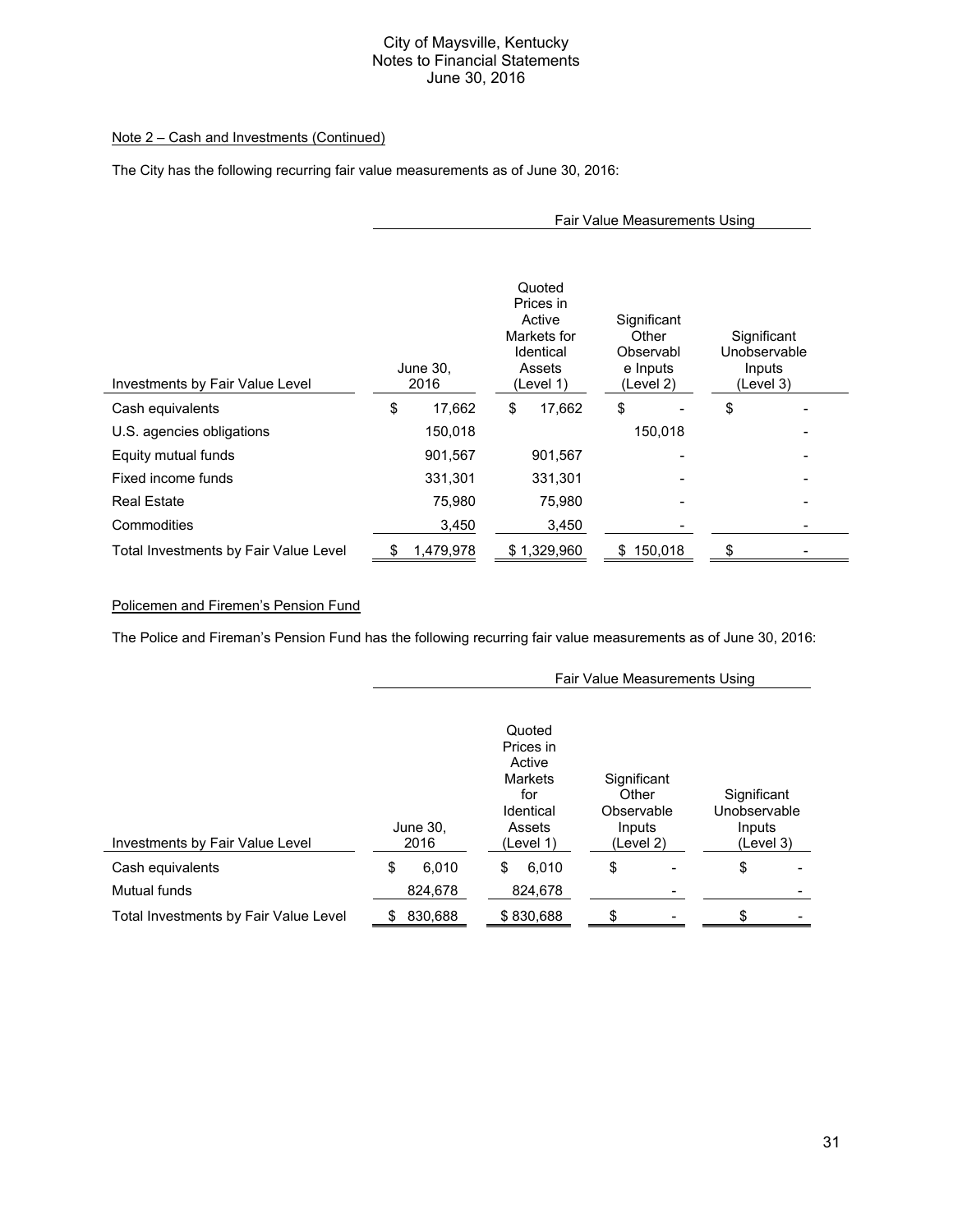Note 2 – Cash and Investments (Continued)

The City has the following recurring fair value measurements as of June 30, 2016:

| | | Fair Value Measurements Using | | |
|---|---|---|---|---|
| Investments by Fair Value Level | June 30, 2016 | Quoted Prices in Active Markets for Identical Assets (Level 1) | Significant Other Observable Inputs (Level 2) | Significant Unobservable Inputs (Level 3) |
| Cash equivalents | $ 17,662 | $ 17,662 | $ - | $ - |
| U.S. agencies obligations | 150,018 | | 150,018 | - |
| Equity mutual funds | 901,567 | 901,567 | - | - |
| Fixed income funds | 331,301 | 331,301 | - | - |
| Real Estate | 75,980 | 75,980 | - | - |
| Commodities | 3,450 | 3,450 | - | - |
| Total Investments by Fair Value Level | $ 1,479,978 | $ 1,329,960 | $ 150,018 | $ - |

Policemen and Firemen's Pension Fund

The Police and Fireman's Pension Fund has the following recurring fair value measurements as of June 30, 2016:

| | | Fair Value Measurements Using | | |
|---|---|---|---|---|
| Investments by Fair Value Level | June 30, 2016 | Quoted Prices in Active Markets for Identical Assets (Level 1) | Significant Other Observable Inputs (Level 2) | Significant Unobservable Inputs (Level 3) |
| Cash equivalents | $ 6,010 | $ 6,010 | $ - | $ - |
| Mutual funds | 824,678 | 824,678 | - | - |
| Total Investments by Fair Value Level | $ 830,688 | $ 830,688 | $ - | $ - |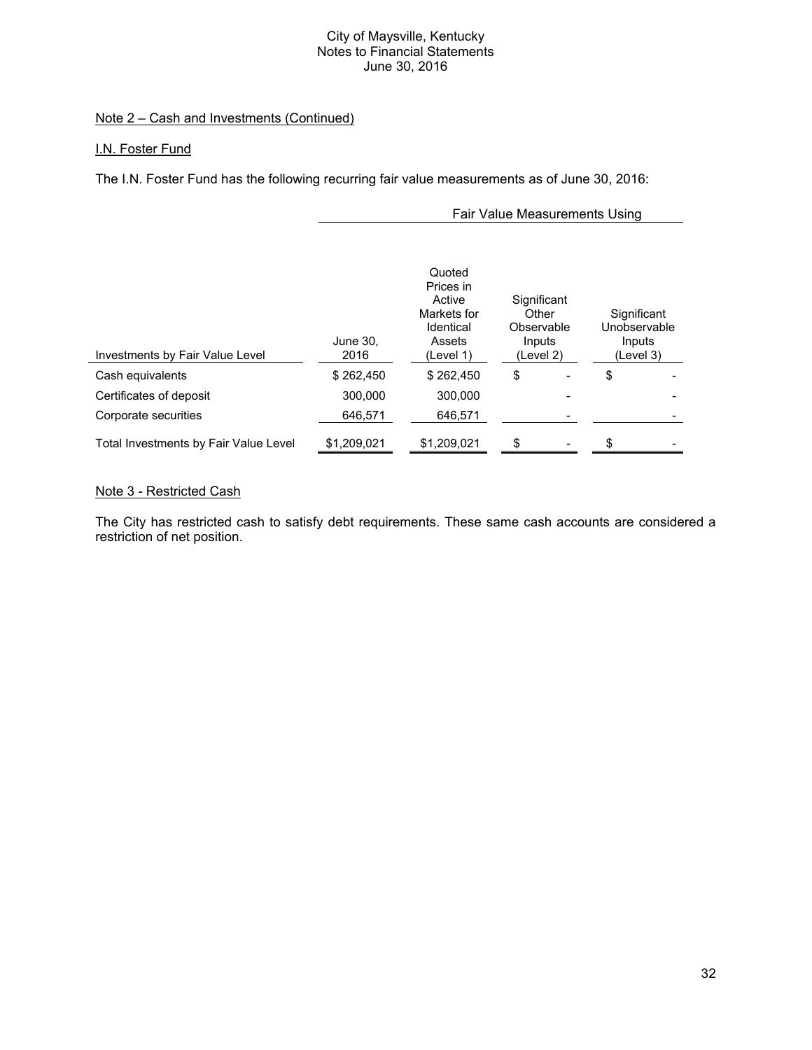## Note 2 – Cash and Investments (Continued)

### I.N. Foster Fund

The I.N. Foster Fund has the following recurring fair value measurements as of June 30, 2016:

| | | Fair Value Measurements Using | | |
|---|---|---|---|---|
| Investments by Fair Value Level | June 30, 2016 | Quoted Prices in Active Markets for Identical Assets (Level 1) | Significant Other Observable Inputs (Level 2) | Significant Unobservable Inputs (Level 3) |
| Cash equivalents | $ 262,450 | $ 262,450 | $ - | $ - |
| Certificates of deposit | 300,000 | 300,000 | - | - |
| Corporate securities | 646,571 | 646,571 | - | - |
| Total Investments by Fair Value Level | $1,209,021 | $1,209,021 | $ - | $ - |

## Note 3 - Restricted Cash

The City has restricted cash to satisfy debt requirements. These same cash accounts are considered a restriction of net position.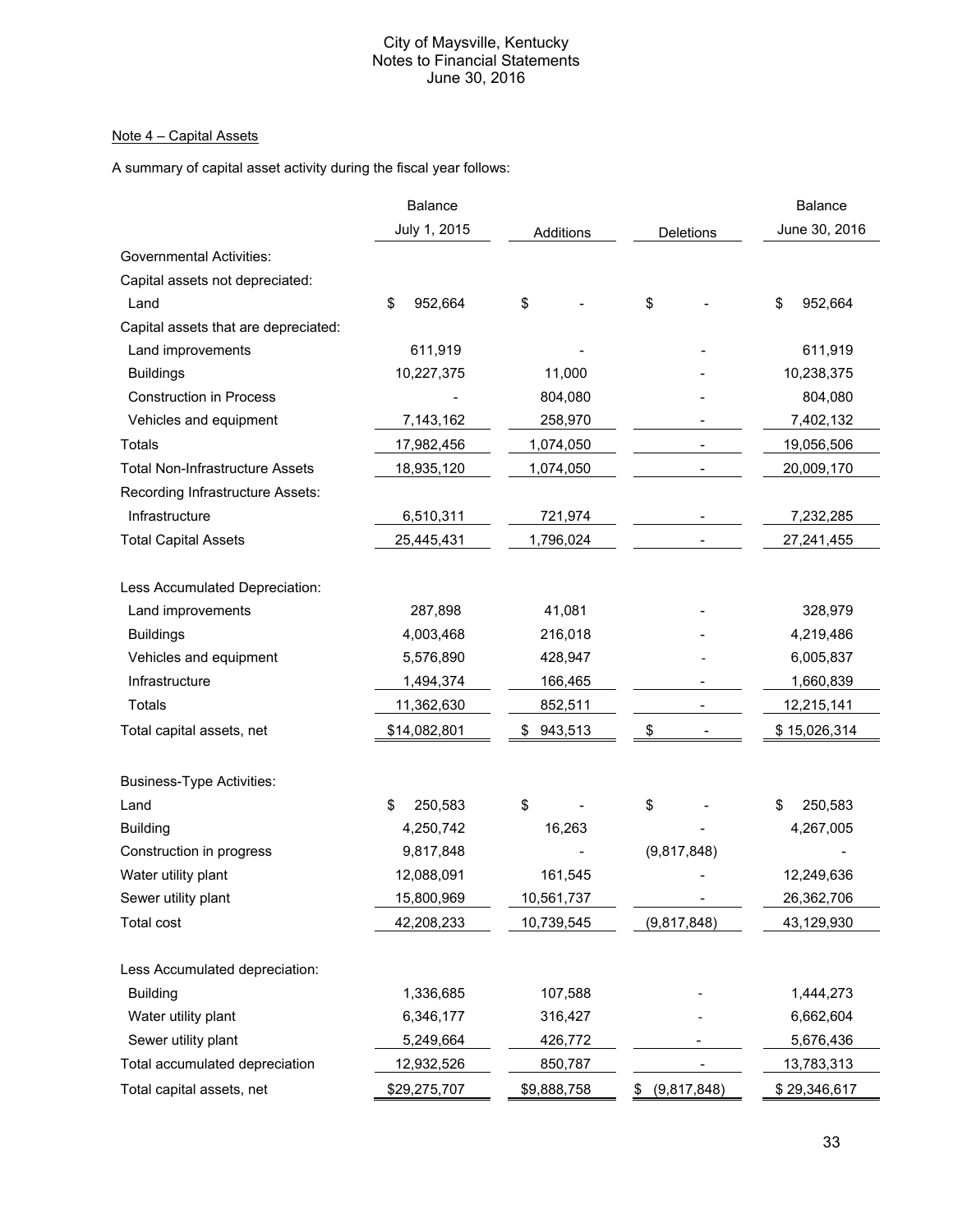City of Maysville, Kentucky
Notes to Financial Statements
June 30, 2016

## Note 4 – Capital Assets

A summary of capital asset activity during the fiscal year follows:

| | Balance July 1, 2015 | Additions | Deletions | Balance June 30, 2016 |
|---|---|---|---|---|
| Governmental Activities: | | | | |
| Capital assets not depreciated: | | | | |
| Land | $ 952,664 | $ - | $ - | $ 952,664 |
| Capital assets that are depreciated: | | | | |
| Land improvements | 611,919 | - | - | 611,919 |
| Buildings | 10,227,375 | 11,000 | - | 10,238,375 |
| Construction in Process | - | 804,080 | - | 804,080 |
| Vehicles and equipment | 7,143,162 | 258,970 | - | 7,402,132 |
| Totals | 17,982,456 | 1,074,050 | - | 19,056,506 |
| Total Non-Infrastructure Assets | 18,935,120 | 1,074,050 | - | 20,009,170 |
| Recording Infrastructure Assets: | | | | |
| Infrastructure | 6,510,311 | 721,974 | - | 7,232,285 |
| Total Capital Assets | 25,445,431 | 1,796,024 | - | 27,241,455 |
| | | | | |
| Less Accumulated Depreciation: | | | | |
| Land improvements | 287,898 | 41,081 | - | 328,979 |
| Buildings | 4,003,468 | 216,018 | - | 4,219,486 |
| Vehicles and equipment | 5,576,890 | 428,947 | - | 6,005,837 |
| Infrastructure | 1,494,374 | 166,465 | - | 1,660,839 |
| Totals | 11,362,630 | 852,511 | - | 12,215,141 |
| Total capital assets, net | $14,082,801 | $ 943,513 | $ - | $ 15,026,314 |
| | | | | |
| Business-Type Activities: | | | | |
| Land | $ 250,583 | $ - | $ - | $ 250,583 |
| Building | 4,250,742 | 16,263 | - | 4,267,005 |
| Construction in progress | 9,817,848 | - | (9,817,848) | - |
| Water utility plant | 12,088,091 | 161,545 | - | 12,249,636 |
| Sewer utility plant | 15,800,969 | 10,561,737 | - | 26,362,706 |
| Total cost | 42,208,233 | 10,739,545 | (9,817,848) | 43,129,930 |
| | | | | |
| Less Accumulated depreciation: | | | | |
| Building | 1,336,685 | 107,588 | - | 1,444,273 |
| Water utility plant | 6,346,177 | 316,427 | - | 6,662,604 |
| Sewer utility plant | 5,249,664 | 426,772 | - | 5,676,436 |
| Total accumulated depreciation | 12,932,526 | 850,787 | - | 13,783,313 |
| Total capital assets, net | $29,275,707 | $9,888,758 | $ (9,817,848) | $ 29,346,617 |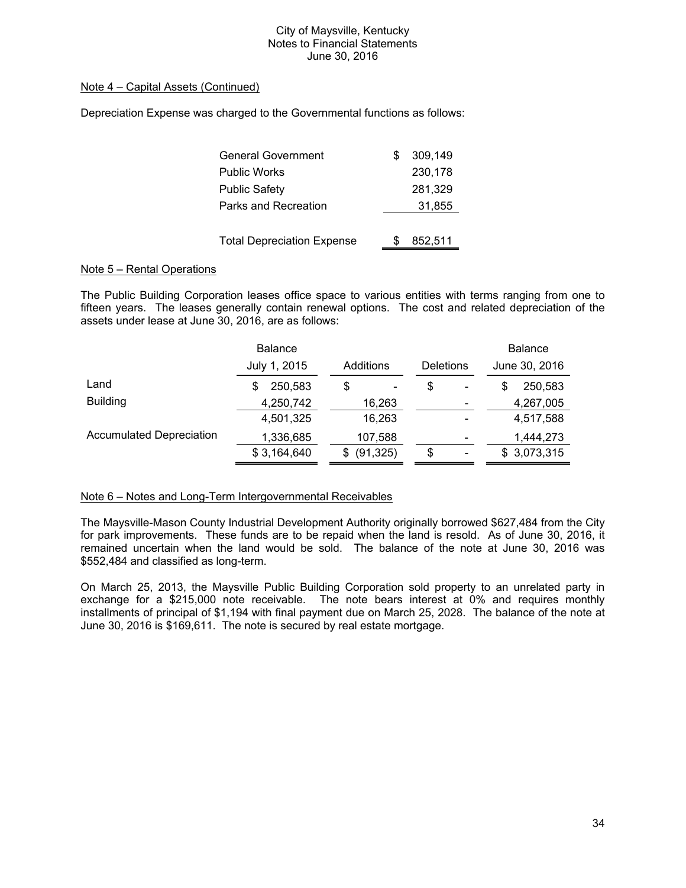Note 4 – Capital Assets (Continued)

Depreciation Expense was charged to the Governmental functions as follows:

| | |
|---|---|
| General Government | $ 309,149 |
| Public Works | 230,178 |
| Public Safety | 281,329 |
| Parks and Recreation | 31,855 |
| Total Depreciation Expense | $ 852,511 |

Note 5 – Rental Operations

The Public Building Corporation leases office space to various entities with terms ranging from one to fifteen years. The leases generally contain renewal options. The cost and related depreciation of the assets under lease at June 30, 2016, are as follows:

| | Balance July 1, 2015 | Additions | Deletions | Balance June 30, 2016 |
|---|---|---|---|---|
| Land | $ 250,583 | $ - | $ - | $ 250,583 |
| Building | 4,250,742 | 16,263 | - | 4,267,005 |
| | 4,501,325 | 16,263 | - | 4,517,588 |
| Accumulated Depreciation | 1,336,685 | 107,588 | - | 1,444,273 |
| | $ 3,164,640 | $ (91,325) | $ - | $ 3,073,315 |

Note 6 – Notes and Long-Term Intergovernmental Receivables

The Maysville-Mason County Industrial Development Authority originally borrowed $627,484 from the City for park improvements. These funds are to be repaid when the land is resold. As of June 30, 2016, it remained uncertain when the land would be sold. The balance of the note at June 30, 2016 was $552,484 and classified as long-term.

On March 25, 2013, the Maysville Public Building Corporation sold property to an unrelated party in exchange for a $215,000 note receivable. The note bears interest at 0% and requires monthly installments of principal of $1,194 with final payment due on March 25, 2028. The balance of the note at June 30, 2016 is $169,611. The note is secured by real estate mortgage.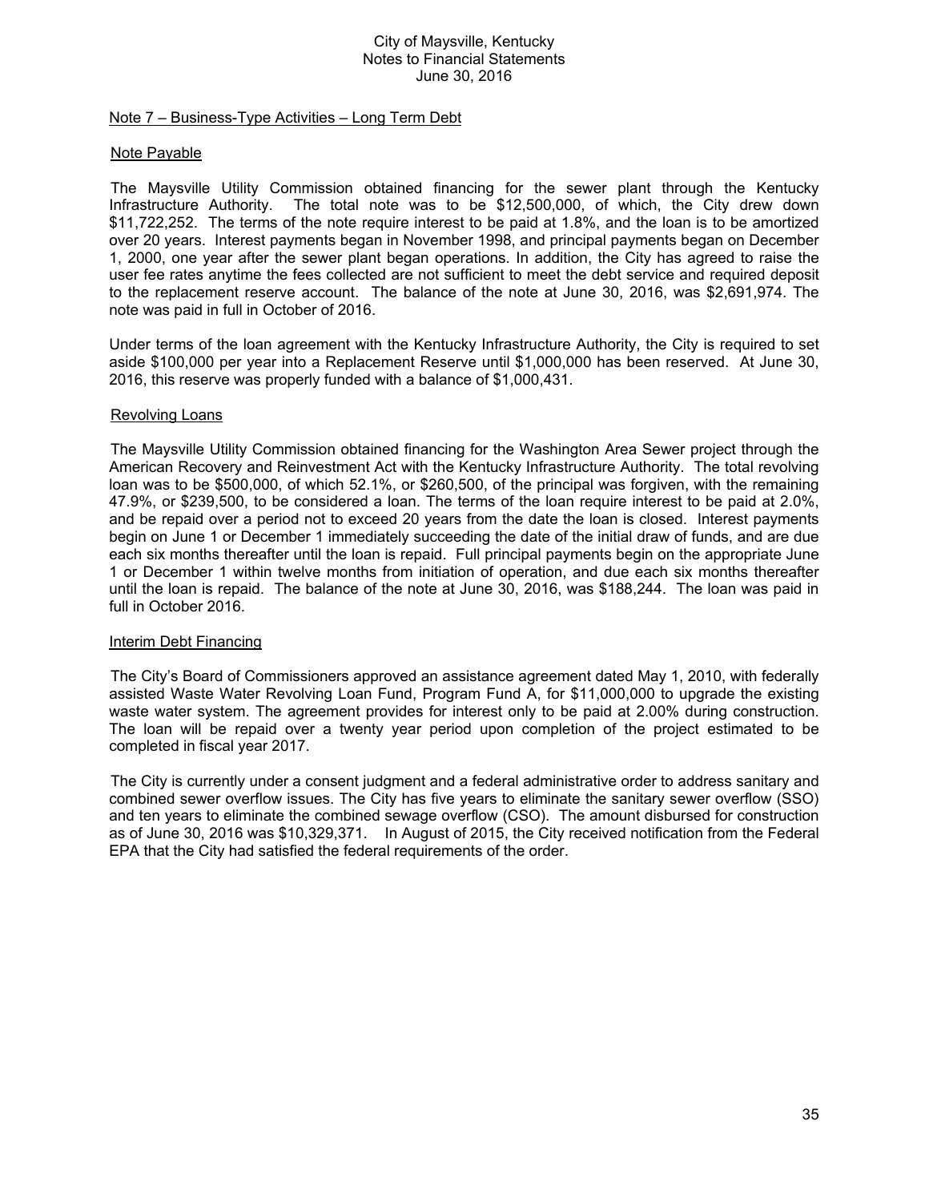## Note 7 – Business-Type Activities – Long Term Debt

### Note Payable

The Maysville Utility Commission obtained financing for the sewer plant through the Kentucky Infrastructure Authority. The total note was to be $12,500,000, of which, the City drew down $11,722,252. The terms of the note require interest to be paid at 1.8%, and the loan is to be amortized over 20 years. Interest payments began in November 1998, and principal payments began on December 1, 2000, one year after the sewer plant began operations. In addition, the City has agreed to raise the user fee rates anytime the fees collected are not sufficient to meet the debt service and required deposit to the replacement reserve account. The balance of the note at June 30, 2016, was $2,691,974. The note was paid in full in October of 2016.

Under terms of the loan agreement with the Kentucky Infrastructure Authority, the City is required to set aside $100,000 per year into a Replacement Reserve until $1,000,000 has been reserved. At June 30, 2016, this reserve was properly funded with a balance of $1,000,431.

### Revolving Loans

The Maysville Utility Commission obtained financing for the Washington Area Sewer project through the American Recovery and Reinvestment Act with the Kentucky Infrastructure Authority. The total revolving loan was to be $500,000, of which 52.1%, or $260,500, of the principal was forgiven, with the remaining 47.9%, or $239,500, to be considered a loan. The terms of the loan require interest to be paid at 2.0%, and be repaid over a period not to exceed 20 years from the date the loan is closed. Interest payments begin on June 1 or December 1 immediately succeeding the date of the initial draw of funds, and are due each six months thereafter until the loan is repaid. Full principal payments begin on the appropriate June 1 or December 1 within twelve months from initiation of operation, and due each six months thereafter until the loan is repaid. The balance of the note at June 30, 2016, was $188,244. The loan was paid in full in October 2016.

### Interim Debt Financing

The City's Board of Commissioners approved an assistance agreement dated May 1, 2010, with federally assisted Waste Water Revolving Loan Fund, Program Fund A, for $11,000,000 to upgrade the existing waste water system. The agreement provides for interest only to be paid at 2.00% during construction. The loan will be repaid over a twenty year period upon completion of the project estimated to be completed in fiscal year 2017.

The City is currently under a consent judgment and a federal administrative order to address sanitary and combined sewer overflow issues. The City has five years to eliminate the sanitary sewer overflow (SSO) and ten years to eliminate the combined sewage overflow (CSO). The amount disbursed for construction as of June 30, 2016 was $10,329,371. In August of 2015, the City received notification from the Federal EPA that the City had satisfied the federal requirements of the order.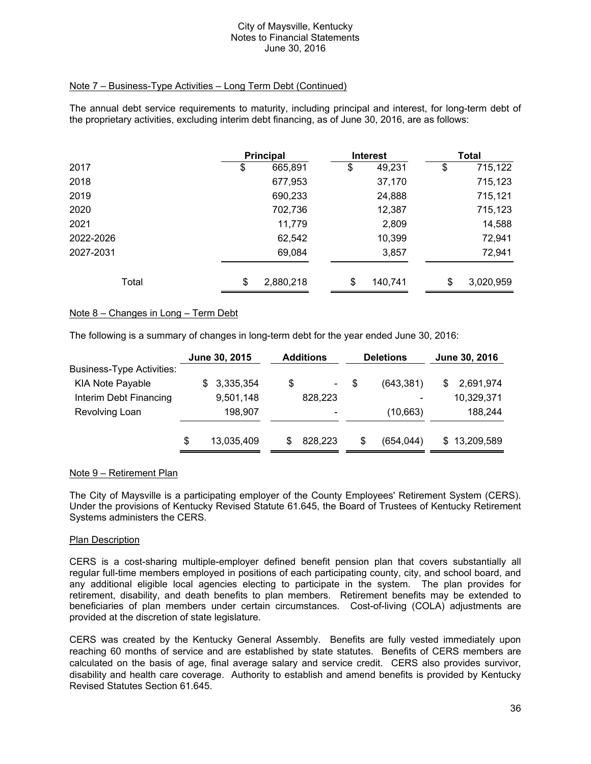### Note 7 – Business-Type Activities – Long Term Debt (Continued)

The annual debt service requirements to maturity, including principal and interest, for long-term debt of the proprietary activities, excluding interim debt financing, as of June 30, 2016, are as follows:

| | Principal | Interest | Total |
|---|---|---|---|
| 2017 | $ 665,891 | $ 49,231 | $ 715,122 |
| 2018 | 677,953 | 37,170 | 715,123 |
| 2019 | 690,233 | 24,888 | 715,121 |
| 2020 | 702,736 | 12,387 | 715,123 |
| 2021 | 11,779 | 2,809 | 14,588 |
| 2022-2026 | 62,542 | 10,399 | 72,941 |
| 2027-2031 | 69,084 | 3,857 | 72,941 |
| Total | $ 2,880,218 | $ 140,741 | $ 3,020,959 |

### Note 8 – Changes in Long – Term Debt

The following is a summary of changes in long-term debt for the year ended June 30, 2016:

| | June 30, 2015 | Additions | Deletions | June 30, 2016 |
|---|---|---|---|---|
| Business-Type Activities: | | | | |
| KIA Note Payable | $ 3,335,354 | $ - | $ (643,381) | $ 2,691,974 |
| Interim Debt Financing | 9,501,148 | 828,223 | - | 10,329,371 |
| Revolving Loan | 198,907 | - | (10,663) | 188,244 |
| | $ 13,035,409 | $ 828,223 | $ (654,044) | $ 13,209,589 |

### Note 9 – Retirement Plan

The City of Maysville is a participating employer of the County Employees' Retirement System (CERS). Under the provisions of Kentucky Revised Statute 61.645, the Board of Trustees of Kentucky Retirement Systems administers the CERS.

#### Plan Description

CERS is a cost-sharing multiple-employer defined benefit pension plan that covers substantially all regular full-time members employed in positions of each participating county, city, and school board, and any additional eligible local agencies electing to participate in the system. The plan provides for retirement, disability, and death benefits to plan members. Retirement benefits may be extended to beneficiaries of plan members under certain circumstances. Cost-of-living (COLA) adjustments are provided at the discretion of state legislature.

CERS was created by the Kentucky General Assembly. Benefits are fully vested immediately upon reaching 60 months of service and are established by state statutes. Benefits of CERS members are calculated on the basis of age, final average salary and service credit. CERS also provides survivor, disability and health care coverage. Authority to establish and amend benefits is provided by Kentucky Revised Statutes Section 61.645.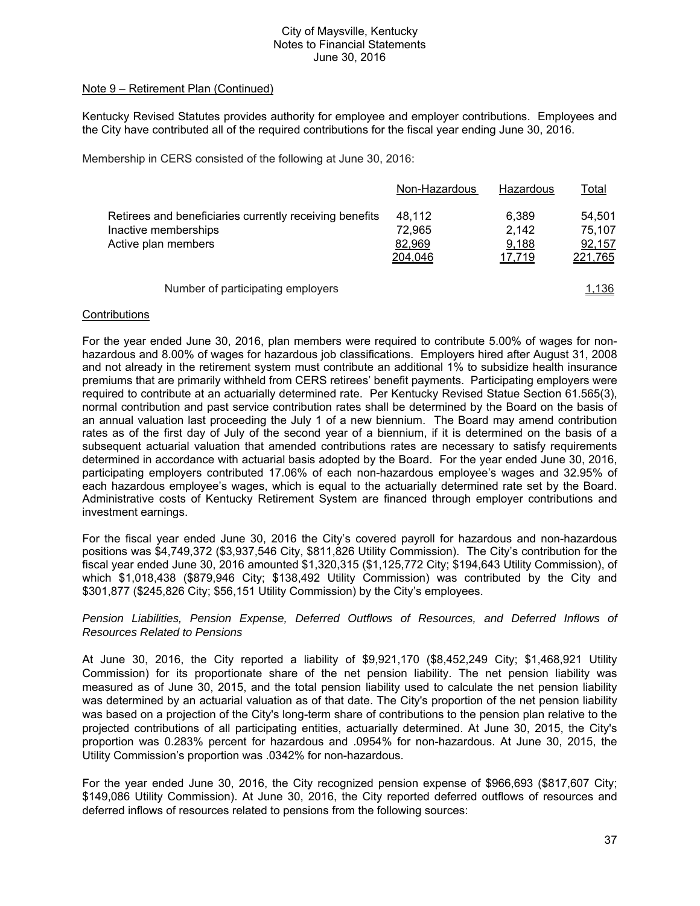Note 9 – Retirement Plan (Continued)

Kentucky Revised Statutes provides authority for employee and employer contributions. Employees and the City have contributed all of the required contributions for the fiscal year ending June 30, 2016.

Membership in CERS consisted of the following at June 30, 2016:

| | Non-Hazardous | Hazardous | Total |
|---|---|---|---|
| Retirees and beneficiaries currently receiving benefits | 48,112 | 6,389 | 54,501 |
| Inactive memberships | 72,965 | 2,142 | 75,107 |
| Active plan members | 82,969 | 9,188 | 92,157 |
| | 204,046 | 17,719 | 221,765 |
| Number of participating employers | | | 1,136 |

Contributions

For the year ended June 30, 2016, plan members were required to contribute 5.00% of wages for non-hazardous and 8.00% of wages for hazardous job classifications. Employers hired after August 31, 2008 and not already in the retirement system must contribute an additional 1% to subsidize health insurance premiums that are primarily withheld from CERS retirees' benefit payments. Participating employers were required to contribute at an actuarially determined rate. Per Kentucky Revised Statue Section 61.565(3), normal contribution and past service contribution rates shall be determined by the Board on the basis of an annual valuation last proceeding the July 1 of a new biennium. The Board may amend contribution rates as of the first day of July of the second year of a biennium, if it is determined on the basis of a subsequent actuarial valuation that amended contributions rates are necessary to satisfy requirements determined in accordance with actuarial basis adopted by the Board. For the year ended June 30, 2016, participating employers contributed 17.06% of each non-hazardous employee's wages and 32.95% of each hazardous employee's wages, which is equal to the actuarially determined rate set by the Board. Administrative costs of Kentucky Retirement System are financed through employer contributions and investment earnings.

For the fiscal year ended June 30, 2016 the City's covered payroll for hazardous and non-hazardous positions was $4,749,372 ($3,937,546 City, $811,826 Utility Commission). The City's contribution for the fiscal year ended June 30, 2016 amounted $1,320,315 ($1,125,772 City; $194,643 Utility Commission), of which $1,018,438 ($879,946 City; $138,492 Utility Commission) was contributed by the City and $301,877 ($245,826 City; $56,151 Utility Commission) by the City's employees.

*Pension Liabilities, Pension Expense, Deferred Outflows of Resources, and Deferred Inflows of Resources Related to Pensions*

At June 30, 2016, the City reported a liability of $9,921,170 ($8,452,249 City; $1,468,921 Utility Commission) for its proportionate share of the net pension liability. The net pension liability was measured as of June 30, 2015, and the total pension liability used to calculate the net pension liability was determined by an actuarial valuation as of that date. The City's proportion of the net pension liability was based on a projection of the City's long-term share of contributions to the pension plan relative to the projected contributions of all participating entities, actuarially determined. At June 30, 2015, the City's proportion was 0.283% percent for hazardous and .0954% for non-hazardous. At June 30, 2015, the Utility Commission's proportion was .0342% for non-hazardous.

For the year ended June 30, 2016, the City recognized pension expense of $966,693 ($817,607 City; $149,086 Utility Commission). At June 30, 2016, the City reported deferred outflows of resources and deferred inflows of resources related to pensions from the following sources: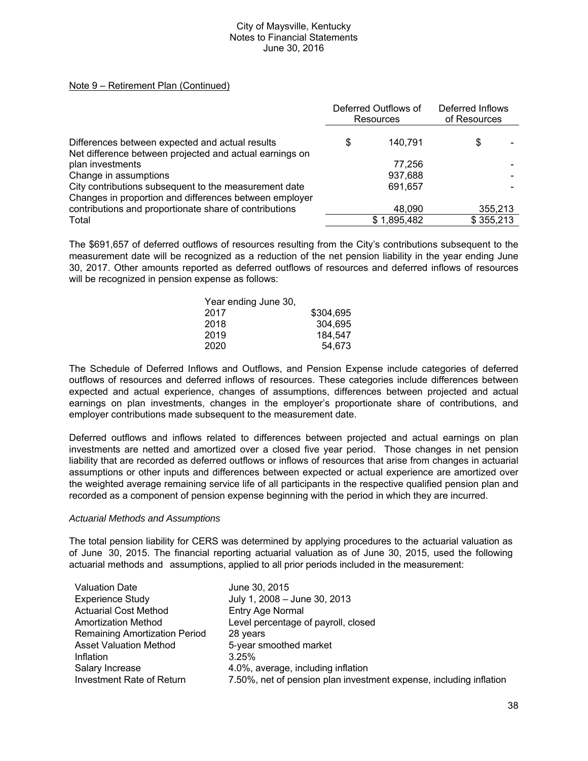Note 9 – Retirement Plan (Continued)

| | Deferred Outflows of Resources | Deferred Inflows of Resources |
|---|---|---|
| Differences between expected and actual results | $ 140,791 | $ - |
| Net difference between projected and actual earnings on plan investments | 77,256 | - |
| Change in assumptions | 937,688 | - |
| City contributions subsequent to the measurement date | 691,657 | - |
| Changes in proportion and differences between employer contributions and proportionate share of contributions | 48,090 | 355,213 |
| Total | $ 1,895,482 | $ 355,213 |

The $691,657 of deferred outflows of resources resulting from the City's contributions subsequent to the measurement date will be recognized as a reduction of the net pension liability in the year ending June 30, 2017. Other amounts reported as deferred outflows of resources and deferred inflows of resources will be recognized in pension expense as follows:

| Year ending June 30, | |
|---|---|
| 2017 | $304,695 |
| 2018 | 304,695 |
| 2019 | 184,547 |
| 2020 | 54,673 |

The Schedule of Deferred Inflows and Outflows, and Pension Expense include categories of deferred outflows of resources and deferred inflows of resources. These categories include differences between expected and actual experience, changes of assumptions, differences between projected and actual earnings on plan investments, changes in the employer's proportionate share of contributions, and employer contributions made subsequent to the measurement date.

Deferred outflows and inflows related to differences between projected and actual earnings on plan investments are netted and amortized over a closed five year period. Those changes in net pension liability that are recorded as deferred outflows or inflows of resources that arise from changes in actuarial assumptions or other inputs and differences between expected or actual experience are amortized over the weighted average remaining service life of all participants in the respective qualified pension plan and recorded as a component of pension expense beginning with the period in which they are incurred.

*Actuarial Methods and Assumptions*

The total pension liability for CERS was determined by applying procedures to the actuarial valuation as of June 30, 2015. The financial reporting actuarial valuation as of June 30, 2015, used the following actuarial methods and assumptions, applied to all prior periods included in the measurement:

| | |
|---|---|
| Valuation Date | June 30, 2015 |
| Experience Study | July 1, 2008 – June 30, 2013 |
| Actuarial Cost Method | Entry Age Normal |
| Amortization Method | Level percentage of payroll, closed |
| Remaining Amortization Period | 28 years |
| Asset Valuation Method | 5-year smoothed market |
| Inflation | 3.25% |
| Salary Increase | 4.0%, average, including inflation |
| Investment Rate of Return | 7.50%, net of pension plan investment expense, including inflation |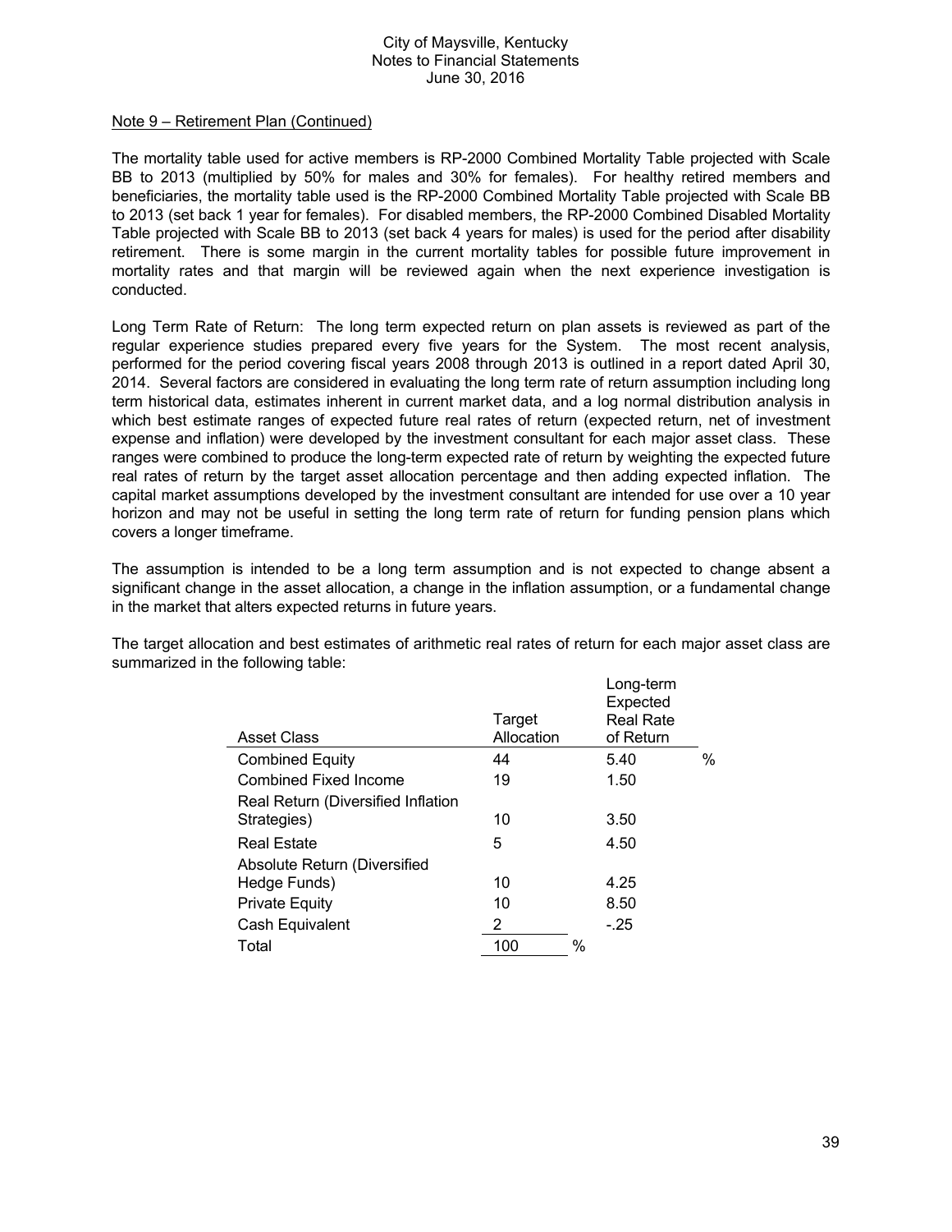Note 9 – Retirement Plan (Continued)

The mortality table used for active members is RP-2000 Combined Mortality Table projected with Scale BB to 2013 (multiplied by 50% for males and 30% for females). For healthy retired members and beneficiaries, the mortality table used is the RP-2000 Combined Mortality Table projected with Scale BB to 2013 (set back 1 year for females). For disabled members, the RP-2000 Combined Disabled Mortality Table projected with Scale BB to 2013 (set back 4 years for males) is used for the period after disability retirement. There is some margin in the current mortality tables for possible future improvement in mortality rates and that margin will be reviewed again when the next experience investigation is conducted.

Long Term Rate of Return: The long term expected return on plan assets is reviewed as part of the regular experience studies prepared every five years for the System. The most recent analysis, performed for the period covering fiscal years 2008 through 2013 is outlined in a report dated April 30, 2014. Several factors are considered in evaluating the long term rate of return assumption including long term historical data, estimates inherent in current market data, and a log normal distribution analysis in which best estimate ranges of expected future real rates of return (expected return, net of investment expense and inflation) were developed by the investment consultant for each major asset class. These ranges were combined to produce the long-term expected rate of return by weighting the expected future real rates of return by the target asset allocation percentage and then adding expected inflation. The capital market assumptions developed by the investment consultant are intended for use over a 10 year horizon and may not be useful in setting the long term rate of return for funding pension plans which covers a longer timeframe.

The assumption is intended to be a long term assumption and is not expected to change absent a significant change in the asset allocation, a change in the inflation assumption, or a fundamental change in the market that alters expected returns in future years.

The target allocation and best estimates of arithmetic real rates of return for each major asset class are summarized in the following table:

| Asset Class | Target Allocation | Long-term Expected Real Rate of Return |
|---|---|---|
| Combined Equity | 44 | 5.40 % |
| Combined Fixed Income | 19 | 1.50 |
| Real Return (Diversified Inflation Strategies) | 10 | 3.50 |
| Real Estate | 5 | 4.50 |
| Absolute Return (Diversified Hedge Funds) | 10 | 4.25 |
| Private Equity | 10 | 8.50 |
| Cash Equivalent | 2 | -.25 |
| Total | 100 % | |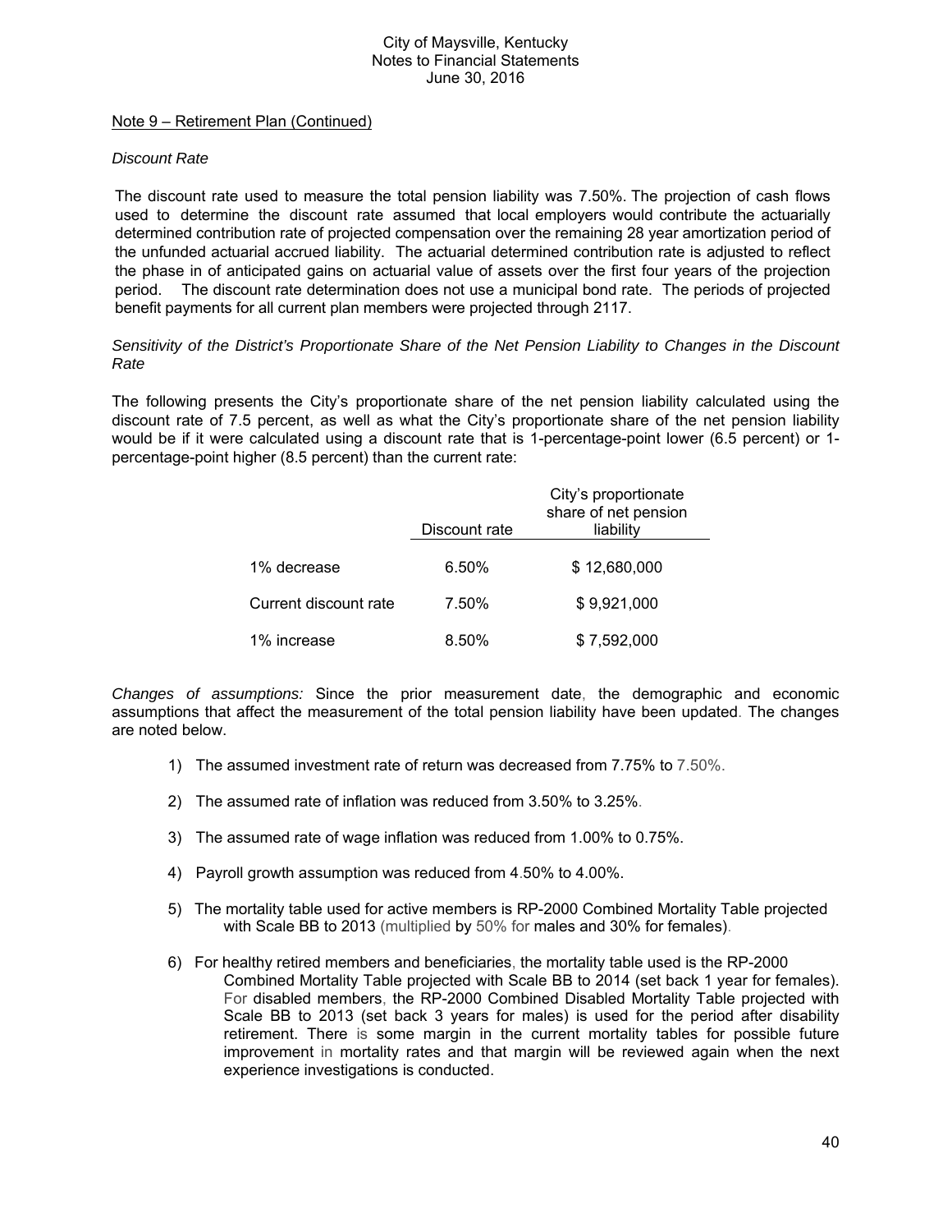Note 9 – Retirement Plan (Continued)

*Discount Rate*

The discount rate used to measure the total pension liability was 7.50%. The projection of cash flows used to determine the discount rate assumed that local employers would contribute the actuarially determined contribution rate of projected compensation over the remaining 28 year amortization period of the unfunded actuarial accrued liability. The actuarial determined contribution rate is adjusted to reflect the phase in of anticipated gains on actuarial value of assets over the first four years of the projection period. The discount rate determination does not use a municipal bond rate. The periods of projected benefit payments for all current plan members were projected through 2117.

*Sensitivity of the District's Proportionate Share of the Net Pension Liability to Changes in the Discount Rate*

The following presents the City's proportionate share of the net pension liability calculated using the discount rate of 7.5 percent, as well as what the City's proportionate share of the net pension liability would be if it were calculated using a discount rate that is 1-percentage-point lower (6.5 percent) or 1-percentage-point higher (8.5 percent) than the current rate:

| | Discount rate | City's proportionate share of net pension liability |
|---|---|---|
| 1% decrease | 6.50% | $ 12,680,000 |
| Current discount rate | 7.50% | $ 9,921,000 |
| 1% increase | 8.50% | $ 7,592,000 |

*Changes of assumptions:* Since the prior measurement date, the demographic and economic assumptions that affect the measurement of the total pension liability have been updated. The changes are noted below.

1) The assumed investment rate of return was decreased from 7.75% to 7.50%.
2) The assumed rate of inflation was reduced from 3.50% to 3.25%.
3) The assumed rate of wage inflation was reduced from 1.00% to 0.75%.
4) Payroll growth assumption was reduced from 4.50% to 4.00%.
5) The mortality table used for active members is RP-2000 Combined Mortality Table projected with Scale BB to 2013 (multiplied by 50% for males and 30% for females).
6) For healthy retired members and beneficiaries, the mortality table used is the RP-2000 Combined Mortality Table projected with Scale BB to 2014 (set back 1 year for females). For disabled members, the RP-2000 Combined Disabled Mortality Table projected with Scale BB to 2013 (set back 3 years for males) is used for the period after disability retirement. There is some margin in the current mortality tables for possible future improvement in mortality rates and that margin will be reviewed again when the next experience investigations is conducted.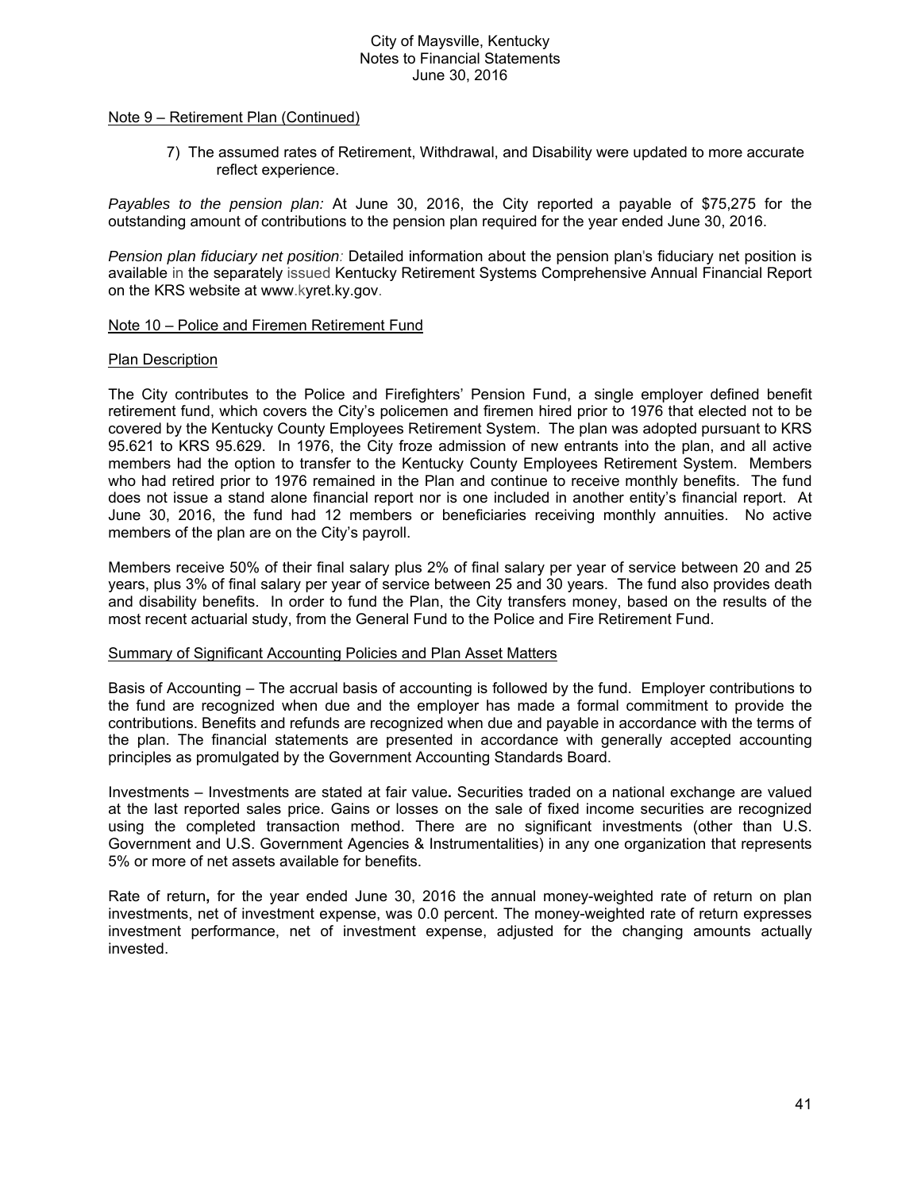Note 9 – Retirement Plan (Continued)

7) The assumed rates of Retirement, Withdrawal, and Disability were updated to more accurate reflect experience.

*Payables to the pension plan:* At June 30, 2016, the City reported a payable of $75,275 for the outstanding amount of contributions to the pension plan required for the year ended June 30, 2016.

*Pension plan fiduciary net position:* Detailed information about the pension plan's fiduciary net position is available in the separately issued Kentucky Retirement Systems Comprehensive Annual Financial Report on the KRS website at www.kyret.ky.gov.

Note 10 – Police and Firemen Retirement Fund

Plan Description

The City contributes to the Police and Firefighters' Pension Fund, a single employer defined benefit retirement fund, which covers the City's policemen and firemen hired prior to 1976 that elected not to be covered by the Kentucky County Employees Retirement System. The plan was adopted pursuant to KRS 95.621 to KRS 95.629. In 1976, the City froze admission of new entrants into the plan, and all active members had the option to transfer to the Kentucky County Employees Retirement System. Members who had retired prior to 1976 remained in the Plan and continue to receive monthly benefits. The fund does not issue a stand alone financial report nor is one included in another entity's financial report. At June 30, 2016, the fund had 12 members or beneficiaries receiving monthly annuities. No active members of the plan are on the City's payroll.

Members receive 50% of their final salary plus 2% of final salary per year of service between 20 and 25 years, plus 3% of final salary per year of service between 25 and 30 years. The fund also provides death and disability benefits. In order to fund the Plan, the City transfers money, based on the results of the most recent actuarial study, from the General Fund to the Police and Fire Retirement Fund.

Summary of Significant Accounting Policies and Plan Asset Matters

Basis of Accounting – The accrual basis of accounting is followed by the fund. Employer contributions to the fund are recognized when due and the employer has made a formal commitment to provide the contributions. Benefits and refunds are recognized when due and payable in accordance with the terms of the plan. The financial statements are presented in accordance with generally accepted accounting principles as promulgated by the Government Accounting Standards Board.

Investments – Investments are stated at fair value**.** Securities traded on a national exchange are valued at the last reported sales price. Gains or losses on the sale of fixed income securities are recognized using the completed transaction method. There are no significant investments (other than U.S. Government and U.S. Government Agencies & Instrumentalities) in any one organization that represents 5% or more of net assets available for benefits.

Rate of return**,** for the year ended June 30, 2016 the annual money-weighted rate of return on plan investments, net of investment expense, was 0.0 percent. The money-weighted rate of return expresses investment performance, net of investment expense, adjusted for the changing amounts actually invested.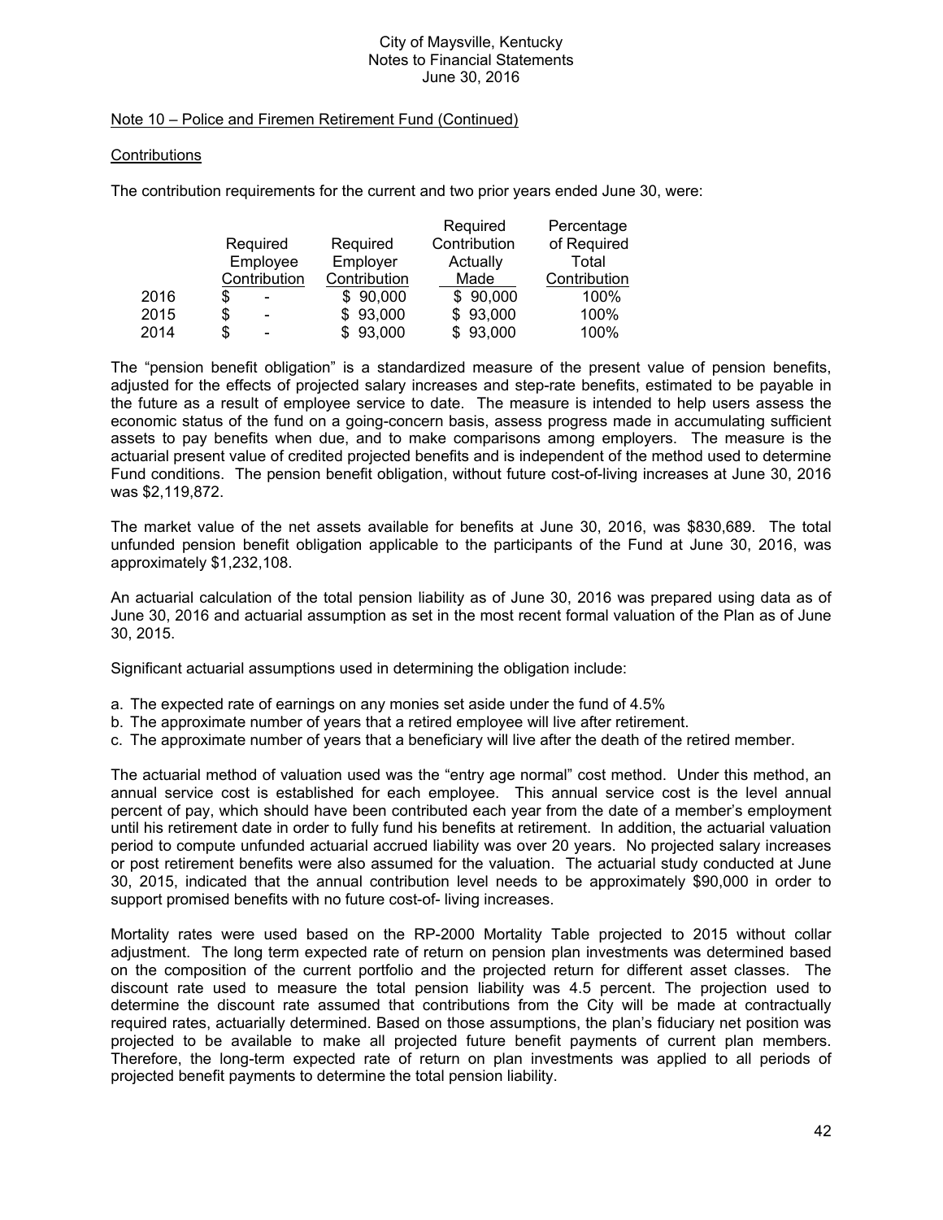City of Maysville, Kentucky
Notes to Financial Statements
June 30, 2016

Note 10 – Police and Firemen Retirement Fund (Continued)

Contributions

The contribution requirements for the current and two prior years ended June 30, were:

| | Required Employee Contribution | Required Employer Contribution | Required Contribution Actually Made | Percentage of Required Total Contribution |
|---|---|---|---|---|
| 2016 | $ - | $ 90,000 | $ 90,000 | 100% |
| 2015 | $ - | $ 93,000 | $ 93,000 | 100% |
| 2014 | $ - | $ 93,000 | $ 93,000 | 100% |

The "pension benefit obligation" is a standardized measure of the present value of pension benefits, adjusted for the effects of projected salary increases and step-rate benefits, estimated to be payable in the future as a result of employee service to date. The measure is intended to help users assess the economic status of the fund on a going-concern basis, assess progress made in accumulating sufficient assets to pay benefits when due, and to make comparisons among employers. The measure is the actuarial present value of credited projected benefits and is independent of the method used to determine Fund conditions. The pension benefit obligation, without future cost-of-living increases at June 30, 2016 was $2,119,872.

The market value of the net assets available for benefits at June 30, 2016, was $830,689. The total unfunded pension benefit obligation applicable to the participants of the Fund at June 30, 2016, was approximately $1,232,108.

An actuarial calculation of the total pension liability as of June 30, 2016 was prepared using data as of June 30, 2016 and actuarial assumption as set in the most recent formal valuation of the Plan as of June 30, 2015.

Significant actuarial assumptions used in determining the obligation include:

a. The expected rate of earnings on any monies set aside under the fund of 4.5%
b. The approximate number of years that a retired employee will live after retirement.
c. The approximate number of years that a beneficiary will live after the death of the retired member.

The actuarial method of valuation used was the "entry age normal" cost method. Under this method, an annual service cost is established for each employee. This annual service cost is the level annual percent of pay, which should have been contributed each year from the date of a member's employment until his retirement date in order to fully fund his benefits at retirement. In addition, the actuarial valuation period to compute unfunded actuarial accrued liability was over 20 years. No projected salary increases or post retirement benefits were also assumed for the valuation. The actuarial study conducted at June 30, 2015, indicated that the annual contribution level needs to be approximately $90,000 in order to support promised benefits with no future cost-of- living increases.

Mortality rates were used based on the RP-2000 Mortality Table projected to 2015 without collar adjustment. The long term expected rate of return on pension plan investments was determined based on the composition of the current portfolio and the projected return for different asset classes. The discount rate used to measure the total pension liability was 4.5 percent. The projection used to determine the discount rate assumed that contributions from the City will be made at contractually required rates, actuarially determined. Based on those assumptions, the plan's fiduciary net position was projected to be available to make all projected future benefit payments of current plan members. Therefore, the long-term expected rate of return on plan investments was applied to all periods of projected benefit payments to determine the total pension liability.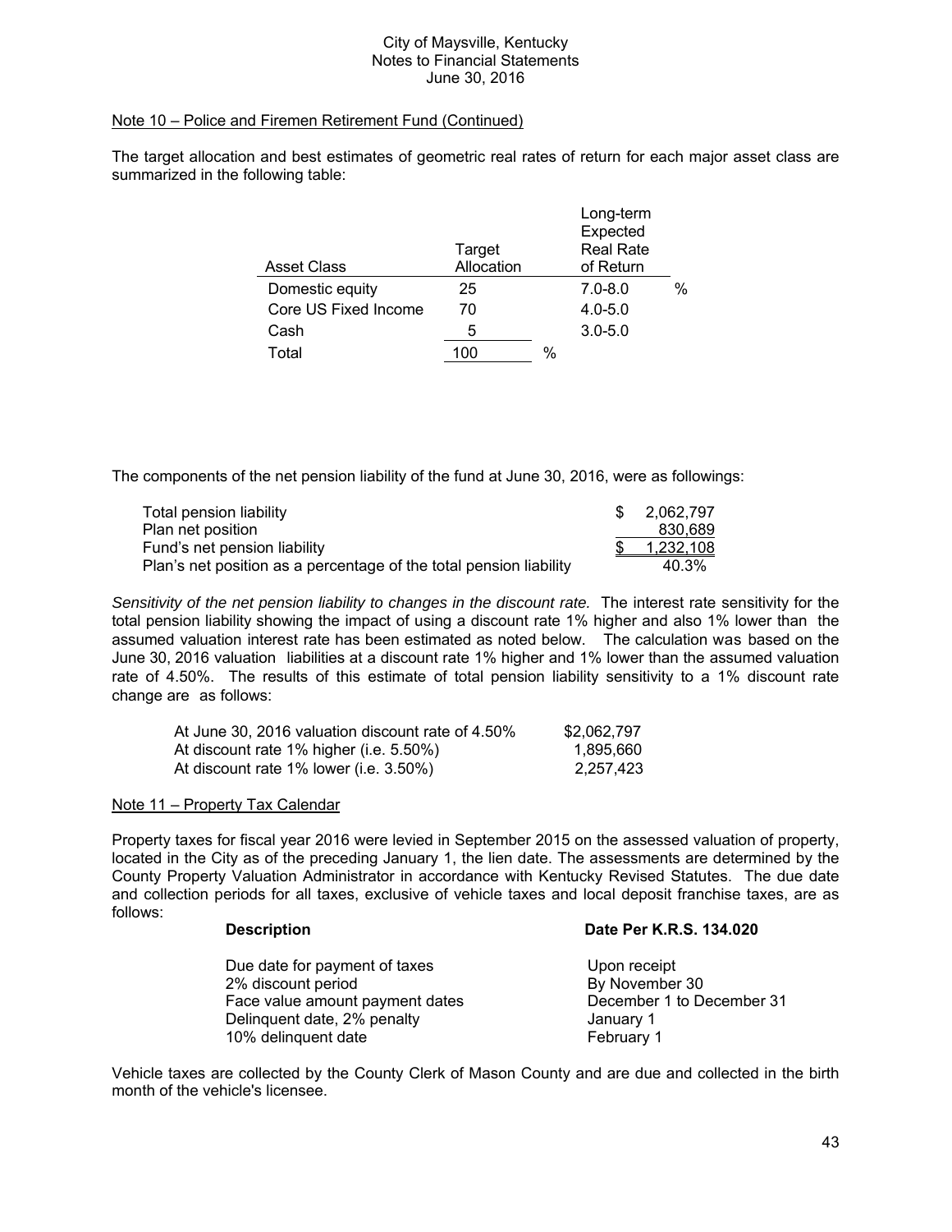City of Maysville, Kentucky
Notes to Financial Statements
June 30, 2016

Note 10 – Police and Firemen Retirement Fund (Continued)

The target allocation and best estimates of geometric real rates of return for each major asset class are summarized in the following table:

| Asset Class | Target Allocation | Long-term Expected Real Rate of Return |
|---|---|---|
| Domestic equity | 25 | 7.0-8.0 % |
| Core US Fixed Income | 70 | 4.0-5.0 |
| Cash | 5 | 3.0-5.0 |
| Total | 100 % | |

The components of the net pension liability of the fund at June 30, 2016, were as followings:

| | |
|---|---|
| Total pension liability | $ 2,062,797 |
| Plan net position | 830,689 |
| Fund's net pension liability | $ 1,232,108 |
| Plan's net position as a percentage of the total pension liability | 40.3% |

*Sensitivity of the net pension liability to changes in the discount rate.* The interest rate sensitivity for the total pension liability showing the impact of using a discount rate 1% higher and also 1% lower than the assumed valuation interest rate has been estimated as noted below. The calculation was based on the June 30, 2016 valuation liabilities at a discount rate 1% higher and 1% lower than the assumed valuation rate of 4.50%. The results of this estimate of total pension liability sensitivity to a 1% discount rate change are as follows:

| | |
|---|---|
| At June 30, 2016 valuation discount rate of 4.50% | $2,062,797 |
| At discount rate 1% higher (i.e. 5.50%) | 1,895,660 |
| At discount rate 1% lower (i.e. 3.50%) | 2,257,423 |

Note 11 – Property Tax Calendar

Property taxes for fiscal year 2016 were levied in September 2015 on the assessed valuation of property, located in the City as of the preceding January 1, the lien date. The assessments are determined by the County Property Valuation Administrator in accordance with Kentucky Revised Statutes. The due date and collection periods for all taxes, exclusive of vehicle taxes and local deposit franchise taxes, are as follows:

| **Description** | **Date Per K.R.S. 134.020** |
|---|---|
| Due date for payment of taxes | Upon receipt |
| 2% discount period | By November 30 |
| Face value amount payment dates | December 1 to December 31 |
| Delinquent date, 2% penalty | January 1 |
| 10% delinquent date | February 1 |

Vehicle taxes are collected by the County Clerk of Mason County and are due and collected in the birth month of the vehicle's licensee.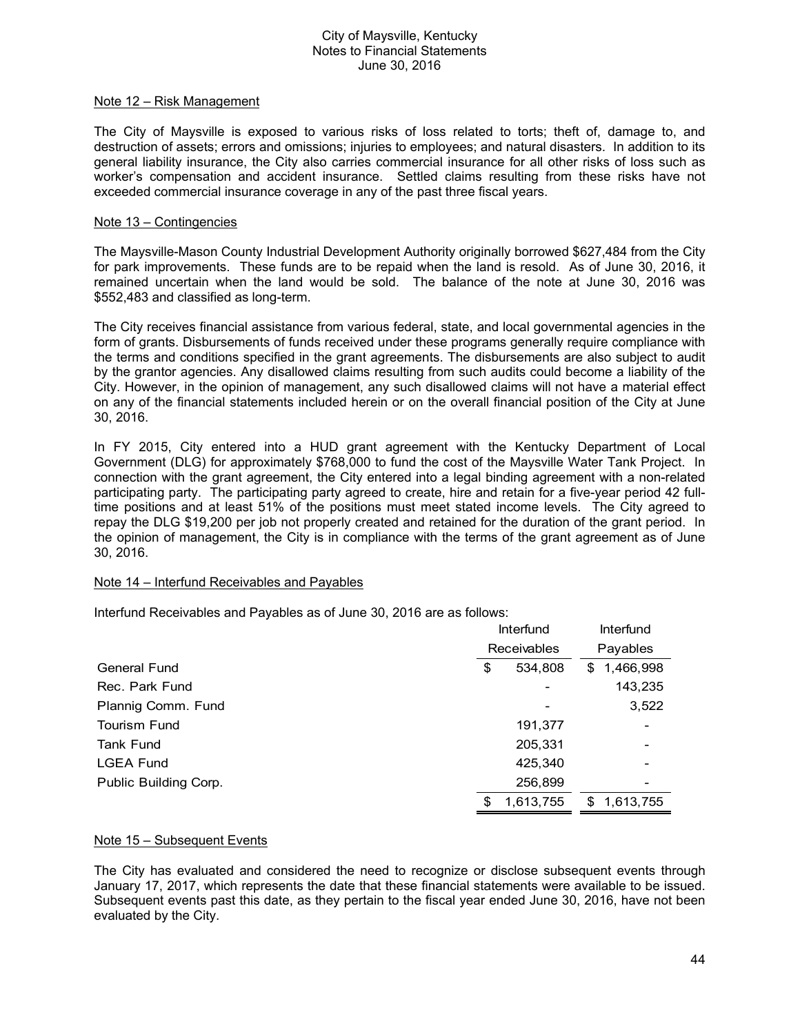## Note 12 – Risk Management

The City of Maysville is exposed to various risks of loss related to torts; theft of, damage to, and destruction of assets; errors and omissions; injuries to employees; and natural disasters. In addition to its general liability insurance, the City also carries commercial insurance for all other risks of loss such as worker's compensation and accident insurance. Settled claims resulting from these risks have not exceeded commercial insurance coverage in any of the past three fiscal years.

## Note 13 – Contingencies

The Maysville-Mason County Industrial Development Authority originally borrowed $627,484 from the City for park improvements. These funds are to be repaid when the land is resold. As of June 30, 2016, it remained uncertain when the land would be sold. The balance of the note at June 30, 2016 was $552,483 and classified as long-term.

The City receives financial assistance from various federal, state, and local governmental agencies in the form of grants. Disbursements of funds received under these programs generally require compliance with the terms and conditions specified in the grant agreements. The disbursements are also subject to audit by the grantor agencies. Any disallowed claims resulting from such audits could become a liability of the City. However, in the opinion of management, any such disallowed claims will not have a material effect on any of the financial statements included herein or on the overall financial position of the City at June 30, 2016.

In FY 2015, City entered into a HUD grant agreement with the Kentucky Department of Local Government (DLG) for approximately $768,000 to fund the cost of the Maysville Water Tank Project. In connection with the grant agreement, the City entered into a legal binding agreement with a non-related participating party. The participating party agreed to create, hire and retain for a five-year period 42 full-time positions and at least 51% of the positions must meet stated income levels. The City agreed to repay the DLG $19,200 per job not properly created and retained for the duration of the grant period. In the opinion of management, the City is in compliance with the terms of the grant agreement as of June 30, 2016.

## Note 14 – Interfund Receivables and Payables

Interfund Receivables and Payables as of June 30, 2016 are as follows:

| | Interfund Receivables | Interfund Payables |
|---|---|---|
| General Fund | $ 534,808 | $ 1,466,998 |
| Rec. Park Fund | - | 143,235 |
| Plannig Comm. Fund | - | 3,522 |
| Tourism Fund | 191,377 | - |
| Tank Fund | 205,331 | - |
| LGEA Fund | 425,340 | - |
| Public Building Corp. | 256,899 | - |
| | $ 1,613,755 | $ 1,613,755 |

## Note 15 – Subsequent Events

The City has evaluated and considered the need to recognize or disclose subsequent events through January 17, 2017, which represents the date that these financial statements were available to be issued. Subsequent events past this date, as they pertain to the fiscal year ended June 30, 2016, have not been evaluated by the City.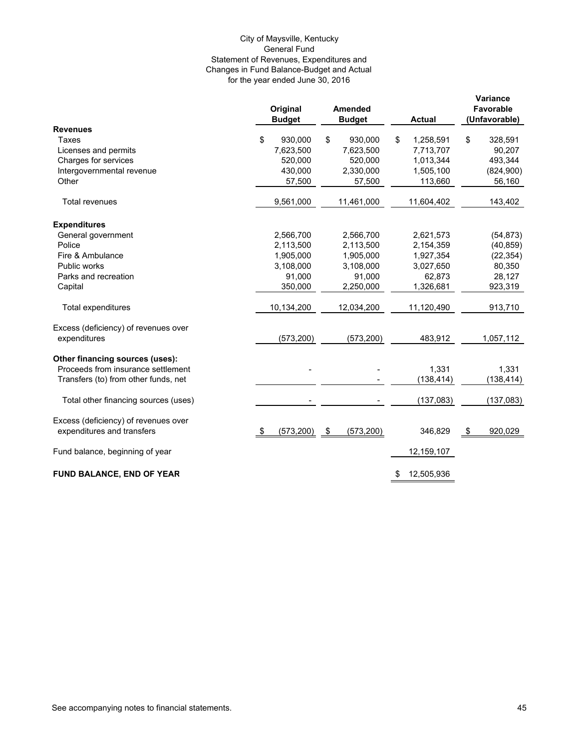City of Maysville, Kentucky
General Fund
Statement of Revenues, Expenditures and
Changes in Fund Balance-Budget and Actual
for the year ended June 30, 2016

| | Original Budget | Amended Budget | Actual | Variance Favorable (Unfavorable) |
|---|---|---|---|---|
| **Revenues** | | | | |
| Taxes | $ 930,000 | $ 930,000 | $ 1,258,591 | $ 328,591 |
| Licenses and permits | 7,623,500 | 7,623,500 | 7,713,707 | 90,207 |
| Charges for services | 520,000 | 520,000 | 1,013,344 | 493,344 |
| Intergovernmental revenue | 430,000 | 2,330,000 | 1,505,100 | (824,900) |
| Other | 57,500 | 57,500 | 113,660 | 56,160 |
| Total revenues | 9,561,000 | 11,461,000 | 11,604,402 | 143,402 |
| **Expenditures** | | | | |
| General government | 2,566,700 | 2,566,700 | 2,621,573 | (54,873) |
| Police | 2,113,500 | 2,113,500 | 2,154,359 | (40,859) |
| Fire & Ambulance | 1,905,000 | 1,905,000 | 1,927,354 | (22,354) |
| Public works | 3,108,000 | 3,108,000 | 3,027,650 | 80,350 |
| Parks and recreation | 91,000 | 91,000 | 62,873 | 28,127 |
| Capital | 350,000 | 2,250,000 | 1,326,681 | 923,319 |
| Total expenditures | 10,134,200 | 12,034,200 | 11,120,490 | 913,710 |
| Excess (deficiency) of revenues over expenditures | (573,200) | (573,200) | 483,912 | 1,057,112 |
| **Other financing sources (uses):** | | | | |
| Proceeds from insurance settlement | - | - | 1,331 | 1,331 |
| Transfers (to) from other funds, net | | - | (138,414) | (138,414) |
| Total other financing sources (uses) | - | - | (137,083) | (137,083) |
| Excess (deficiency) of revenues over expenditures and transfers | $ (573,200) | $ (573,200) | 346,829 | $ 920,029 |
| Fund balance, beginning of year | | | 12,159,107 | |
| **FUND BALANCE, END OF YEAR** | | | $ 12,505,936 | |

See accompanying notes to financial statements.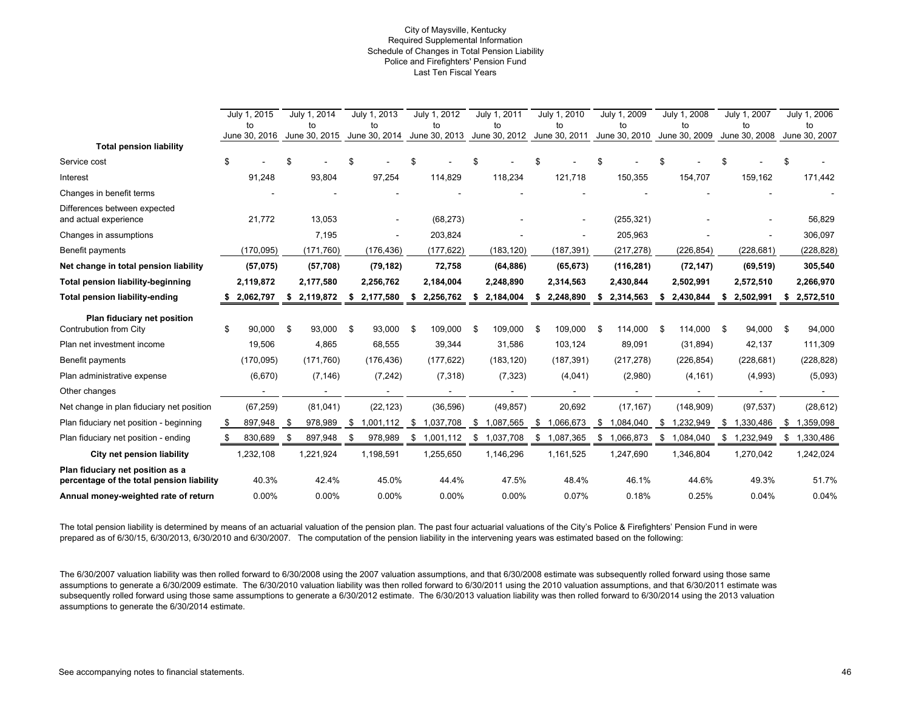City of Maysville, Kentucky
Required Supplemental Information
Schedule of Changes in Total Pension Liability
Police and Firefighters' Pension Fund
Last Ten Fiscal Years

| | July 1, 2015 to June 30, 2016 | July 1, 2014 to June 30, 2015 | July 1, 2013 to June 30, 2014 | July 1, 2012 to June 30, 2013 | July 1, 2011 to June 30, 2012 | July 1, 2010 to June 30, 2011 | July 1, 2009 to June 30, 2010 | July 1, 2008 to June 30, 2009 | July 1, 2007 to June 30, 2008 | July 1, 2006 to June 30, 2007 |
|---|---|---|---|---|---|---|---|---|---|---|
| **Total pension liability** | | | | | | | | | | |
| Service cost | $ - | $ - | $ - | $ - | $ - | $ - | $ - | $ - | $ - | $ - |
| Interest | 91,248 | 93,804 | 97,254 | 114,829 | 118,234 | 121,718 | 150,355 | 154,707 | 159,162 | 171,442 |
| Changes in benefit terms | - | - | - | - | - | - | - | - | - | - |
| Differences between expected and actual experience | 21,772 | 13,053 | - | (68,273) | - | - | (255,321) | - | - | 56,829 |
| Changes in assumptions | | 7,195 | - | 203,824 | - | - | 205,963 | - | - | 306,097 |
| Benefit payments | (170,095) | (171,760) | (176,436) | (177,622) | (183,120) | (187,391) | (217,278) | (226,854) | (228,681) | (228,828) |
| **Net change in total pension liability** | **(57,075)** | **(57,708)** | **(79,182)** | **72,758** | **(64,886)** | **(65,673)** | **(116,281)** | **(72,147)** | **(69,519)** | **305,540** |
| **Total pension liability-beginning** | **2,119,872** | **2,177,580** | **2,256,762** | **2,184,004** | **2,248,890** | **2,314,563** | **2,430,844** | **2,502,991** | **2,572,510** | **2,266,970** |
| **Total pension liability-ending** | **$ 2,062,797** | **$ 2,119,872** | **$ 2,177,580** | **$ 2,256,762** | **$ 2,184,004** | **$ 2,248,890** | **$ 2,314,563** | **$ 2,430,844** | **$ 2,502,991** | **$ 2,572,510** |
| **Plan fiduciary net position** | | | | | | | | | | |
| Contrubution from City | $ 90,000 | $ 93,000 | $ 93,000 | $ 109,000 | $ 109,000 | $ 109,000 | $ 114,000 | $ 114,000 | $ 94,000 | $ 94,000 |
| Plan net investment income | 19,506 | 4,865 | 68,555 | 39,344 | 31,586 | 103,124 | 89,091 | (31,894) | 42,137 | 111,309 |
| Benefit payments | (170,095) | (171,760) | (176,436) | (177,622) | (183,120) | (187,391) | (217,278) | (226,854) | (228,681) | (228,828) |
| Plan administrative expense | (6,670) | (7,146) | (7,242) | (7,318) | (7,323) | (4,041) | (2,980) | (4,161) | (4,993) | (5,093) |
| Other changes | - | - | - | - | - | - | - | - | - | - |
| Net change in plan fiduciary net position | (67,259) | (81,041) | (22,123) | (36,596) | (49,857) | 20,692 | (17,167) | (148,909) | (97,537) | (28,612) |
| Plan fiduciary net position - beginning | $ 897,948 | $ 978,989 | $ 1,001,112 | $ 1,037,708 | $ 1,087,565 | $ 1,066,673 | $ 1,084,040 | $ 1,232,949 | $ 1,330,486 | $ 1,359,098 |
| Plan fiduciary net position - ending | $ 830,689 | $ 897,948 | $ 978,989 | $ 1,001,112 | $ 1,037,708 | $ 1,087,365 | $ 1,066,873 | $ 1,084,040 | $ 1,232,949 | $ 1,330,486 |
| **City net pension liability** | 1,232,108 | 1,221,924 | 1,198,591 | 1,255,650 | 1,146,296 | 1,161,525 | 1,247,690 | 1,346,804 | 1,270,042 | 1,242,024 |
| **Plan fiduciary net position as a percentage of the total pension liability** | 40.3% | 42.4% | 45.0% | 44.4% | 47.5% | 48.4% | 46.1% | 44.6% | 49.3% | 51.7% |
| **Annual money-weighted rate of return** | 0.00% | 0.00% | 0.00% | 0.00% | 0.00% | 0.07% | 0.18% | 0.25% | 0.04% | 0.04% |

The total pension liability is determined by means of an actuarial valuation of the pension plan. The past four actuarial valuations of the City's Police & Firefighters' Pension Fund in were prepared as of 6/30/15, 6/30/2013, 6/30/2010 and 6/30/2007. The computation of the pension liability in the intervening years was estimated based on the following:

The 6/30/2007 valuation liability was then rolled forward to 6/30/2008 using the 2007 valuation assumptions, and that 6/30/2008 estimate was subsequently rolled forward using those same assumptions to generate a 6/30/2009 estimate. The 6/30/2010 valuation liability was then rolled forward to 6/30/2011 using the 2010 valuation assumptions, and that 6/30/2011 estimate was subsequently rolled forward using those same assumptions to generate a 6/30/2012 estimate. The 6/30/2013 valuation liability was then rolled forward to 6/30/2014 using the 2013 valuation assumptions to generate the 6/30/2014 estimate.

See accompanying notes to financial statements.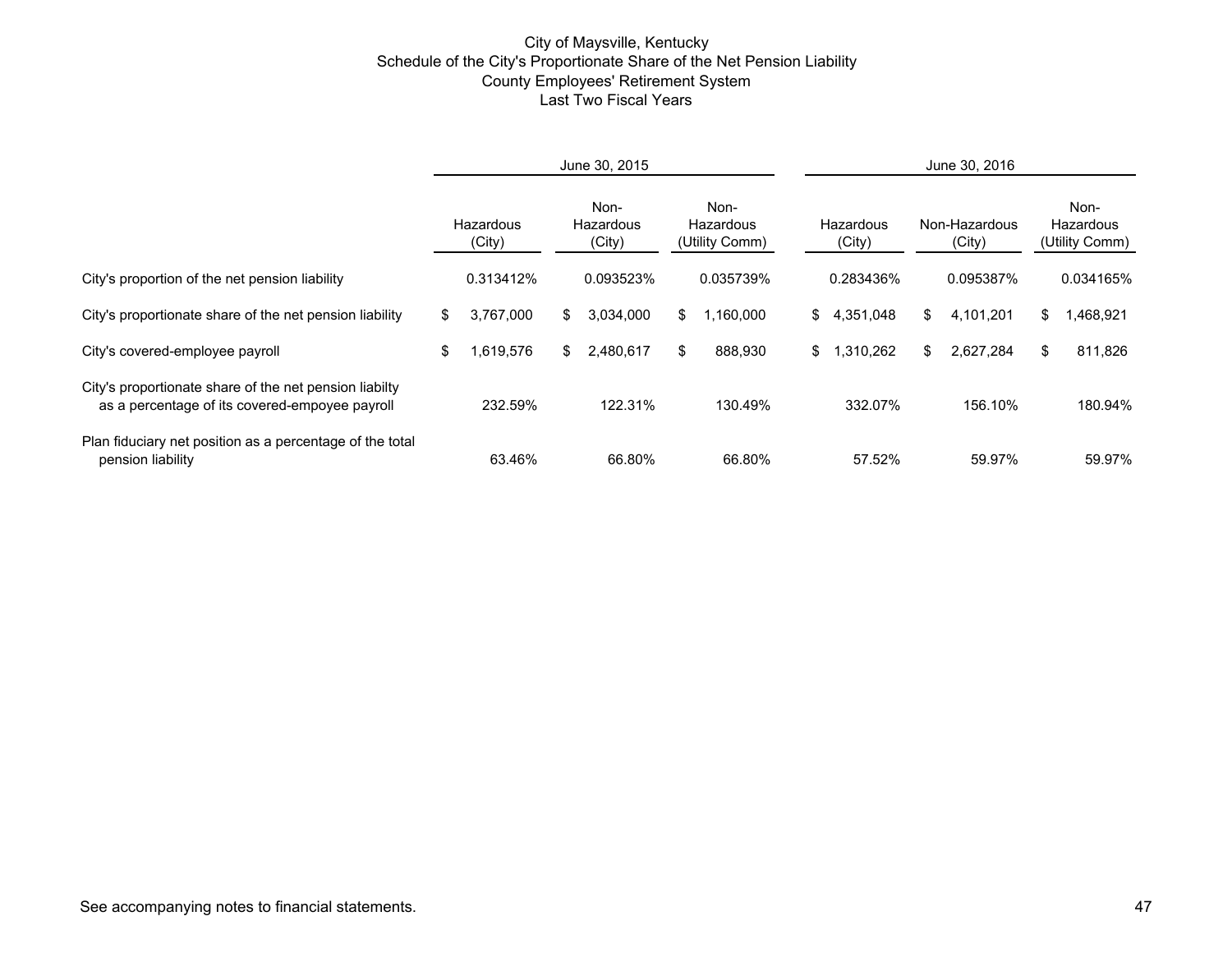# City of Maysville, Kentucky
## Schedule of the City's Proportionate Share of the Net Pension Liability
## County Employees' Retirement System
## Last Two Fiscal Years

| | June 30, 2015 | | | June 30, 2016 | | |
|---|---|---|---|---|---|---|
| | Hazardous (City) | Non-Hazardous (City) | Non-Hazardous (Utility Comm) | Hazardous (City) | Non-Hazardous (City) | Non-Hazardous (Utility Comm) |
| City's proportion of the net pension liability | 0.313412% | 0.093523% | 0.035739% | 0.283436% | 0.095387% | 0.034165% |
| City's proportionate share of the net pension liability | $ 3,767,000 | $ 3,034,000 | $ 1,160,000 | $ 4,351,048 | $ 4,101,201 | $ 1,468,921 |
| City's covered-employee payroll | $ 1,619,576 | $ 2,480,617 | $ 888,930 | $ 1,310,262 | $ 2,627,284 | $ 811,826 |
| City's proportionate share of the net pension liabilty as a percentage of its covered-empoyee payroll | 232.59% | 122.31% | 130.49% | 332.07% | 156.10% | 180.94% |
| Plan fiduciary net position as a percentage of the total pension liability | 63.46% | 66.80% | 66.80% | 57.52% | 59.97% | 59.97% |

See accompanying notes to financial statements.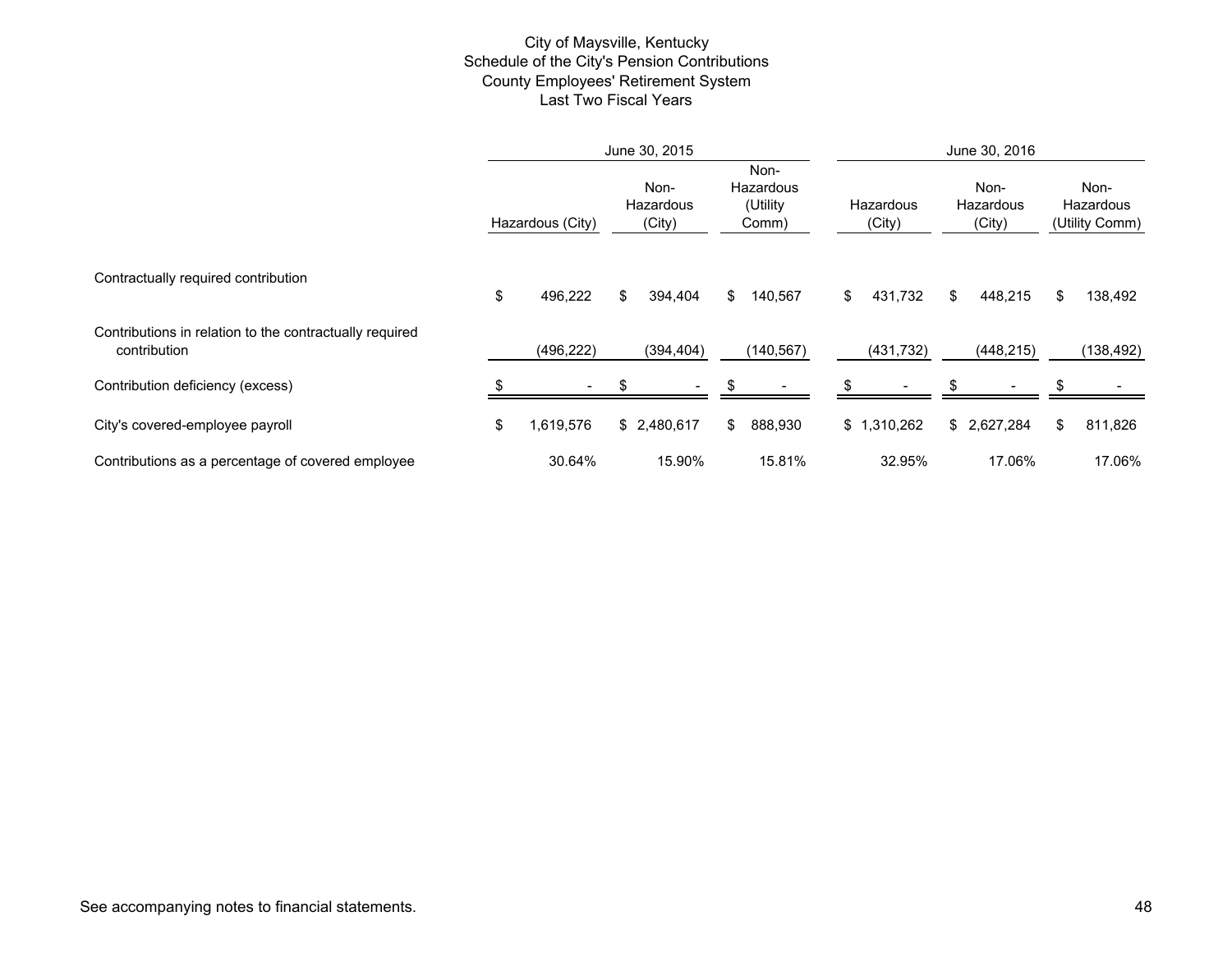City of Maysville, Kentucky
Schedule of the City's Pension Contributions
County Employees' Retirement System
Last Two Fiscal Years

| | June 30, 2015 | | | June 30, 2016 | | |
|---|---|---|---|---|---|---|
| | Hazardous (City) | Non-Hazardous (City) | Non-Hazardous (Utility Comm) | Hazardous (City) | Non-Hazardous (City) | Non-Hazardous (Utility Comm) |
| Contractually required contribution | $ 496,222 | $ 394,404 | $ 140,567 | $ 431,732 | $ 448,215 | $ 138,492 |
| Contributions in relation to the contractually required contribution | (496,222) | (394,404) | (140,567) | (431,732) | (448,215) | (138,492) |
| Contribution deficiency (excess) | $ - | $ - | $ - | $ - | $ - | $ - |
| City's covered-employee payroll | $ 1,619,576 | $ 2,480,617 | $ 888,930 | $ 1,310,262 | $ 2,627,284 | $ 811,826 |
| Contributions as a percentage of covered employee | 30.64% | 15.90% | 15.81% | 32.95% | 17.06% | 17.06% |

See accompanying notes to financial statements.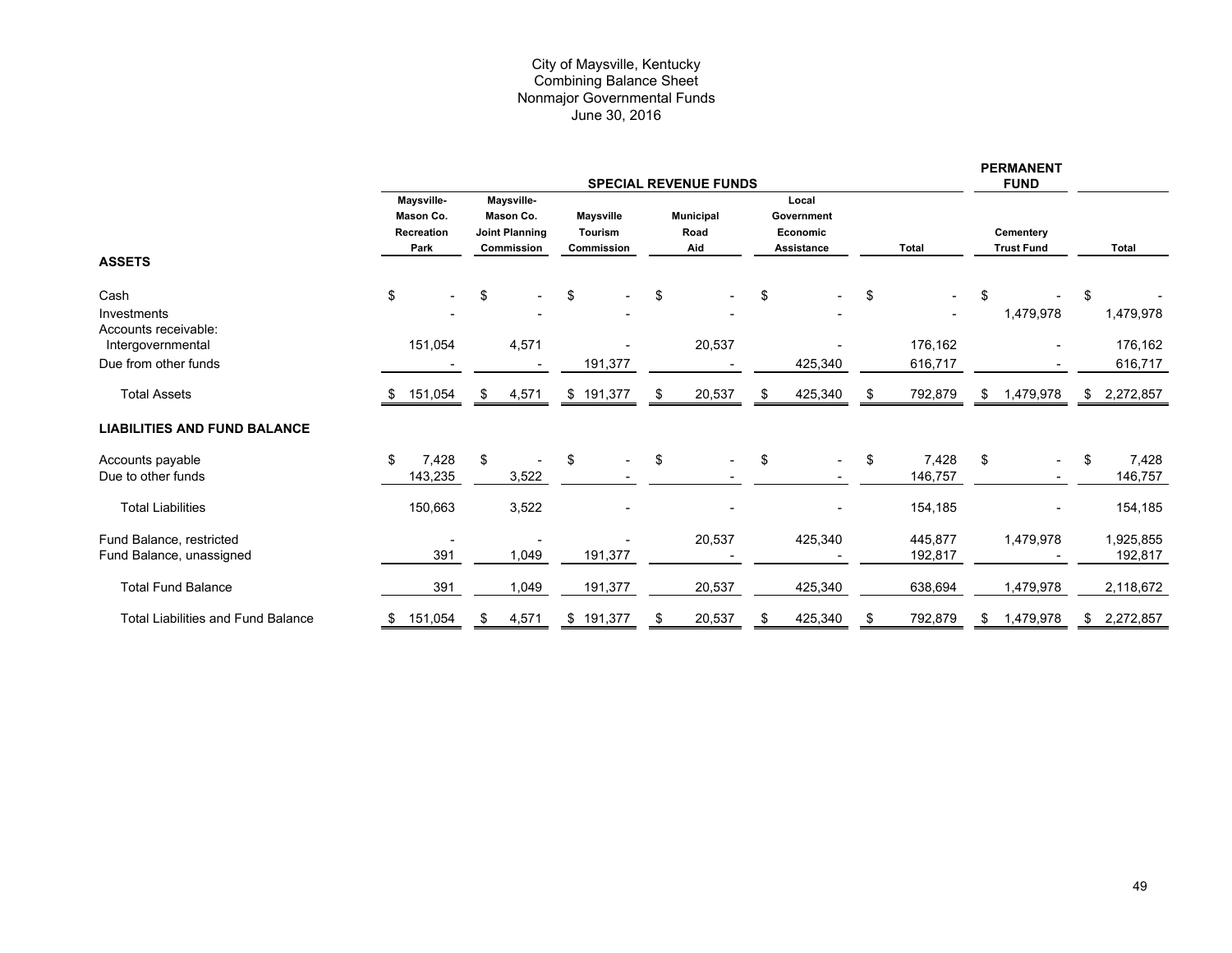# City of Maysville, Kentucky
## Combining Balance Sheet
## Nonmajor Governmental Funds
## June 30, 2016

| | SPECIAL REVENUE FUNDS | | | | | | PERMANENT FUND | |
|---|---|---|---|---|---|---|---|---|
| | Maysville-Mason Co. Recreation Park | Maysville-Mason Co. Joint Planning Commission | Maysville Tourism Commission | Municipal Road Aid | Local Government Economic Assistance | Total | Cementery Trust Fund | Total |
| **ASSETS** | | | | | | | | |
| Cash | $ - | $ - | $ - | $ - | $ - | $ - | $ - | $ - |
| Investments | - | - | - | - | - | - | 1,479,978 | 1,479,978 |
| Accounts receivable: | | | | | | | | |
| Intergovernmental | 151,054 | 4,571 | - | 20,537 | - | 176,162 | - | 176,162 |
| Due from other funds | - | - | 191,377 | - | 425,340 | 616,717 | - | 616,717 |
| Total Assets | $ 151,054 | $ 4,571 | $ 191,377 | $ 20,537 | $ 425,340 | $ 792,879 | $ 1,479,978 | $ 2,272,857 |
| **LIABILITIES AND FUND BALANCE** | | | | | | | | |
| Accounts payable | $ 7,428 | $ - | $ - | $ - | $ - | $ 7,428 | $ - | $ 7,428 |
| Due to other funds | 143,235 | 3,522 | - | - | - | 146,757 | - | 146,757 |
| Total Liabilities | 150,663 | 3,522 | - | - | - | 154,185 | - | 154,185 |
| Fund Balance, restricted | - | - | - | 20,537 | 425,340 | 445,877 | 1,479,978 | 1,925,855 |
| Fund Balance, unassigned | 391 | 1,049 | 191,377 | - | - | 192,817 | - | 192,817 |
| Total Fund Balance | 391 | 1,049 | 191,377 | 20,537 | 425,340 | 638,694 | 1,479,978 | 2,118,672 |
| Total Liabilities and Fund Balance | $ 151,054 | $ 4,571 | $ 191,377 | $ 20,537 | $ 425,340 | $ 792,879 | $ 1,479,978 | $ 2,272,857 |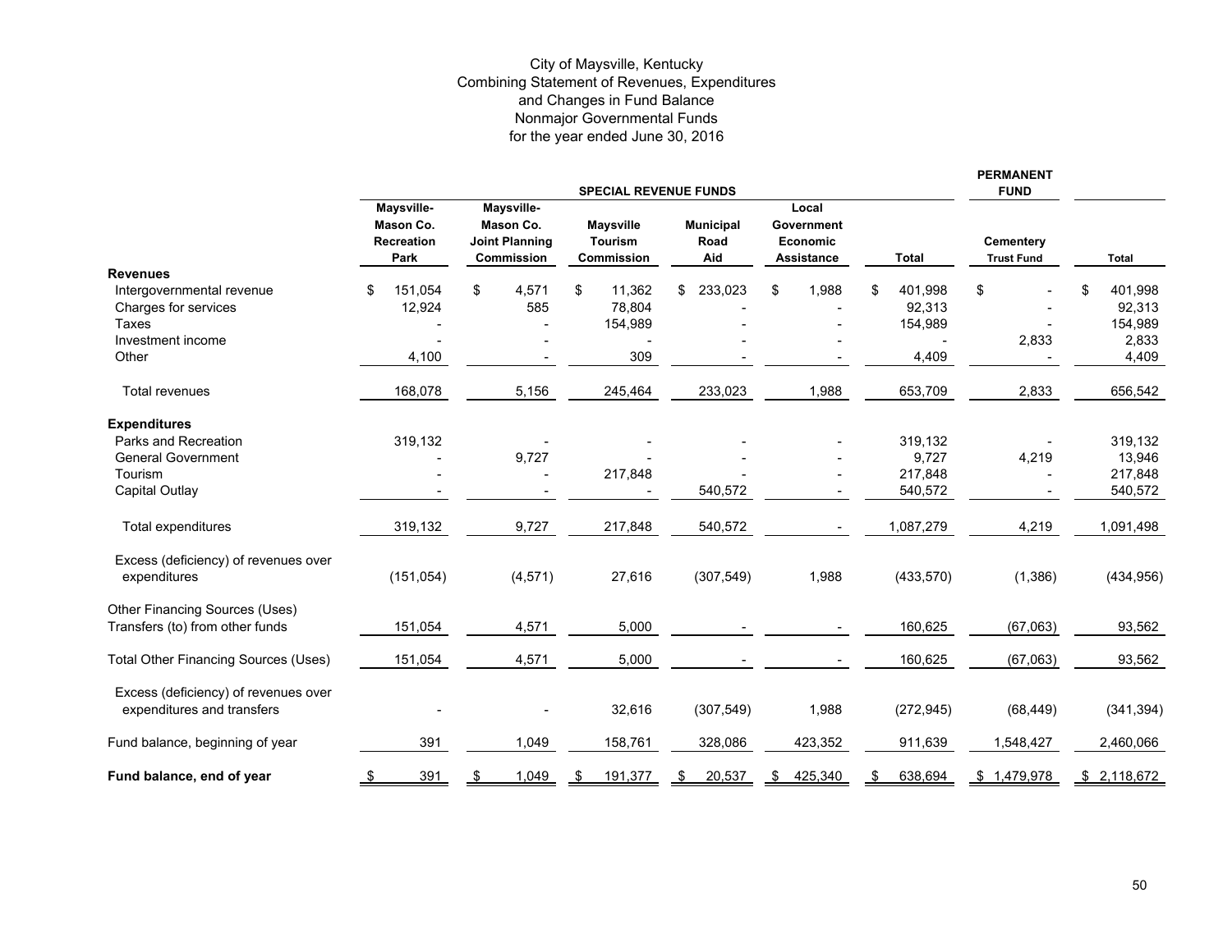# City of Maysville, Kentucky
## Combining Statement of Revenues, Expenditures and Changes in Fund Balance
## Nonmajor Governmental Funds
## for the year ended June 30, 2016

| | SPECIAL REVENUE FUNDS | | | | | | PERMANENT FUND | |
|---|---|---|---|---|---|---|---|---|
| | Maysville-Mason Co. Recreation Park | Maysville-Mason Co. Joint Planning Commission | Maysville Tourism Commission | Municipal Road Aid | Local Government Economic Assistance | Total | Cementery Trust Fund | Total |
| **Revenues** | | | | | | | | |
| Intergovernmental revenue | $ 151,054 | $ 4,571 | $ 11,362 | $ 233,023 | $ 1,988 | $ 401,998 | $ - | $ 401,998 |
| Charges for services | 12,924 | 585 | 78,804 | - | - | 92,313 | - | 92,313 |
| Taxes | - | - | 154,989 | - | - | 154,989 | - | 154,989 |
| Investment income | - | - | - | - | - | - | 2,833 | 2,833 |
| Other | 4,100 | - | 309 | - | - | 4,409 | - | 4,409 |
| Total revenues | 168,078 | 5,156 | 245,464 | 233,023 | 1,988 | 653,709 | 2,833 | 656,542 |
| **Expenditures** | | | | | | | | |
| Parks and Recreation | 319,132 | - | - | - | - | 319,132 | - | 319,132 |
| General Government | - | 9,727 | - | - | - | 9,727 | 4,219 | 13,946 |
| Tourism | - | - | 217,848 | - | - | 217,848 | - | 217,848 |
| Capital Outlay | - | - | - | 540,572 | - | 540,572 | - | 540,572 |
| Total expenditures | 319,132 | 9,727 | 217,848 | 540,572 | - | 1,087,279 | 4,219 | 1,091,498 |
| Excess (deficiency) of revenues over expenditures | (151,054) | (4,571) | 27,616 | (307,549) | 1,988 | (433,570) | (1,386) | (434,956) |
| Other Financing Sources (Uses) | | | | | | | | |
| Transfers (to) from other funds | 151,054 | 4,571 | 5,000 | - | - | 160,625 | (67,063) | 93,562 |
| Total Other Financing Sources (Uses) | 151,054 | 4,571 | 5,000 | - | - | 160,625 | (67,063) | 93,562 |
| Excess (deficiency) of revenues over expenditures and transfers | - | - | 32,616 | (307,549) | 1,988 | (272,945) | (68,449) | (341,394) |
| Fund balance, beginning of year | 391 | 1,049 | 158,761 | 328,086 | 423,352 | 911,639 | 1,548,427 | 2,460,066 |
| **Fund balance, end of year** | $ 391 | $ 1,049 | $ 191,377 | $ 20,537 | $ 425,340 | $ 638,694 | $ 1,479,978 | $ 2,118,672 |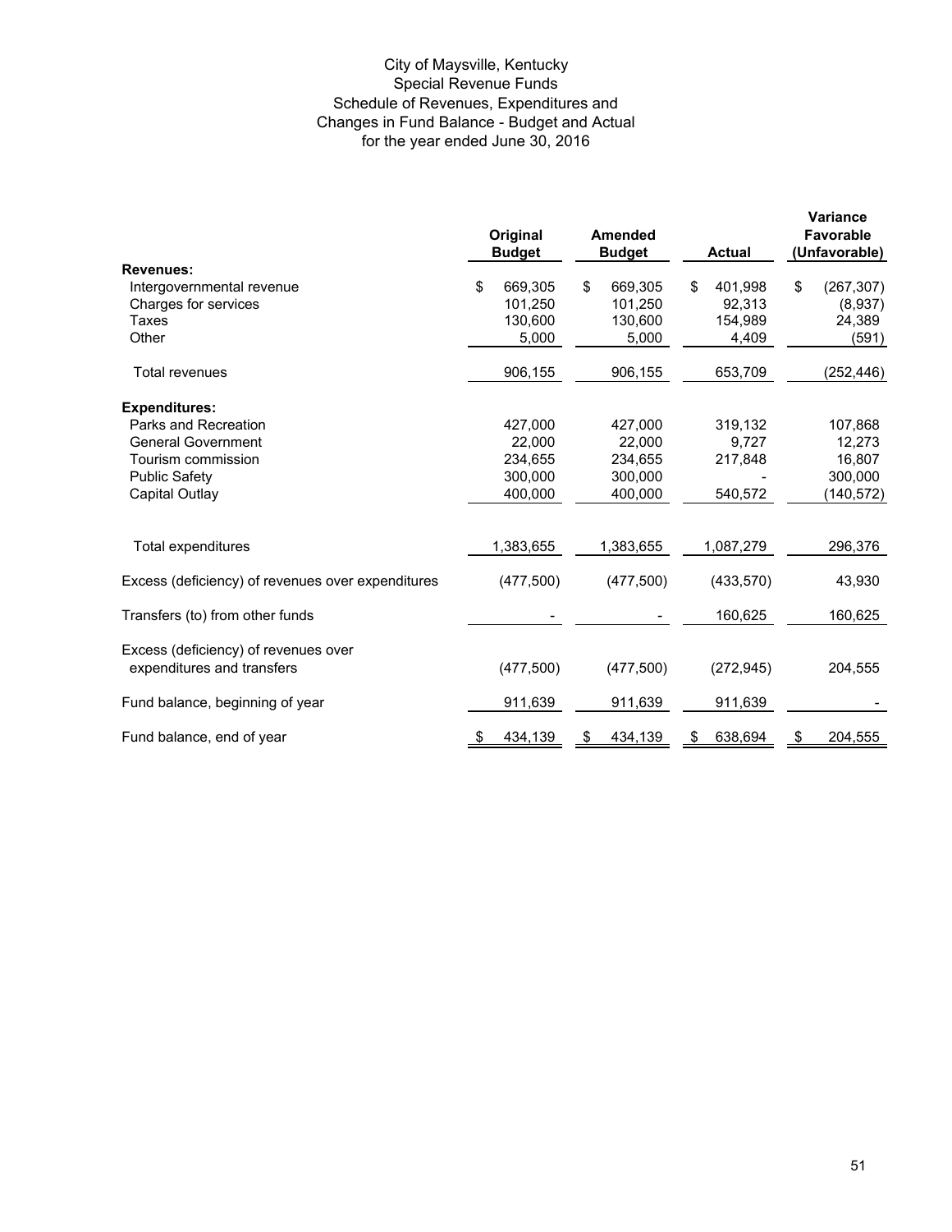# City of Maysville, Kentucky
## Special Revenue Funds
## Schedule of Revenues, Expenditures and Changes in Fund Balance - Budget and Actual
## for the year ended June 30, 2016

| | Original Budget | Amended Budget | Actual | Variance Favorable (Unfavorable) |
|---|---|---|---|---|
| **Revenues:** | | | | |
| Intergovernmental revenue | $ 669,305 | $ 669,305 | $ 401,998 | $ (267,307) |
| Charges for services | 101,250 | 101,250 | 92,313 | (8,937) |
| Taxes | 130,600 | 130,600 | 154,989 | 24,389 |
| Other | 5,000 | 5,000 | 4,409 | (591) |
| Total revenues | 906,155 | 906,155 | 653,709 | (252,446) |
| **Expenditures:** | | | | |
| Parks and Recreation | 427,000 | 427,000 | 319,132 | 107,868 |
| General Government | 22,000 | 22,000 | 9,727 | 12,273 |
| Tourism commission | 234,655 | 234,655 | 217,848 | 16,807 |
| Public Safety | 300,000 | 300,000 | - | 300,000 |
| Capital Outlay | 400,000 | 400,000 | 540,572 | (140,572) |
| Total expenditures | 1,383,655 | 1,383,655 | 1,087,279 | 296,376 |
| Excess (deficiency) of revenues over expenditures | (477,500) | (477,500) | (433,570) | 43,930 |
| Transfers (to) from other funds | - | - | 160,625 | 160,625 |
| Excess (deficiency) of revenues over expenditures and transfers | (477,500) | (477,500) | (272,945) | 204,555 |
| Fund balance, beginning of year | 911,639 | 911,639 | 911,639 | - |
| Fund balance, end of year | $ 434,139 | $ 434,139 | $ 638,694 | $ 204,555 |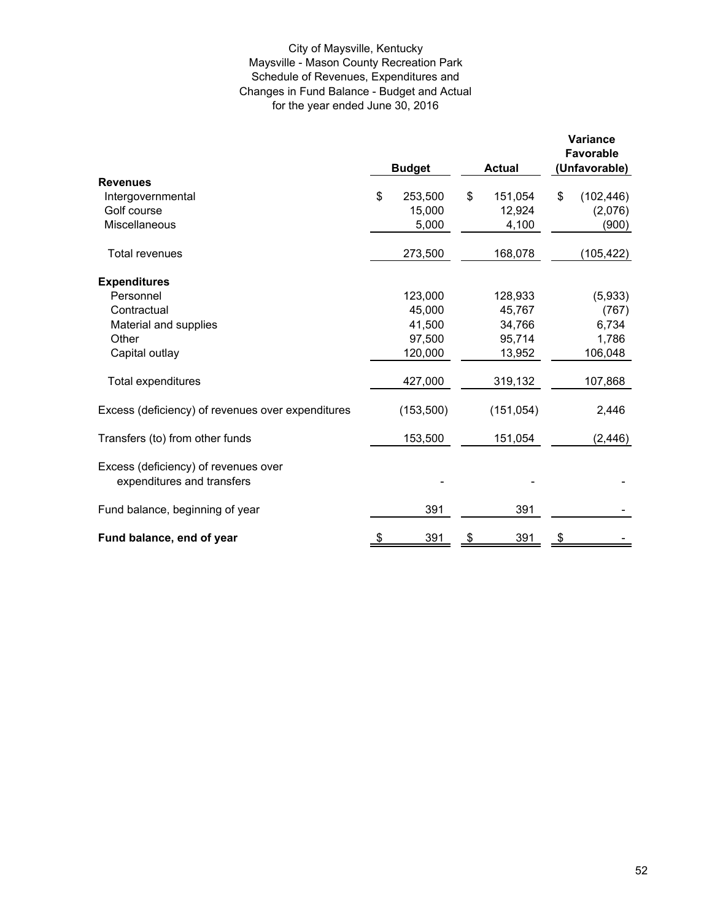City of Maysville, Kentucky
Maysville - Mason County Recreation Park
Schedule of Revenues, Expenditures and
Changes in Fund Balance - Budget and Actual
for the year ended June 30, 2016

| | Budget | Actual | Variance Favorable (Unfavorable) |
|---|---|---|---|
| **Revenues** | | | |
| Intergovernmental | $ 253,500 | $ 151,054 | $ (102,446) |
| Golf course | 15,000 | 12,924 | (2,076) |
| Miscellaneous | 5,000 | 4,100 | (900) |
| Total revenues | 273,500 | 168,078 | (105,422) |
| **Expenditures** | | | |
| Personnel | 123,000 | 128,933 | (5,933) |
| Contractual | 45,000 | 45,767 | (767) |
| Material and supplies | 41,500 | 34,766 | 6,734 |
| Other | 97,500 | 95,714 | 1,786 |
| Capital outlay | 120,000 | 13,952 | 106,048 |
| Total expenditures | 427,000 | 319,132 | 107,868 |
| Excess (deficiency) of revenues over expenditures | (153,500) | (151,054) | 2,446 |
| Transfers (to) from other funds | 153,500 | 151,054 | (2,446) |
| Excess (deficiency) of revenues over expenditures and transfers | - | - | - |
| Fund balance, beginning of year | 391 | 391 | - |
| **Fund balance, end of year** | $ 391 | $ 391 | $ - |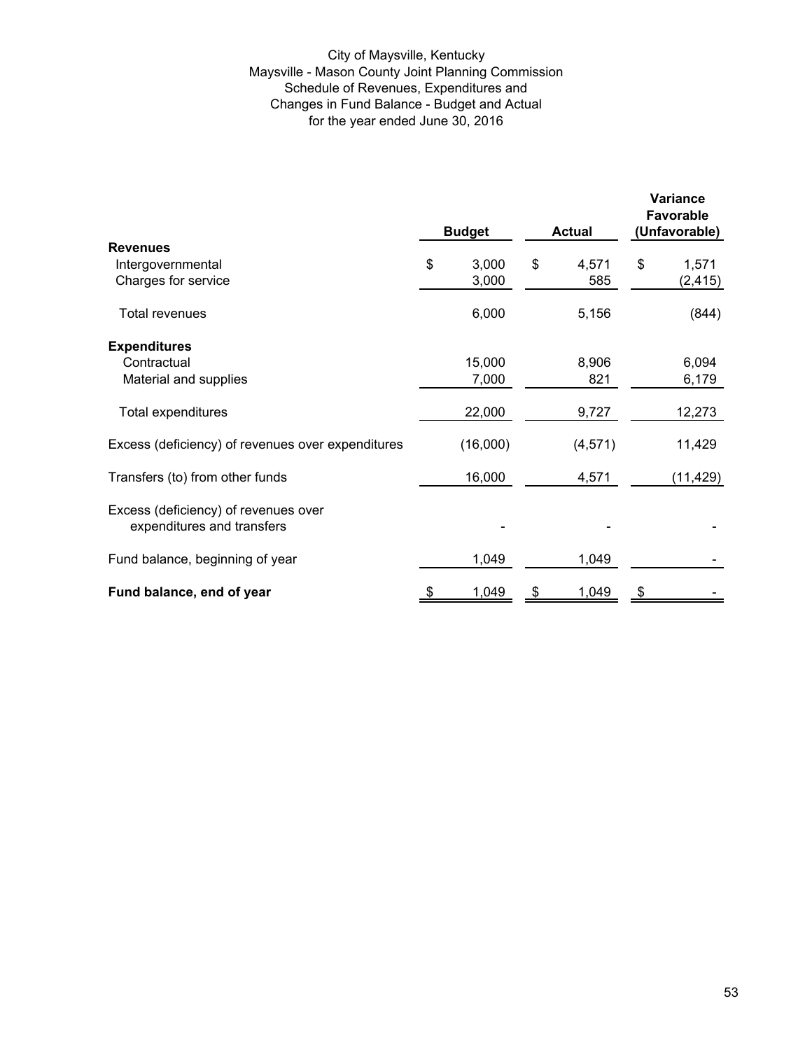City of Maysville, Kentucky
Maysville - Mason County Joint Planning Commission
Schedule of Revenues, Expenditures and
Changes in Fund Balance - Budget and Actual
for the year ended June 30, 2016

| | Budget | Actual | Variance Favorable (Unfavorable) |
|---|---|---|---|
| **Revenues** | | | |
| Intergovernmental | $ 3,000 | $ 4,571 | $ 1,571 |
| Charges for service | 3,000 | 585 | (2,415) |
| Total revenues | 6,000 | 5,156 | (844) |
| **Expenditures** | | | |
| Contractual | 15,000 | 8,906 | 6,094 |
| Material and supplies | 7,000 | 821 | 6,179 |
| Total expenditures | 22,000 | 9,727 | 12,273 |
| Excess (deficiency) of revenues over expenditures | (16,000) | (4,571) | 11,429 |
| Transfers (to) from other funds | 16,000 | 4,571 | (11,429) |
| Excess (deficiency) of revenues over expenditures and transfers | - | - | - |
| Fund balance, beginning of year | 1,049 | 1,049 | - |
| **Fund balance, end of year** | $ 1,049 | $ 1,049 | $ - |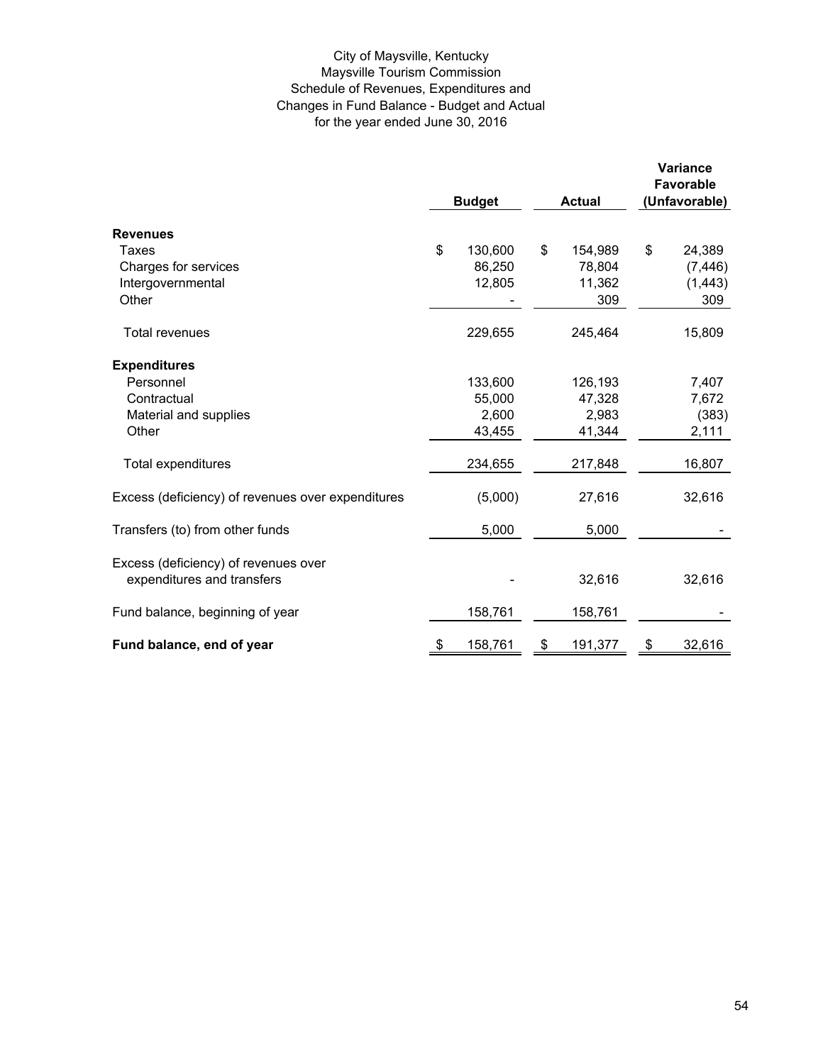City of Maysville, Kentucky
Maysville Tourism Commission
Schedule of Revenues, Expenditures and
Changes in Fund Balance - Budget and Actual
for the year ended June 30, 2016

| | Budget | Actual | Variance Favorable (Unfavorable) |
|---|---|---|---|
| **Revenues** | | | |
| Taxes | $ 130,600 | $ 154,989 | $ 24,389 |
| Charges for services | 86,250 | 78,804 | (7,446) |
| Intergovernmental | 12,805 | 11,362 | (1,443) |
| Other | - | 309 | 309 |
| Total revenues | 229,655 | 245,464 | 15,809 |
| **Expenditures** | | | |
| Personnel | 133,600 | 126,193 | 7,407 |
| Contractual | 55,000 | 47,328 | 7,672 |
| Material and supplies | 2,600 | 2,983 | (383) |
| Other | 43,455 | 41,344 | 2,111 |
| Total expenditures | 234,655 | 217,848 | 16,807 |
| Excess (deficiency) of revenues over expenditures | (5,000) | 27,616 | 32,616 |
| Transfers (to) from other funds | 5,000 | 5,000 | - |
| Excess (deficiency) of revenues over expenditures and transfers | - | 32,616 | 32,616 |
| Fund balance, beginning of year | 158,761 | 158,761 | - |
| **Fund balance, end of year** | $ 158,761 | $ 191,377 | $ 32,616 |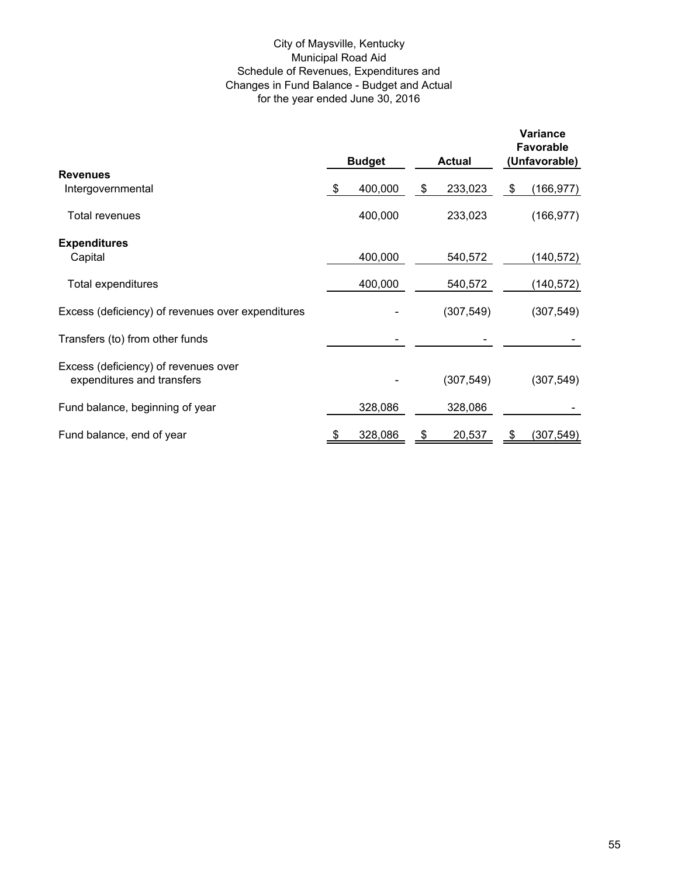City of Maysville, Kentucky
Municipal Road Aid
Schedule of Revenues, Expenditures and
Changes in Fund Balance - Budget and Actual
for the year ended June 30, 2016

| | Budget | Actual | Variance Favorable (Unfavorable) |
|---|---|---|---|
| **Revenues** | | | |
| Intergovernmental | $ 400,000 | $ 233,023 | $ (166,977) |
| Total revenues | 400,000 | 233,023 | (166,977) |
| **Expenditures** | | | |
| Capital | 400,000 | 540,572 | (140,572) |
| Total expenditures | 400,000 | 540,572 | (140,572) |
| Excess (deficiency) of revenues over expenditures | - | (307,549) | (307,549) |
| Transfers (to) from other funds | - | - | - |
| Excess (deficiency) of revenues over expenditures and transfers | - | (307,549) | (307,549) |
| Fund balance, beginning of year | 328,086 | 328,086 | - |
| Fund balance, end of year | $ 328,086 | $ 20,537 | $ (307,549) |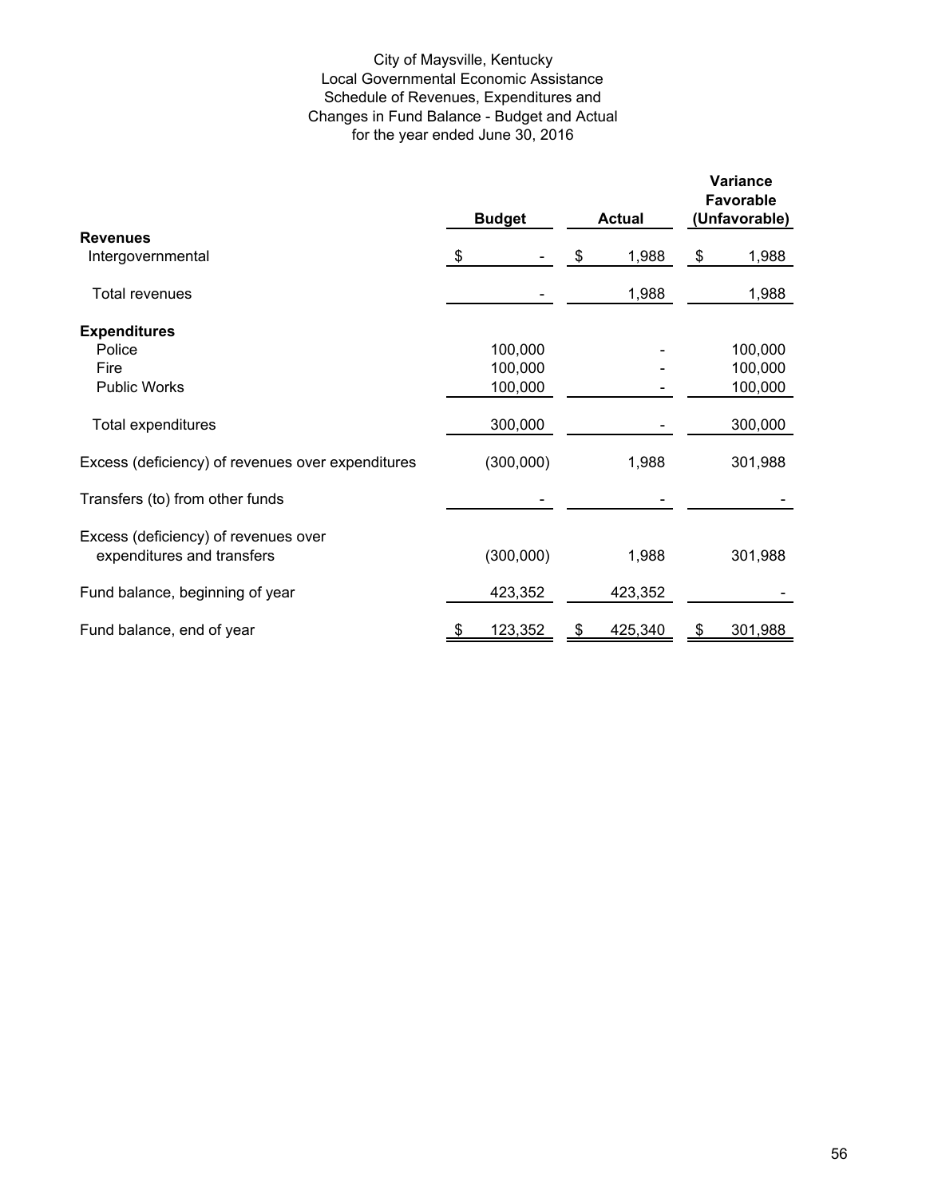City of Maysville, Kentucky
Local Governmental Economic Assistance
Schedule of Revenues, Expenditures and
Changes in Fund Balance - Budget and Actual
for the year ended June 30, 2016

| | Budget | Actual | Variance Favorable (Unfavorable) |
|---|---|---|---|
| **Revenues** | | | |
| Intergovernmental | $ - | $ 1,988 | $ 1,988 |
| Total revenues | - | 1,988 | 1,988 |
| **Expenditures** | | | |
| Police | 100,000 | - | 100,000 |
| Fire | 100,000 | - | 100,000 |
| Public Works | 100,000 | - | 100,000 |
| Total expenditures | 300,000 | - | 300,000 |
| Excess (deficiency) of revenues over expenditures | (300,000) | 1,988 | 301,988 |
| Transfers (to) from other funds | - | - | - |
| Excess (deficiency) of revenues over expenditures and transfers | (300,000) | 1,988 | 301,988 |
| Fund balance, beginning of year | 423,352 | 423,352 | - |
| Fund balance, end of year | $ 123,352 | $ 425,340 | $ 301,988 |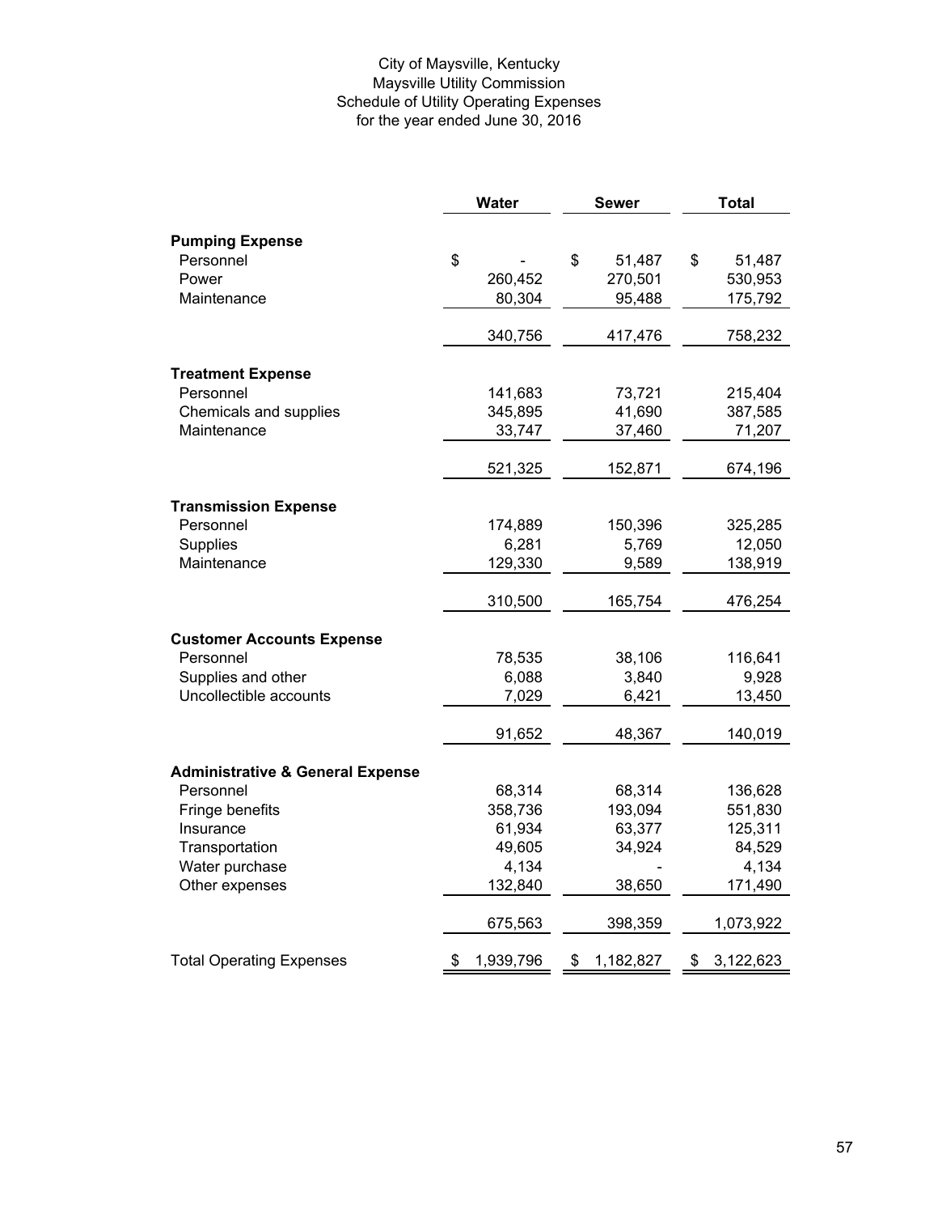City of Maysville, Kentucky
Maysville Utility Commission
Schedule of Utility Operating Expenses
for the year ended June 30, 2016

| | Water | Sewer | Total |
|---|---|---|---|
| **Pumping Expense** | | | |
| Personnel | $ - | $ 51,487 | $ 51,487 |
| Power | 260,452 | 270,501 | 530,953 |
| Maintenance | 80,304 | 95,488 | 175,792 |
| | 340,756 | 417,476 | 758,232 |
| **Treatment Expense** | | | |
| Personnel | 141,683 | 73,721 | 215,404 |
| Chemicals and supplies | 345,895 | 41,690 | 387,585 |
| Maintenance | 33,747 | 37,460 | 71,207 |
| | 521,325 | 152,871 | 674,196 |
| **Transmission Expense** | | | |
| Personnel | 174,889 | 150,396 | 325,285 |
| Supplies | 6,281 | 5,769 | 12,050 |
| Maintenance | 129,330 | 9,589 | 138,919 |
| | 310,500 | 165,754 | 476,254 |
| **Customer Accounts Expense** | | | |
| Personnel | 78,535 | 38,106 | 116,641 |
| Supplies and other | 6,088 | 3,840 | 9,928 |
| Uncollectible accounts | 7,029 | 6,421 | 13,450 |
| | 91,652 | 48,367 | 140,019 |
| **Administrative & General Expense** | | | |
| Personnel | 68,314 | 68,314 | 136,628 |
| Fringe benefits | 358,736 | 193,094 | 551,830 |
| Insurance | 61,934 | 63,377 | 125,311 |
| Transportation | 49,605 | 34,924 | 84,529 |
| Water purchase | 4,134 | - | 4,134 |
| Other expenses | 132,840 | 38,650 | 171,490 |
| | 675,563 | 398,359 | 1,073,922 |
| Total Operating Expenses | $ 1,939,796 | $ 1,182,827 | $ 3,122,623 |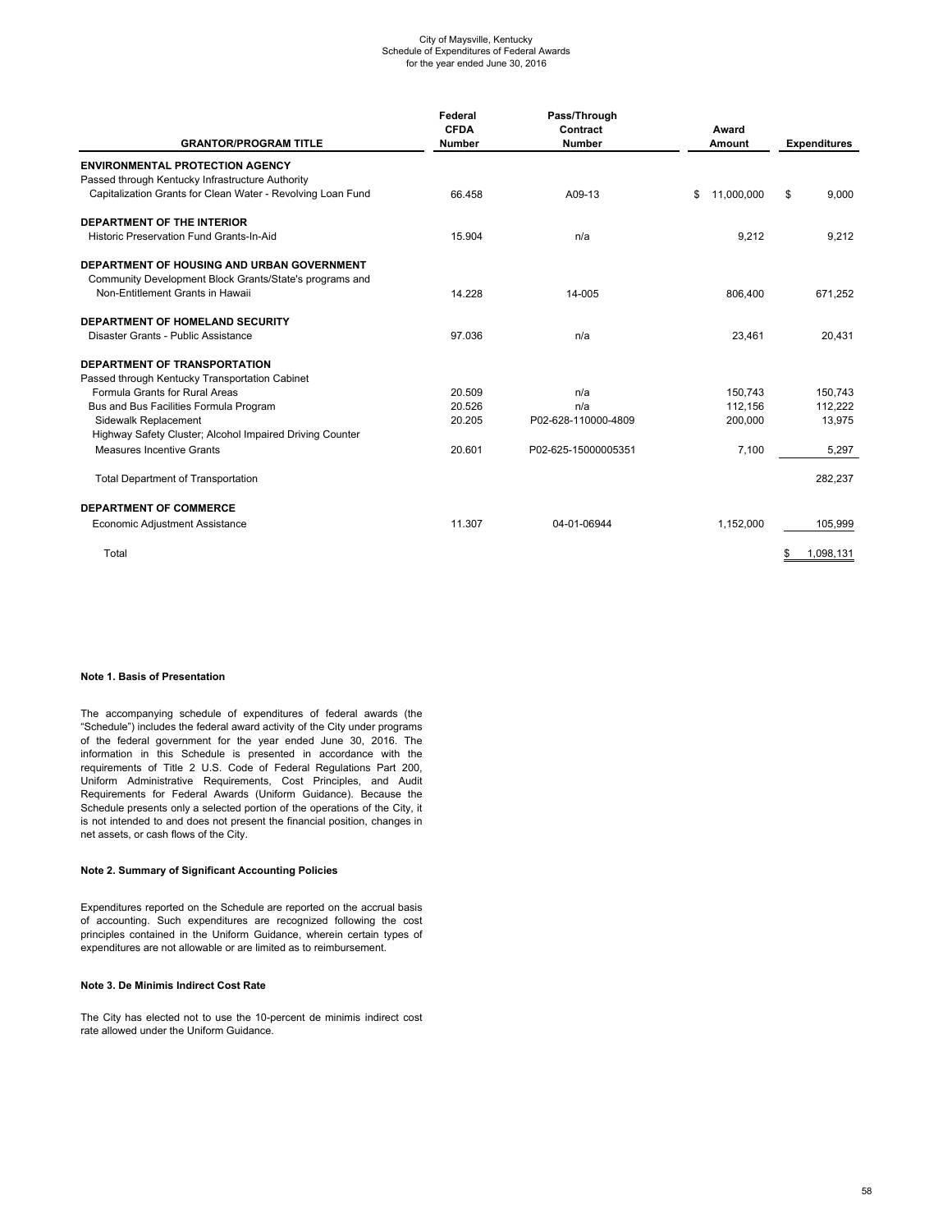City of Maysville, Kentucky
Schedule of Expenditures of Federal Awards
for the year ended June 30, 2016

| GRANTOR/PROGRAM TITLE | Federal CFDA Number | Pass/Through Contract Number | Award Amount | Expenditures |
|---|---|---|---|---|
| **ENVIRONMENTAL PROTECTION AGENCY** | | | | |
| Passed through Kentucky Infrastructure Authority | | | | |
| Capitalization Grants for Clean Water - Revolving Loan Fund | 66.458 | A09-13 | $ 11,000,000 | $ 9,000 |
| **DEPARTMENT OF THE INTERIOR** | | | | |
| Historic Preservation Fund Grants-In-Aid | 15.904 | n/a | 9,212 | 9,212 |
| **DEPARTMENT OF HOUSING AND URBAN GOVERNMENT** | | | | |
| Community Development Block Grants/State's programs and Non-Entitlement Grants in Hawaii | 14.228 | 14-005 | 806,400 | 671,252 |
| **DEPARTMENT OF HOMELAND SECURITY** | | | | |
| Disaster Grants - Public Assistance | 97.036 | n/a | 23,461 | 20,431 |
| **DEPARTMENT OF TRANSPORTATION** | | | | |
| Passed through Kentucky Transportation Cabinet | | | | |
| Formula Grants for Rural Areas | 20.509 | n/a | 150,743 | 150,743 |
| Bus and Bus Facilities Formula Program | 20.526 | n/a | 112,156 | 112,222 |
| Sidewalk Replacement | 20.205 | P02-628-110000-4809 | 200,000 | 13,975 |
| Highway Safety Cluster; Alcohol Impaired Driving Counter Measures Incentive Grants | 20.601 | P02-625-15000005351 | 7,100 | 5,297 |
| Total Department of Transportation | | | | 282,237 |
| **DEPARTMENT OF COMMERCE** | | | | |
| Economic Adjustment Assistance | 11.307 | 04-01-06944 | 1,152,000 | 105,999 |
| Total | | | | $ 1,098,131 |

**Note 1. Basis of Presentation**

The accompanying schedule of expenditures of federal awards (the "Schedule") includes the federal award activity of the City under programs of the federal government for the year ended June 30, 2016. The information in this Schedule is presented in accordance with the requirements of Title 2 U.S. Code of Federal Regulations Part 200, Uniform Administrative Requirements, Cost Principles, and Audit Requirements for Federal Awards (Uniform Guidance). Because the Schedule presents only a selected portion of the operations of the City, it is not intended to and does not present the financial position, changes in net assets, or cash flows of the City.

**Note 2. Summary of Significant Accounting Policies**

Expenditures reported on the Schedule are reported on the accrual basis of accounting. Such expenditures are recognized following the cost principles contained in the Uniform Guidance, wherein certain types of expenditures are not allowable or are limited as to reimbursement.

**Note 3. De Minimis Indirect Cost Rate**

The City has elected not to use the 10-percent de minimis indirect cost rate allowed under the Uniform Guidance.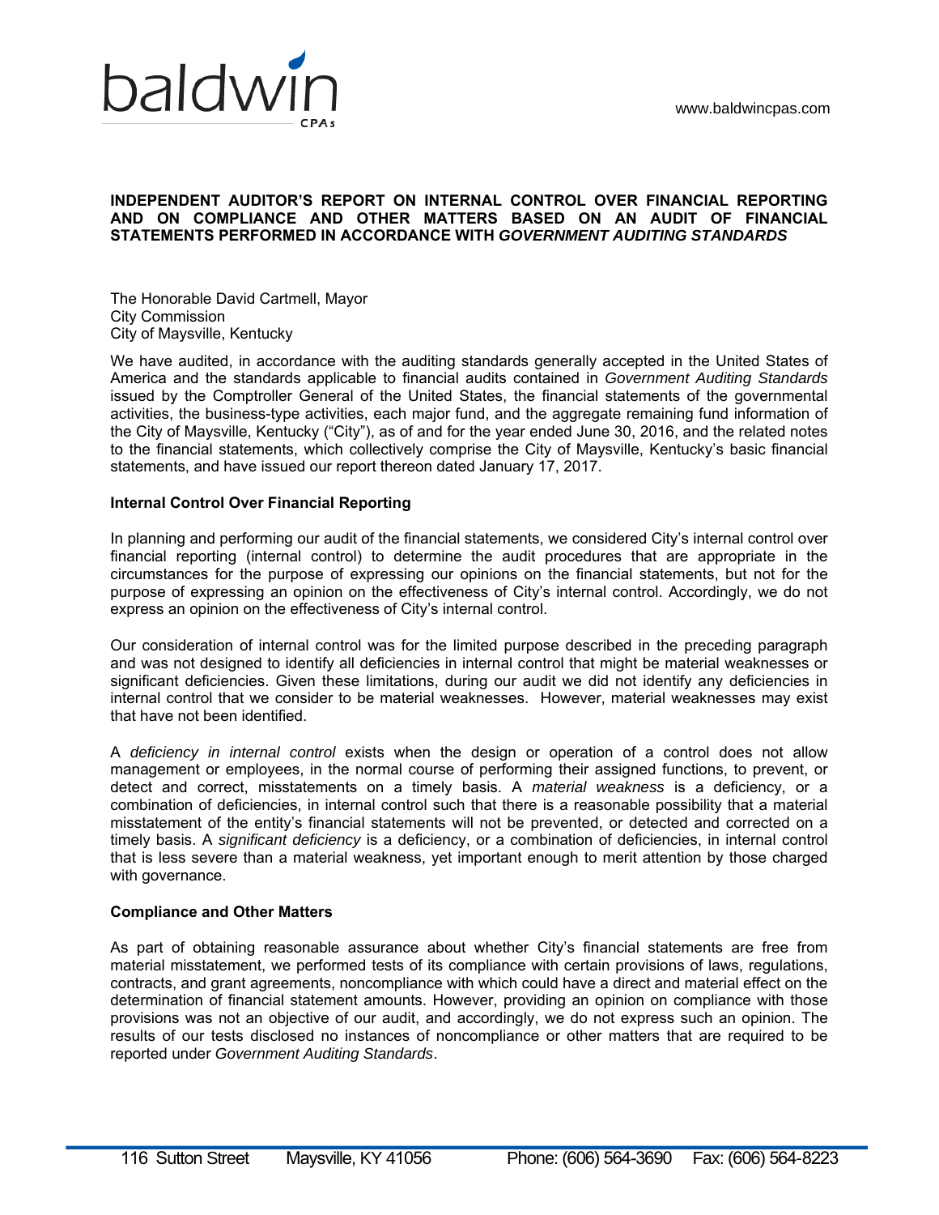baldwin CPAs

www.baldwincpas.com

## INDEPENDENT AUDITOR'S REPORT ON INTERNAL CONTROL OVER FINANCIAL REPORTING AND ON COMPLIANCE AND OTHER MATTERS BASED ON AN AUDIT OF FINANCIAL STATEMENTS PERFORMED IN ACCORDANCE WITH *GOVERNMENT AUDITING STANDARDS*

The Honorable David Cartmell, Mayor
City Commission
City of Maysville, Kentucky

We have audited, in accordance with the auditing standards generally accepted in the United States of America and the standards applicable to financial audits contained in *Government Auditing Standards* issued by the Comptroller General of the United States, the financial statements of the governmental activities, the business-type activities, each major fund, and the aggregate remaining fund information of the City of Maysville, Kentucky ("City"), as of and for the year ended June 30, 2016, and the related notes to the financial statements, which collectively comprise the City of Maysville, Kentucky's basic financial statements, and have issued our report thereon dated January 17, 2017.

**Internal Control Over Financial Reporting**

In planning and performing our audit of the financial statements, we considered City's internal control over financial reporting (internal control) to determine the audit procedures that are appropriate in the circumstances for the purpose of expressing our opinions on the financial statements, but not for the purpose of expressing an opinion on the effectiveness of City's internal control. Accordingly, we do not express an opinion on the effectiveness of City's internal control.

Our consideration of internal control was for the limited purpose described in the preceding paragraph and was not designed to identify all deficiencies in internal control that might be material weaknesses or significant deficiencies. Given these limitations, during our audit we did not identify any deficiencies in internal control that we consider to be material weaknesses. However, material weaknesses may exist that have not been identified.

A *deficiency in internal control* exists when the design or operation of a control does not allow management or employees, in the normal course of performing their assigned functions, to prevent, or detect and correct, misstatements on a timely basis. A *material weakness* is a deficiency, or a combination of deficiencies, in internal control such that there is a reasonable possibility that a material misstatement of the entity's financial statements will not be prevented, or detected and corrected on a timely basis. A *significant deficiency* is a deficiency, or a combination of deficiencies, in internal control that is less severe than a material weakness, yet important enough to merit attention by those charged with governance.

**Compliance and Other Matters**

As part of obtaining reasonable assurance about whether City's financial statements are free from material misstatement, we performed tests of its compliance with certain provisions of laws, regulations, contracts, and grant agreements, noncompliance with which could have a direct and material effect on the determination of financial statement amounts. However, providing an opinion on compliance with those provisions was not an objective of our audit, and accordingly, we do not express such an opinion. The results of our tests disclosed no instances of noncompliance or other matters that are required to be reported under *Government Auditing Standards*.

116 Sutton Street Maysville, KY 41056 Phone: (606) 564-3690 Fax: (606) 564-8223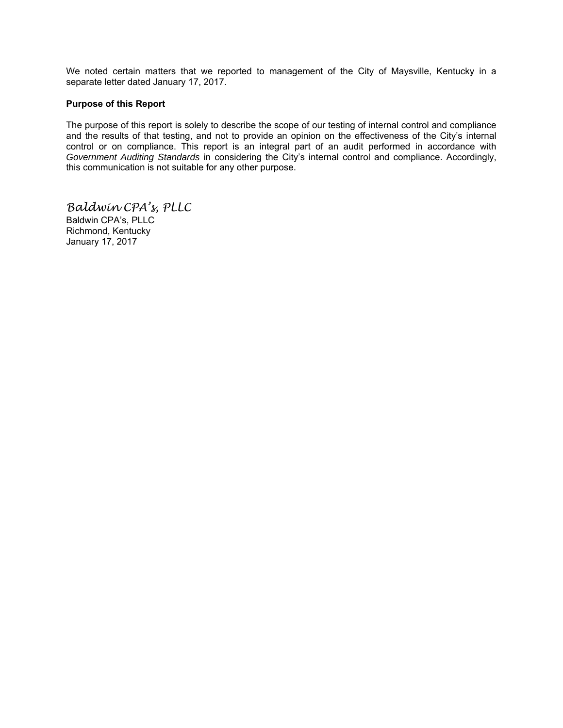We noted certain matters that we reported to management of the City of Maysville, Kentucky in a separate letter dated January 17, 2017.

**Purpose of this Report**

The purpose of this report is solely to describe the scope of our testing of internal control and compliance and the results of that testing, and not to provide an opinion on the effectiveness of the City's internal control or on compliance. This report is an integral part of an audit performed in accordance with *Government Auditing Standards* in considering the City's internal control and compliance. Accordingly, this communication is not suitable for any other purpose.

*Baldwin CPA's, PLLC*
Baldwin CPA's, PLLC
Richmond, Kentucky
January 17, 2017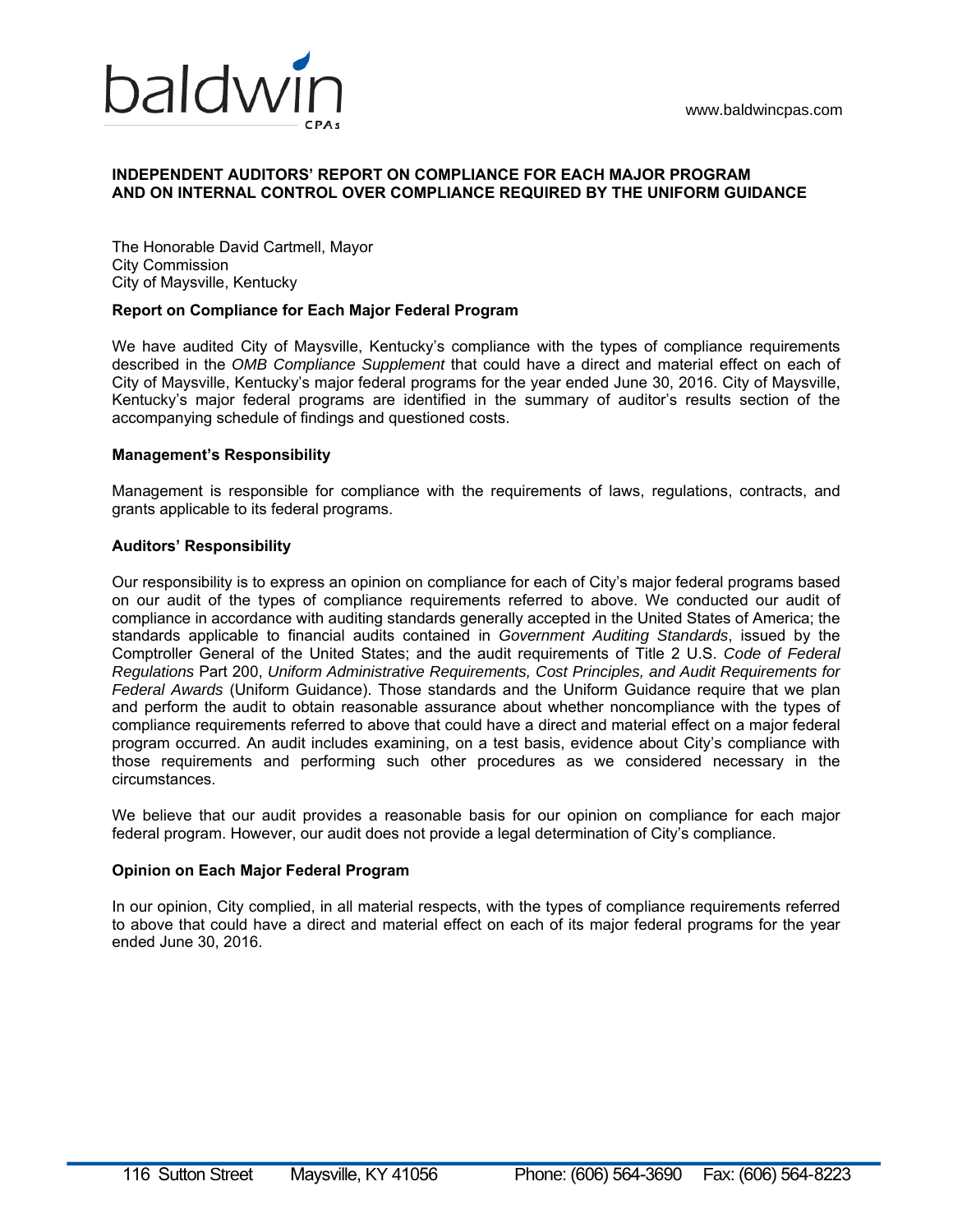baldwin CPAs

www.baldwincpas.com

**INDEPENDENT AUDITORS' REPORT ON COMPLIANCE FOR EACH MAJOR PROGRAM AND ON INTERNAL CONTROL OVER COMPLIANCE REQUIRED BY THE UNIFORM GUIDANCE**

The Honorable David Cartmell, Mayor
City Commission
City of Maysville, Kentucky

**Report on Compliance for Each Major Federal Program**

We have audited City of Maysville, Kentucky's compliance with the types of compliance requirements described in the *OMB Compliance Supplement* that could have a direct and material effect on each of City of Maysville, Kentucky's major federal programs for the year ended June 30, 2016. City of Maysville, Kentucky's major federal programs are identified in the summary of auditor's results section of the accompanying schedule of findings and questioned costs.

**Management's Responsibility**

Management is responsible for compliance with the requirements of laws, regulations, contracts, and grants applicable to its federal programs.

**Auditors' Responsibility**

Our responsibility is to express an opinion on compliance for each of City's major federal programs based on our audit of the types of compliance requirements referred to above. We conducted our audit of compliance in accordance with auditing standards generally accepted in the United States of America; the standards applicable to financial audits contained in *Government Auditing Standards*, issued by the Comptroller General of the United States; and the audit requirements of Title 2 U.S. *Code of Federal Regulations* Part 200, *Uniform Administrative Requirements, Cost Principles, and Audit Requirements for Federal Awards* (Uniform Guidance). Those standards and the Uniform Guidance require that we plan and perform the audit to obtain reasonable assurance about whether noncompliance with the types of compliance requirements referred to above that could have a direct and material effect on a major federal program occurred. An audit includes examining, on a test basis, evidence about City's compliance with those requirements and performing such other procedures as we considered necessary in the circumstances.

We believe that our audit provides a reasonable basis for our opinion on compliance for each major federal program. However, our audit does not provide a legal determination of City's compliance.

**Opinion on Each Major Federal Program**

In our opinion, City complied, in all material respects, with the types of compliance requirements referred to above that could have a direct and material effect on each of its major federal programs for the year ended June 30, 2016.

116 Sutton Street    Maysville, KY 41056    Phone: (606) 564-3690    Fax: (606) 564-8223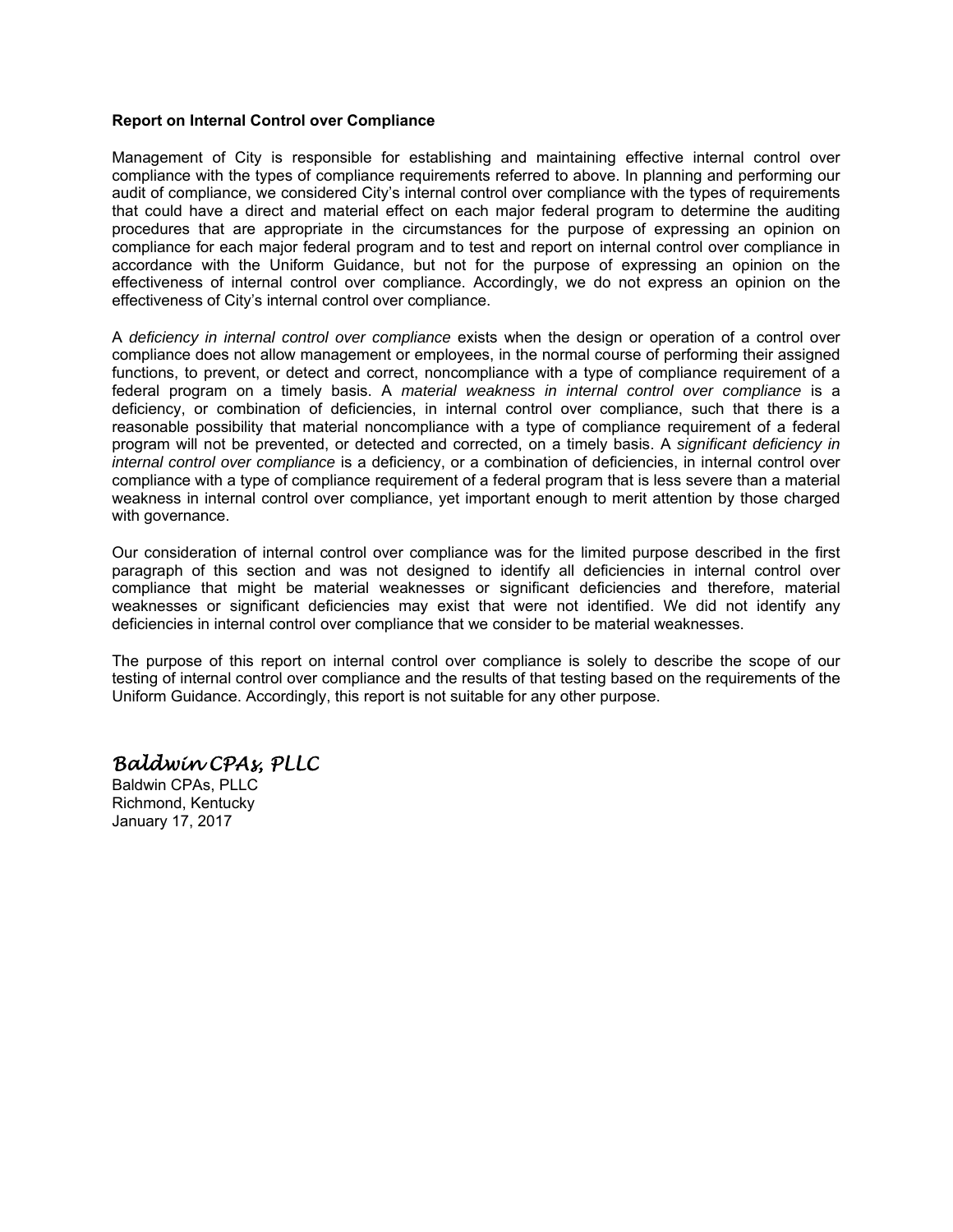**Report on Internal Control over Compliance**

Management of City is responsible for establishing and maintaining effective internal control over compliance with the types of compliance requirements referred to above. In planning and performing our audit of compliance, we considered City's internal control over compliance with the types of requirements that could have a direct and material effect on each major federal program to determine the auditing procedures that are appropriate in the circumstances for the purpose of expressing an opinion on compliance for each major federal program and to test and report on internal control over compliance in accordance with the Uniform Guidance, but not for the purpose of expressing an opinion on the effectiveness of internal control over compliance. Accordingly, we do not express an opinion on the effectiveness of City's internal control over compliance.

A *deficiency in internal control over compliance* exists when the design or operation of a control over compliance does not allow management or employees, in the normal course of performing their assigned functions, to prevent, or detect and correct, noncompliance with a type of compliance requirement of a federal program on a timely basis. A *material weakness in internal control over compliance* is a deficiency, or combination of deficiencies, in internal control over compliance, such that there is a reasonable possibility that material noncompliance with a type of compliance requirement of a federal program will not be prevented, or detected and corrected, on a timely basis. A *significant deficiency in internal control over compliance* is a deficiency, or a combination of deficiencies, in internal control over compliance with a type of compliance requirement of a federal program that is less severe than a material weakness in internal control over compliance, yet important enough to merit attention by those charged with governance.

Our consideration of internal control over compliance was for the limited purpose described in the first paragraph of this section and was not designed to identify all deficiencies in internal control over compliance that might be material weaknesses or significant deficiencies and therefore, material weaknesses or significant deficiencies may exist that were not identified. We did not identify any deficiencies in internal control over compliance that we consider to be material weaknesses.

The purpose of this report on internal control over compliance is solely to describe the scope of our testing of internal control over compliance and the results of that testing based on the requirements of the Uniform Guidance. Accordingly, this report is not suitable for any other purpose.

*Baldwin CPAs, PLLC*
Baldwin CPAs, PLLC
Richmond, Kentucky
January 17, 2017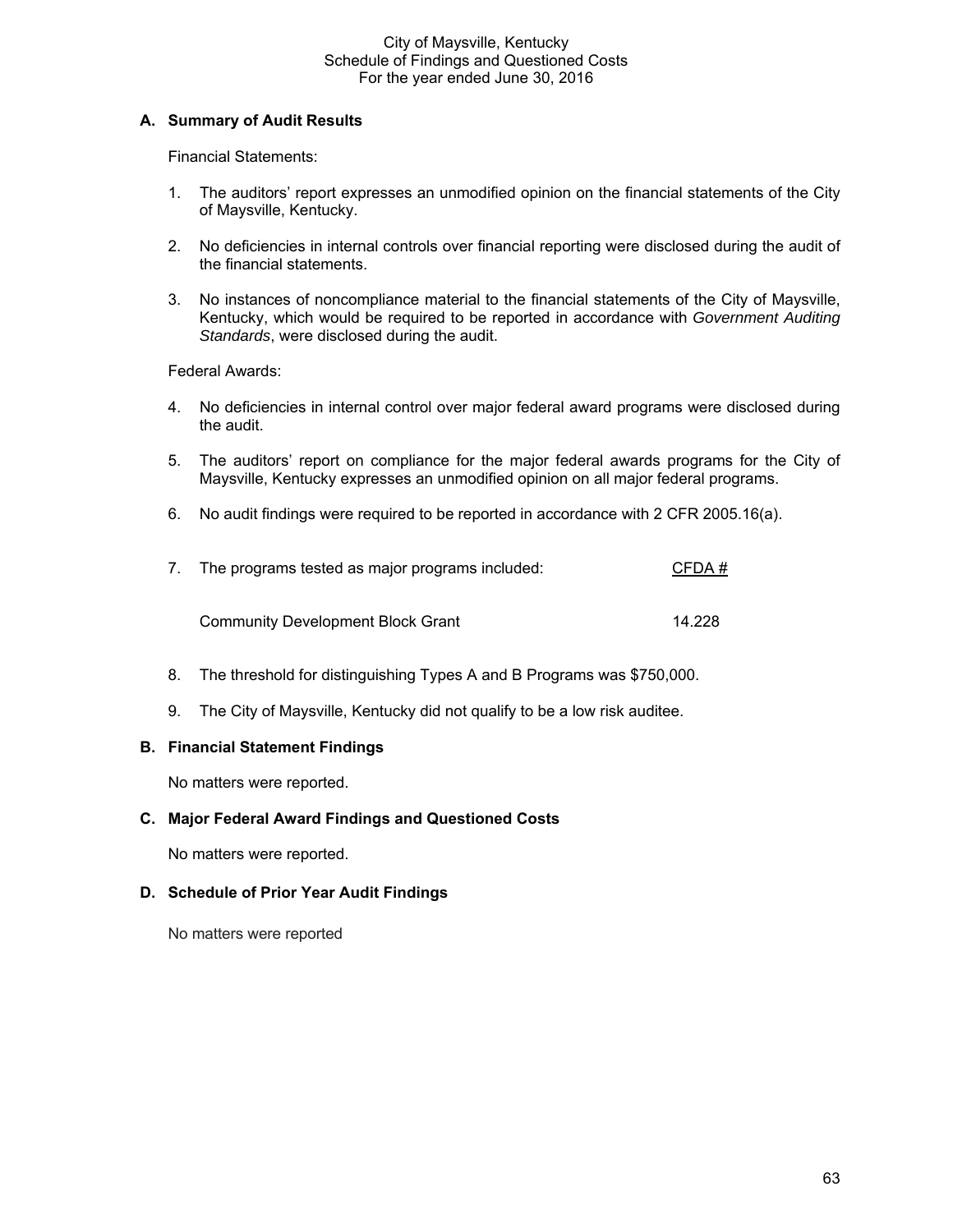City of Maysville, Kentucky
Schedule of Findings and Questioned Costs
For the year ended June 30, 2016

## A. Summary of Audit Results

Financial Statements:

1. The auditors' report expresses an unmodified opinion on the financial statements of the City of Maysville, Kentucky.

2. No deficiencies in internal controls over financial reporting were disclosed during the audit of the financial statements.

3. No instances of noncompliance material to the financial statements of the City of Maysville, Kentucky, which would be required to be reported in accordance with *Government Auditing Standards*, were disclosed during the audit.

Federal Awards:

4. No deficiencies in internal control over major federal award programs were disclosed during the audit.

5. The auditors' report on compliance for the major federal awards programs for the City of Maysville, Kentucky expresses an unmodified opinion on all major federal programs.

6. No audit findings were required to be reported in accordance with 2 CFR 2005.16(a).

7. The programs tested as major programs included:

| | |
|---|---|
| | CFDA # |
| Community Development Block Grant | 14.228 |

8. The threshold for distinguishing Types A and B Programs was $750,000.

9. The City of Maysville, Kentucky did not qualify to be a low risk auditee.

## B. Financial Statement Findings

No matters were reported.

## C. Major Federal Award Findings and Questioned Costs

No matters were reported.

## D. Schedule of Prior Year Audit Findings

No matters were reported